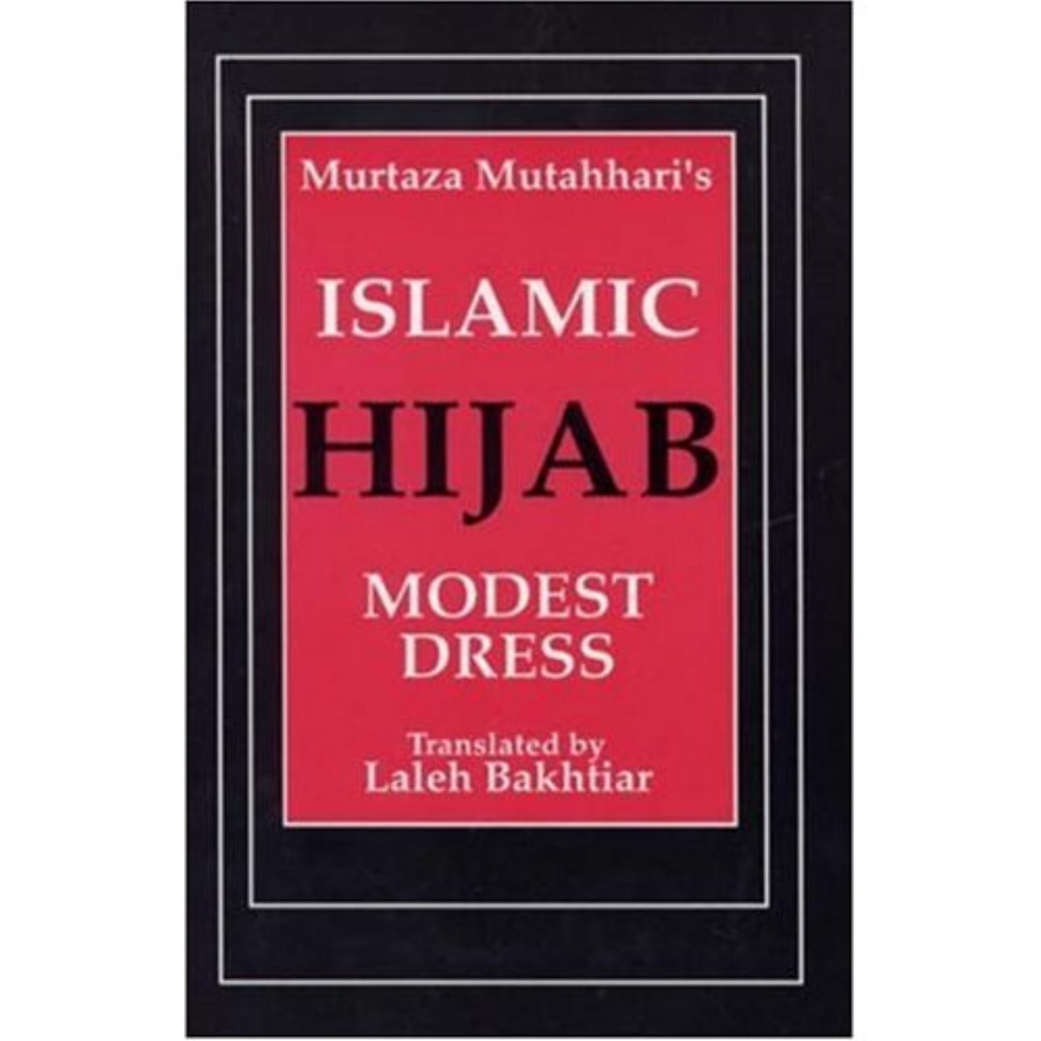Murtaza Mutahhari's

# ISLAMIC HIJAB

## MODEST DRESS

Translated by
Laleh Bakhtiar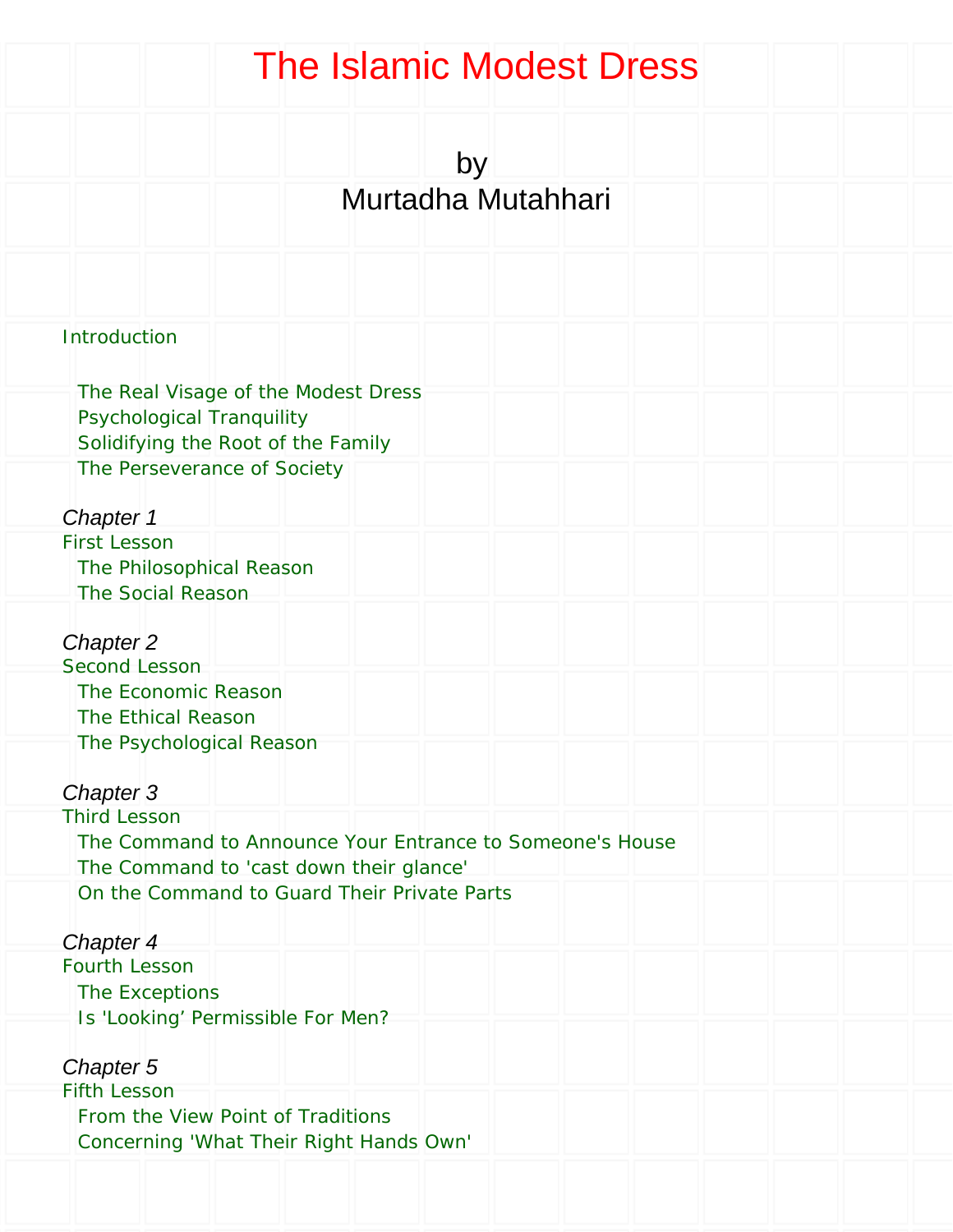# The Islamic Modest Dress

by
Murtadha Mutahhari

Introduction

- The Real Visage of the Modest Dress
- Psychological Tranquility
- Solidifying the Root of the Family
- The Perseverance of Society

*Chapter 1*

First Lesson

- The Philosophical Reason
- The Social Reason

*Chapter 2*

Second Lesson

- The Economic Reason
- The Ethical Reason
- The Psychological Reason

*Chapter 3*

Third Lesson

- The Command to Announce Your Entrance to Someone's House
- The Command to 'cast down their glance'
- On the Command to Guard Their Private Parts

*Chapter 4*

Fourth Lesson

- The Exceptions
- Is 'Looking' Permissible For Men?

*Chapter 5*

Fifth Lesson

- From the View Point of Traditions
- Concerning 'What Their Right Hands Own'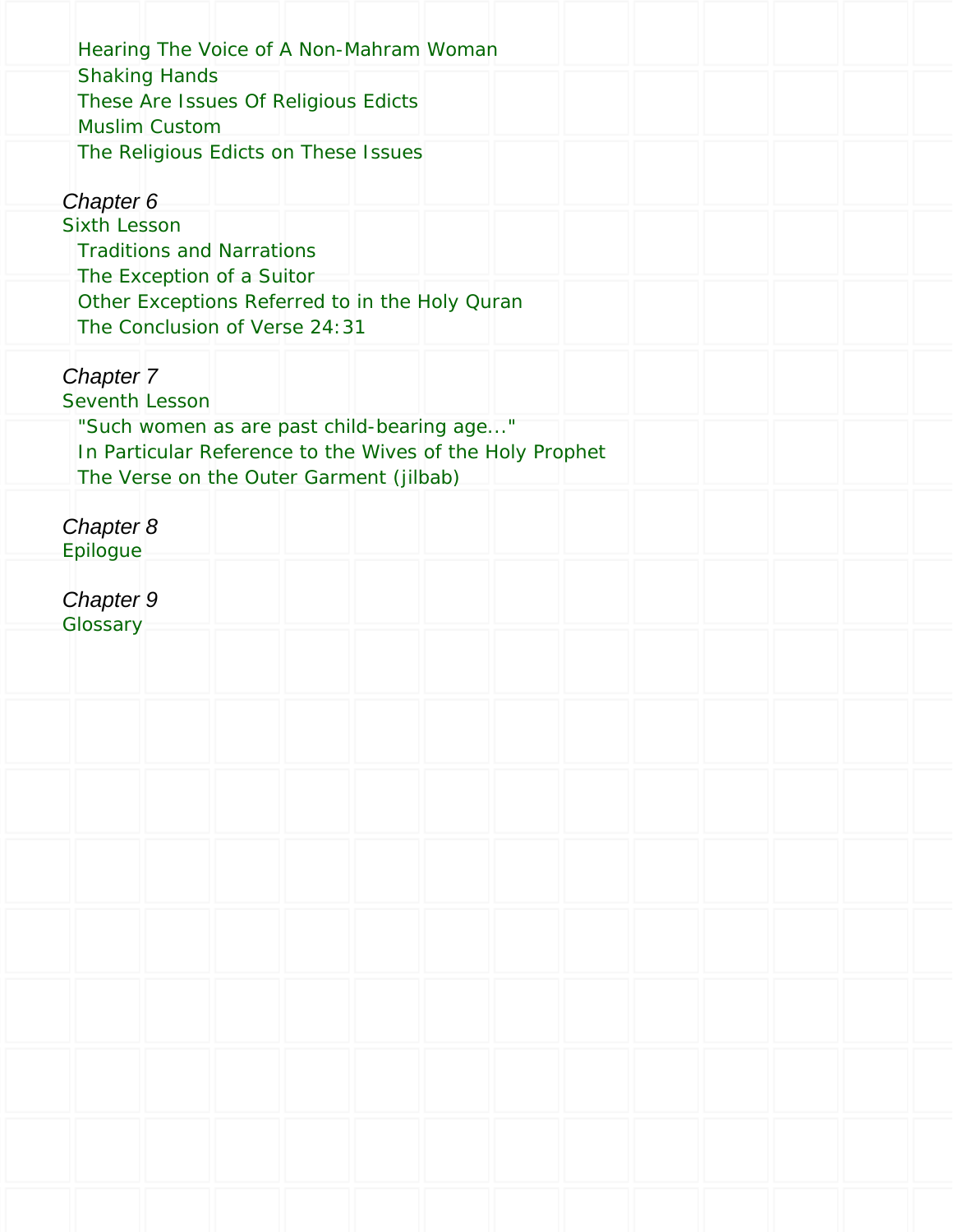- Hearing The Voice of A Non-Mahram Woman
- Shaking Hands
- These Are Issues Of Religious Edicts
- Muslim Custom
- The Religious Edicts on These Issues

*Chapter 6*

Sixth Lesson

- Traditions and Narrations
- The Exception of a Suitor
- Other Exceptions Referred to in the Holy Quran
- The Conclusion of Verse 24:31

*Chapter 7*

Seventh Lesson

- "Such women as are past child-bearing age..."
- In Particular Reference to the Wives of the Holy Prophet
- The Verse on the Outer Garment (jilbab)

*Chapter 8*

Epilogue

*Chapter 9*

Glossary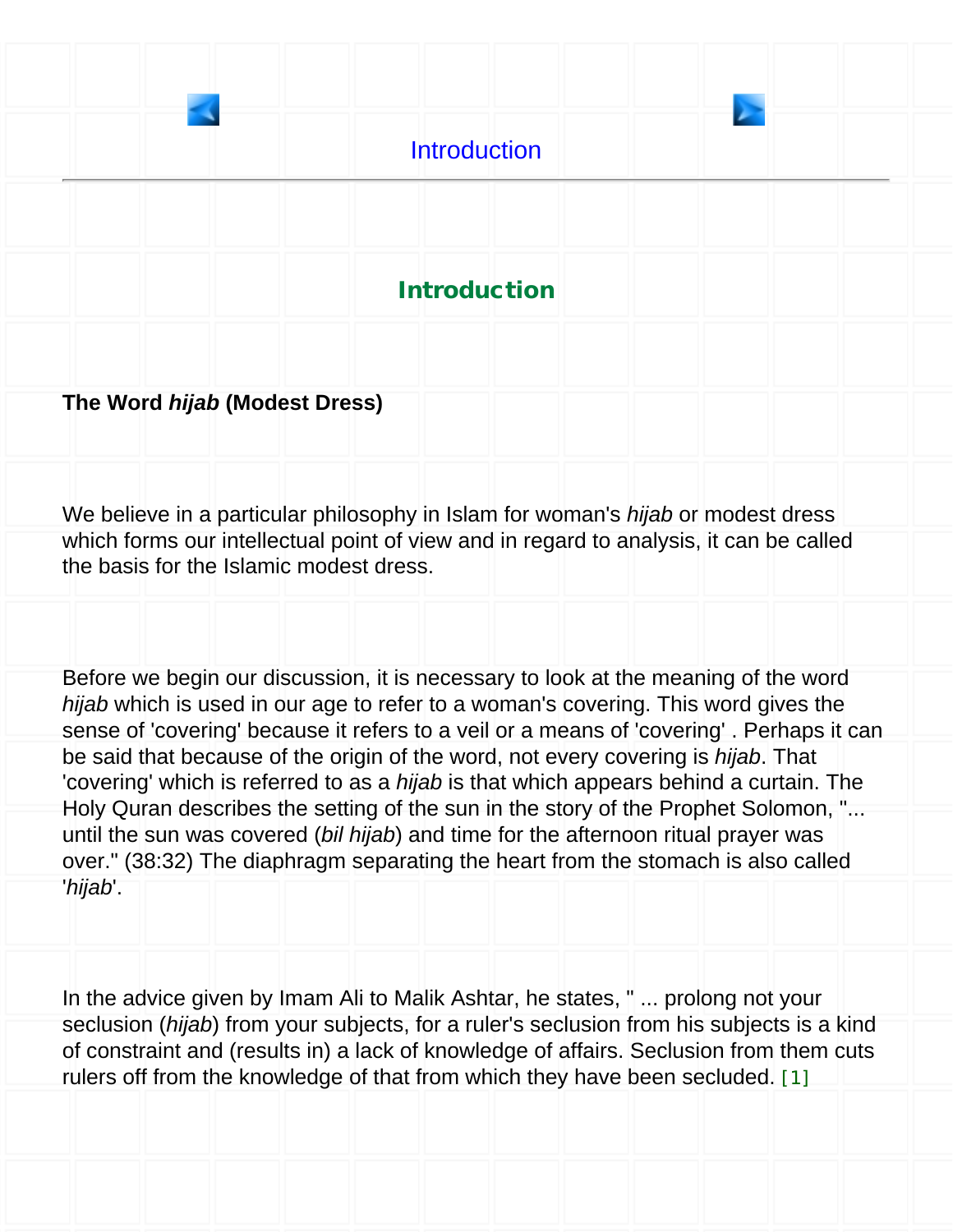# Introduction

**The Word *hijab* (Modest Dress)**

We believe in a particular philosophy in Islam for woman's *hijab* or modest dress which forms our intellectual point of view and in regard to analysis, it can be called the basis for the Islamic modest dress.

Before we begin our discussion, it is necessary to look at the meaning of the word *hijab* which is used in our age to refer to a woman's covering. This word gives the sense of 'covering' because it refers to a veil or a means of 'covering' . Perhaps it can be said that because of the origin of the word, not every covering is *hijab*. That 'covering' which is referred to as a *hijab* is that which appears behind a curtain. The Holy Quran describes the setting of the sun in the story of the Prophet Solomon, "... until the sun was covered (*bil hijab*) and time for the afternoon ritual prayer was over." (38:32) The diaphragm separating the heart from the stomach is also called '*hijab*'.

In the advice given by Imam Ali to Malik Ashtar, he states, " ... prolong not your seclusion (*hijab*) from your subjects, for a ruler's seclusion from his subjects is a kind of constraint and (results in) a lack of knowledge of affairs. Seclusion from them cuts rulers off from the knowledge of that from which they have been secluded. [1]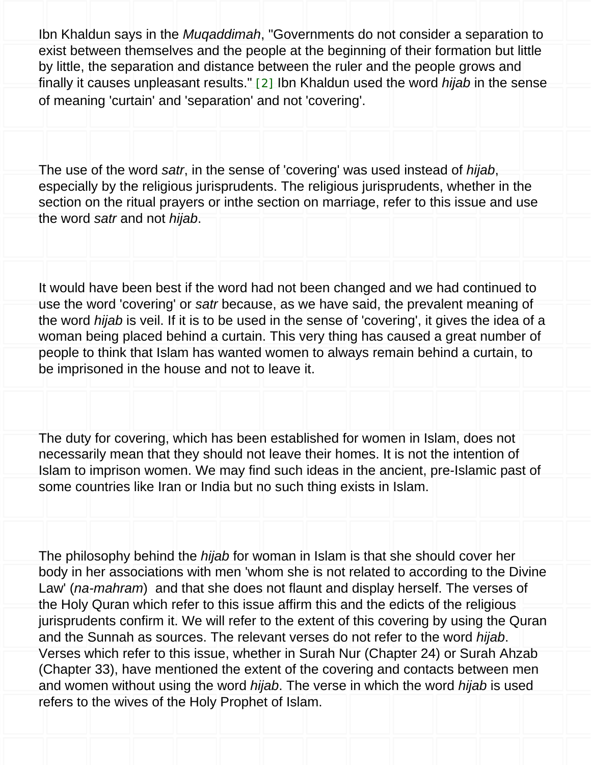Ibn Khaldun says in the *Muqaddimah*, "Governments do not consider a separation to exist between themselves and the people at the beginning of their formation but little by little, the separation and distance between the ruler and the people grows and finally it causes unpleasant results." [2] Ibn Khaldun used the word *hijab* in the sense of meaning 'curtain' and 'separation' and not 'covering'.

The use of the word *satr*, in the sense of 'covering' was used instead of *hijab*, especially by the religious jurisprudents. The religious jurisprudents, whether in the section on the ritual prayers or inthe section on marriage, refer to this issue and use the word *satr* and not *hijab*.

It would have been best if the word had not been changed and we had continued to use the word 'covering' or *satr* because, as we have said, the prevalent meaning of the word *hijab* is veil. If it is to be used in the sense of 'covering', it gives the idea of a woman being placed behind a curtain. This very thing has caused a great number of people to think that Islam has wanted women to always remain behind a curtain, to be imprisoned in the house and not to leave it.

The duty for covering, which has been established for women in Islam, does not necessarily mean that they should not leave their homes. It is not the intention of Islam to imprison women. We may find such ideas in the ancient, pre-Islamic past of some countries like Iran or India but no such thing exists in Islam.

The philosophy behind the *hijab* for woman in Islam is that she should cover her body in her associations with men 'whom she is not related to according to the Divine Law' (*na-mahram*) and that she does not flaunt and display herself. The verses of the Holy Quran which refer to this issue affirm this and the edicts of the religious jurisprudents confirm it. We will refer to the extent of this covering by using the Quran and the Sunnah as sources. The relevant verses do not refer to the word *hijab*. Verses which refer to this issue, whether in Surah Nur (Chapter 24) or Surah Ahzab (Chapter 33), have mentioned the extent of the covering and contacts between men and women without using the word *hijab*. The verse in which the word *hijab* is used refers to the wives of the Holy Prophet of Islam.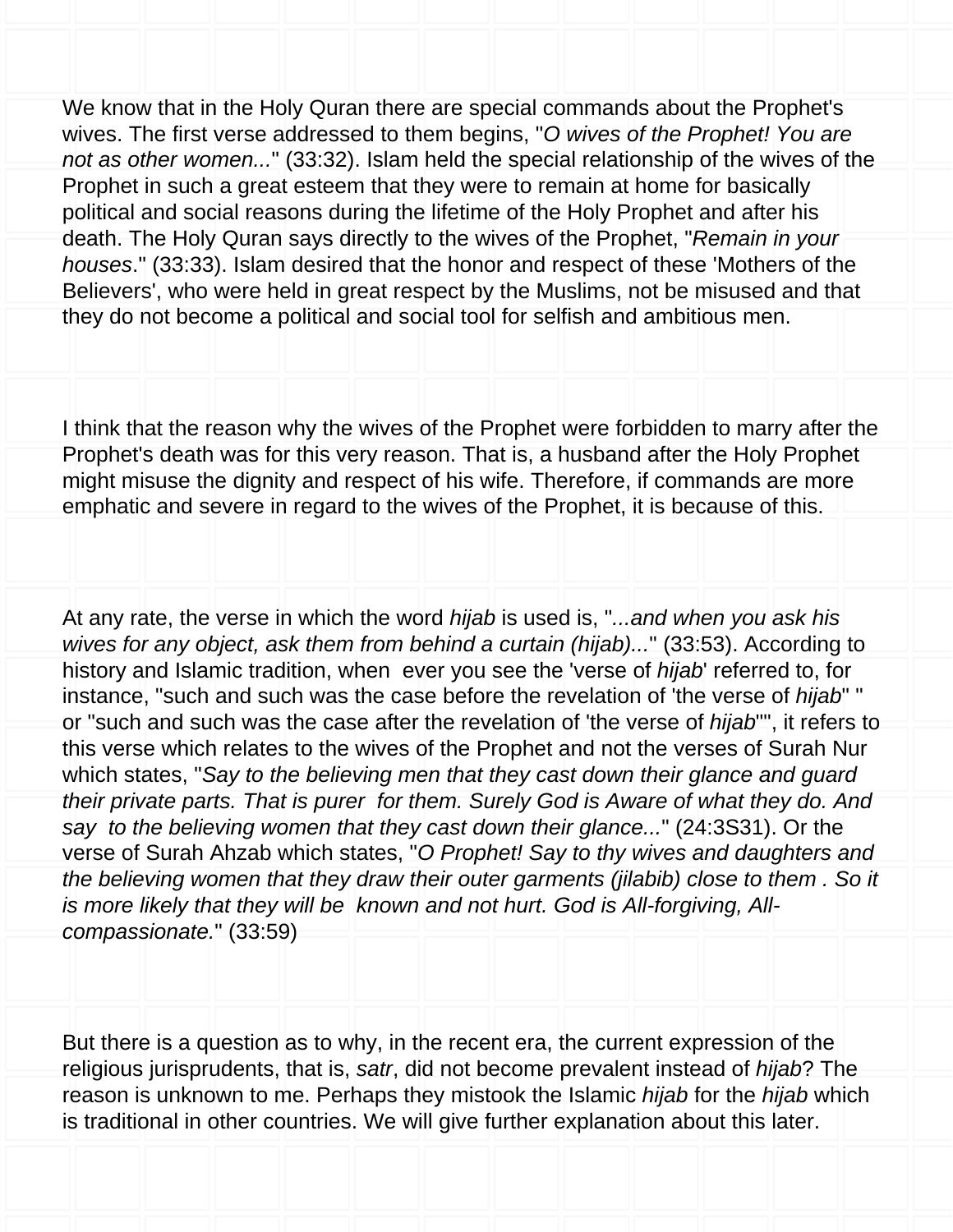We know that in the Holy Quran there are special commands about the Prophet's wives. The first verse addressed to them begins, "*O wives of the Prophet! You are not as other women...*" (33:32). Islam held the special relationship of the wives of the Prophet in such a great esteem that they were to remain at home for basically political and social reasons during the lifetime of the Holy Prophet and after his death. The Holy Quran says directly to the wives of the Prophet, "*Remain in your houses*." (33:33). Islam desired that the honor and respect of these 'Mothers of the Believers', who were held in great respect by the Muslims, not be misused and that they do not become a political and social tool for selfish and ambitious men.

I think that the reason why the wives of the Prophet were forbidden to marry after the Prophet's death was for this very reason. That is, a husband after the Holy Prophet might misuse the dignity and respect of his wife. Therefore, if commands are more emphatic and severe in regard to the wives of the Prophet, it is because of this.

At any rate, the verse in which the word *hijab* is used is, "*...and when you ask his wives for any object, ask them from behind a curtain (hijab)...*" (33:53). According to history and Islamic tradition, when ever you see the 'verse of *hijab*' referred to, for instance, "such and such was the case before the revelation of 'the verse of *hijab*' " or "such and such was the case after the revelation of 'the verse of *hijab*'", it refers to this verse which relates to the wives of the Prophet and not the verses of Surah Nur which states, "*Say to the believing men that they cast down their glance and guard their private parts. That is purer for them. Surely God is Aware of what they do. And say to the believing women that they cast down their glance...*" (24:3S31). Or the verse of Surah Ahzab which states, "*O Prophet! Say to thy wives and daughters and the believing women that they draw their outer garments (jilabib) close to them . So it is more likely that they will be known and not hurt. God is All-forgiving, All-compassionate.*" (33:59)

But there is a question as to why, in the recent era, the current expression of the religious jurisprudents, that is, *satr*, did not become prevalent instead of *hijab*? The reason is unknown to me. Perhaps they mistook the Islamic *hijab* for the *hijab* which is traditional in other countries. We will give further explanation about this later.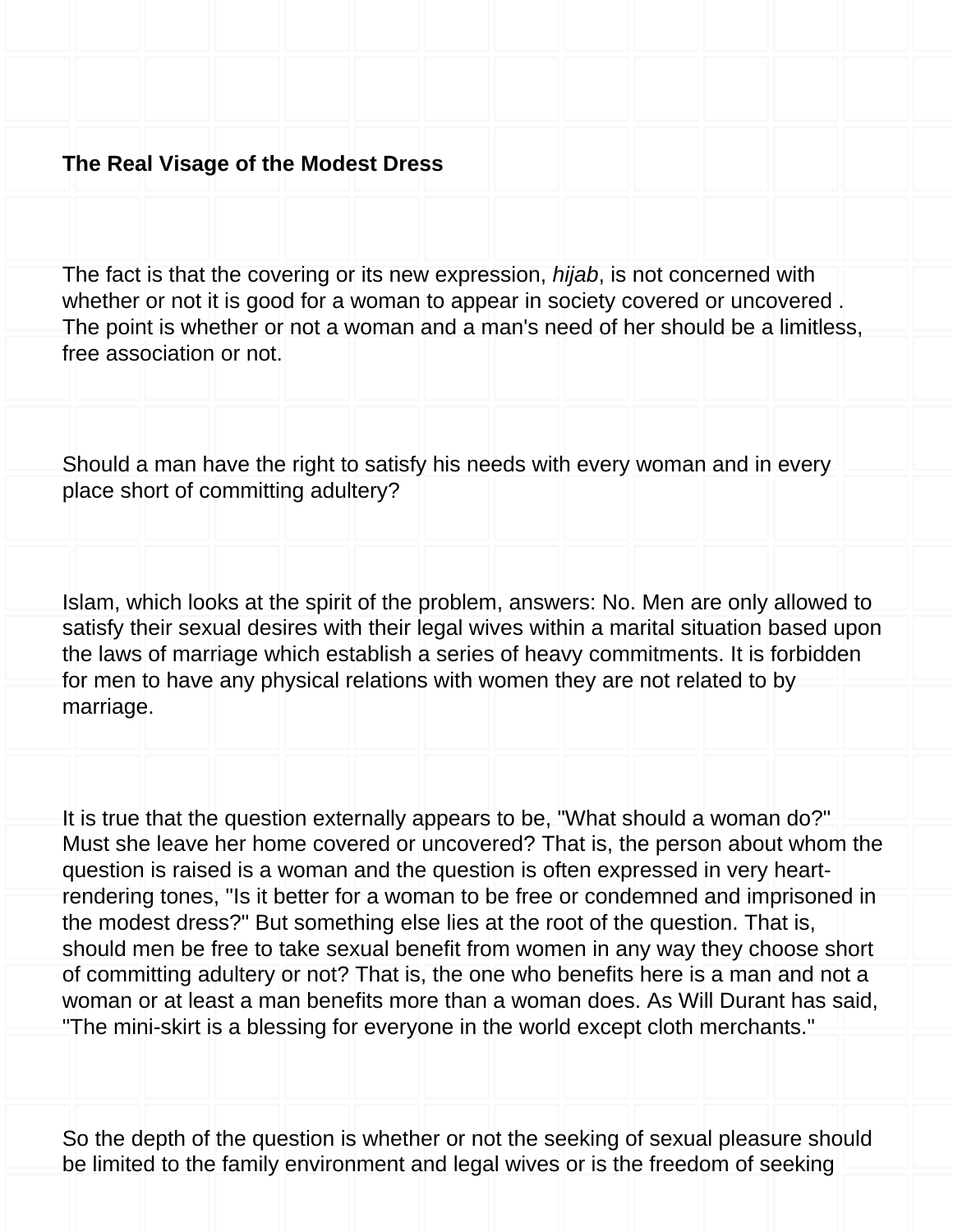**The Real Visage of the Modest Dress**

The fact is that the covering or its new expression, *hijab*, is not concerned with whether or not it is good for a woman to appear in society covered or uncovered . The point is whether or not a woman and a man's need of her should be a limitless, free association or not.

Should a man have the right to satisfy his needs with every woman and in every place short of committing adultery?

Islam, which looks at the spirit of the problem, answers: No. Men are only allowed to satisfy their sexual desires with their legal wives within a marital situation based upon the laws of marriage which establish a series of heavy commitments. It is forbidden for men to have any physical relations with women they are not related to by marriage.

It is true that the question externally appears to be, "What should a woman do?" Must she leave her home covered or uncovered? That is, the person about whom the question is raised is a woman and the question is often expressed in very heart-rendering tones, "Is it better for a woman to be free or condemned and imprisoned in the modest dress?" But something else lies at the root of the question. That is, should men be free to take sexual benefit from women in any way they choose short of committing adultery or not? That is, the one who benefits here is a man and not a woman or at least a man benefits more than a woman does. As Will Durant has said, "The mini-skirt is a blessing for everyone in the world except cloth merchants."

So the depth of the question is whether or not the seeking of sexual pleasure should be limited to the family environment and legal wives or is the freedom of seeking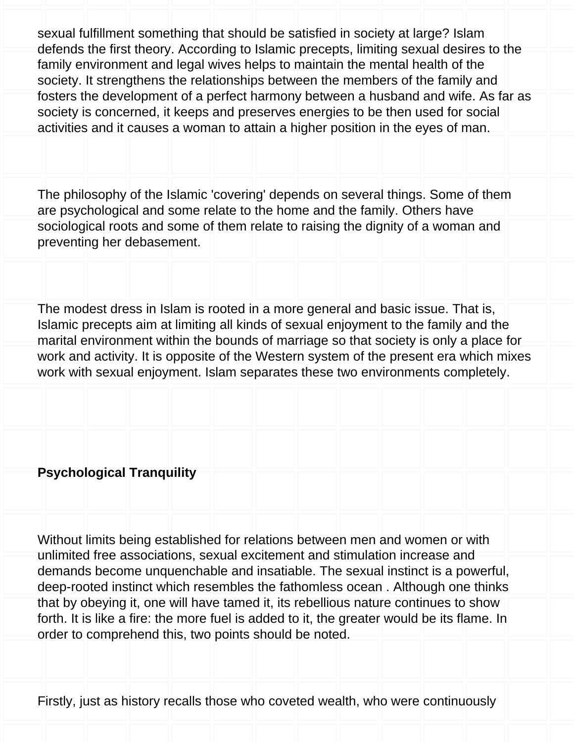sexual fulfillment something that should be satisfied in society at large? Islam defends the first theory. According to Islamic precepts, limiting sexual desires to the family environment and legal wives helps to maintain the mental health of the society. It strengthens the relationships between the members of the family and fosters the development of a perfect harmony between a husband and wife. As far as society is concerned, it keeps and preserves energies to be then used for social activities and it causes a woman to attain a higher position in the eyes of man.

The philosophy of the Islamic 'covering' depends on several things. Some of them are psychological and some relate to the home and the family. Others have sociological roots and some of them relate to raising the dignity of a woman and preventing her debasement.

The modest dress in Islam is rooted in a more general and basic issue. That is, Islamic precepts aim at limiting all kinds of sexual enjoyment to the family and the marital environment within the bounds of marriage so that society is only a place for work and activity. It is opposite of the Western system of the present era which mixes work with sexual enjoyment. Islam separates these two environments completely.

**Psychological Tranquility**

Without limits being established for relations between men and women or with unlimited free associations, sexual excitement and stimulation increase and demands become unquenchable and insatiable. The sexual instinct is a powerful, deep-rooted instinct which resembles the fathomless ocean . Although one thinks that by obeying it, one will have tamed it, its rebellious nature continues to show forth. It is like a fire: the more fuel is added to it, the greater would be its flame. In order to comprehend this, two points should be noted.

Firstly, just as history recalls those who coveted wealth, who were continuously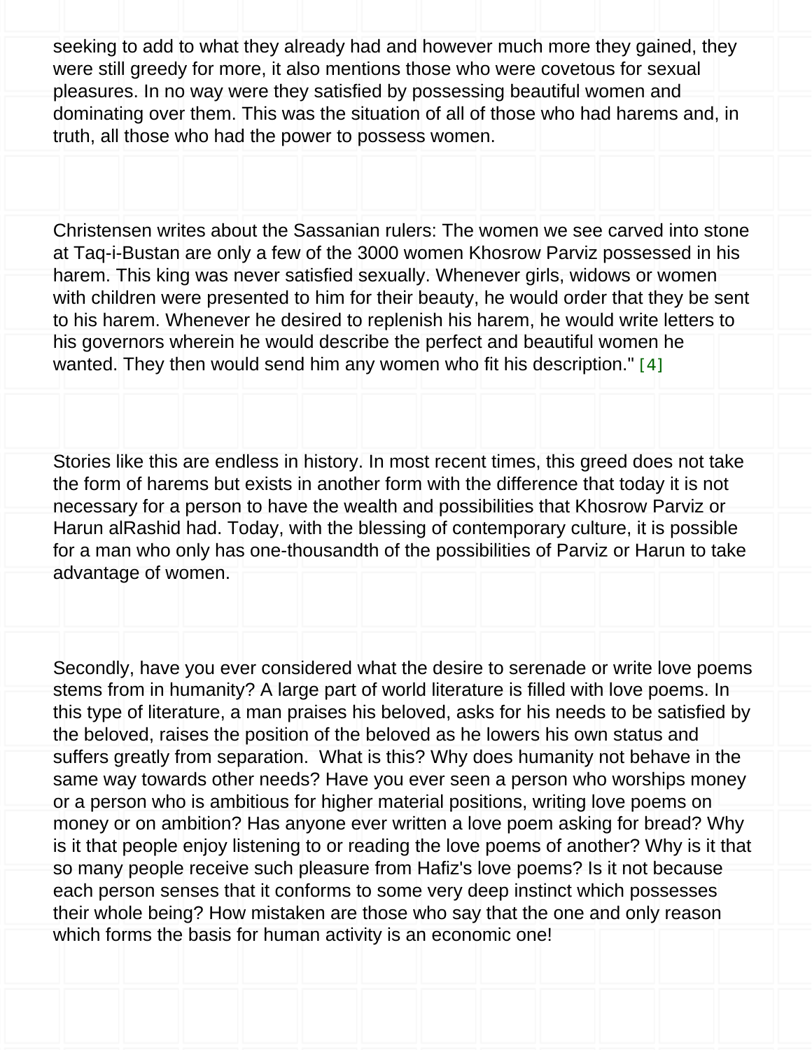seeking to add to what they already had and however much more they gained, they were still greedy for more, it also mentions those who were covetous for sexual pleasures. In no way were they satisfied by possessing beautiful women and dominating over them. This was the situation of all of those who had harems and, in truth, all those who had the power to possess women.

Christensen writes about the Sassanian rulers: The women we see carved into stone at Taq-i-Bustan are only a few of the 3000 women Khosrow Parviz possessed in his harem. This king was never satisfied sexually. Whenever girls, widows or women with children were presented to him for their beauty, he would order that they be sent to his harem. Whenever he desired to replenish his harem, he would write letters to his governors wherein he would describe the perfect and beautiful women he wanted. They then would send him any women who fit his description." [4]

Stories like this are endless in history. In most recent times, this greed does not take the form of harems but exists in another form with the difference that today it is not necessary for a person to have the wealth and possibilities that Khosrow Parviz or Harun alRashid had. Today, with the blessing of contemporary culture, it is possible for a man who only has one-thousandth of the possibilities of Parviz or Harun to take advantage of women.

Secondly, have you ever considered what the desire to serenade or write love poems stems from in humanity? A large part of world literature is filled with love poems. In this type of literature, a man praises his beloved, asks for his needs to be satisfied by the beloved, raises the position of the beloved as he lowers his own status and suffers greatly from separation. What is this? Why does humanity not behave in the same way towards other needs? Have you ever seen a person who worships money or a person who is ambitious for higher material positions, writing love poems on money or on ambition? Has anyone ever written a love poem asking for bread? Why is it that people enjoy listening to or reading the love poems of another? Why is it that so many people receive such pleasure from Hafiz's love poems? Is it not because each person senses that it conforms to some very deep instinct which possesses their whole being? How mistaken are those who say that the one and only reason which forms the basis for human activity is an economic one!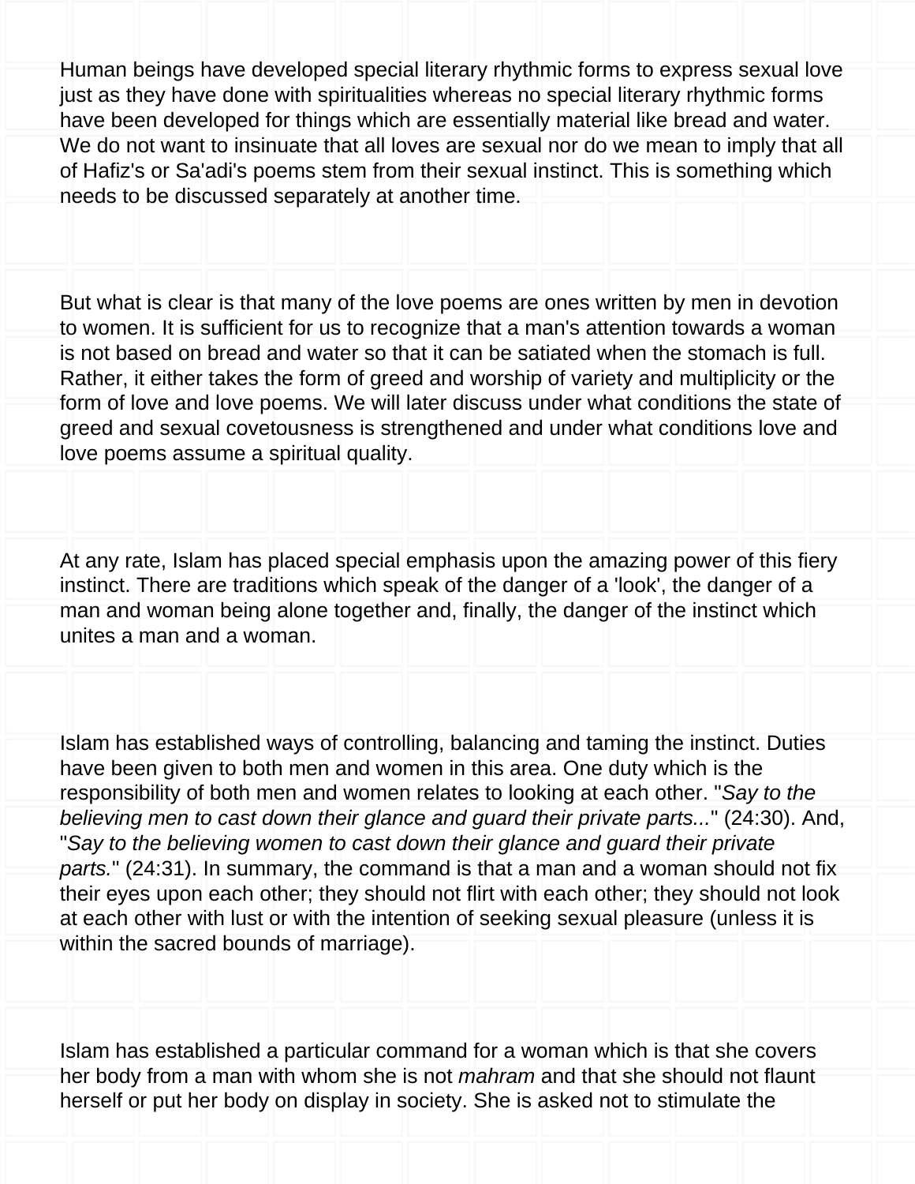Human beings have developed special literary rhythmic forms to express sexual love just as they have done with spiritualities whereas no special literary rhythmic forms have been developed for things which are essentially material like bread and water. We do not want to insinuate that all loves are sexual nor do we mean to imply that all of Hafiz's or Sa'adi's poems stem from their sexual instinct. This is something which needs to be discussed separately at another time.

But what is clear is that many of the love poems are ones written by men in devotion to women. It is sufficient for us to recognize that a man's attention towards a woman is not based on bread and water so that it can be satiated when the stomach is full. Rather, it either takes the form of greed and worship of variety and multiplicity or the form of love and love poems. We will later discuss under what conditions the state of greed and sexual covetousness is strengthened and under what conditions love and love poems assume a spiritual quality.

At any rate, Islam has placed special emphasis upon the amazing power of this fiery instinct. There are traditions which speak of the danger of a 'look', the danger of a man and woman being alone together and, finally, the danger of the instinct which unites a man and a woman.

Islam has established ways of controlling, balancing and taming the instinct. Duties have been given to both men and women in this area. One duty which is the responsibility of both men and women relates to looking at each other. "*Say to the believing men to cast down their glance and guard their private parts...*" (24:30). And, "*Say to the believing women to cast down their glance and guard their private parts.*" (24:31). In summary, the command is that a man and a woman should not fix their eyes upon each other; they should not flirt with each other; they should not look at each other with lust or with the intention of seeking sexual pleasure (unless it is within the sacred bounds of marriage).

Islam has established a particular command for a woman which is that she covers her body from a man with whom she is not *mahram* and that she should not flaunt herself or put her body on display in society. She is asked not to stimulate the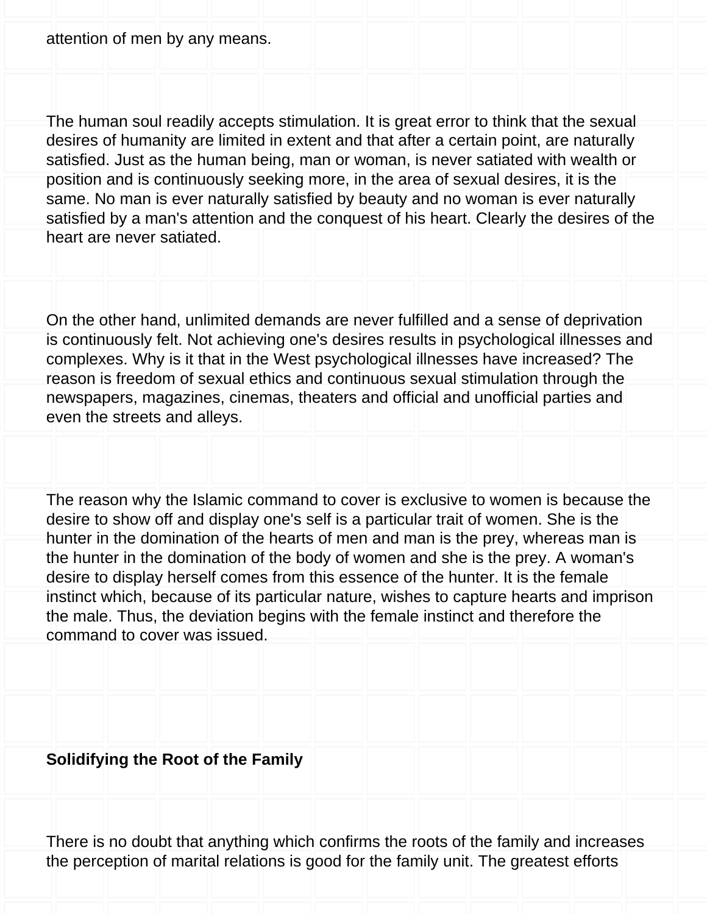attention of men by any means.

The human soul readily accepts stimulation. It is great error to think that the sexual desires of humanity are limited in extent and that after a certain point, are naturally satisfied. Just as the human being, man or woman, is never satiated with wealth or position and is continuously seeking more, in the area of sexual desires, it is the same. No man is ever naturally satisfied by beauty and no woman is ever naturally satisfied by a man's attention and the conquest of his heart. Clearly the desires of the heart are never satiated.

On the other hand, unlimited demands are never fulfilled and a sense of deprivation is continuously felt. Not achieving one's desires results in psychological illnesses and complexes. Why is it that in the West psychological illnesses have increased? The reason is freedom of sexual ethics and continuous sexual stimulation through the newspapers, magazines, cinemas, theaters and official and unofficial parties and even the streets and alleys.

The reason why the Islamic command to cover is exclusive to women is because the desire to show off and display one's self is a particular trait of women. She is the hunter in the domination of the hearts of men and man is the prey, whereas man is the hunter in the domination of the body of women and she is the prey. A woman's desire to display herself comes from this essence of the hunter. It is the female instinct which, because of its particular nature, wishes to capture hearts and imprison the male. Thus, the deviation begins with the female instinct and therefore the command to cover was issued.

**Solidifying the Root of the Family**

There is no doubt that anything which confirms the roots of the family and increases the perception of marital relations is good for the family unit. The greatest efforts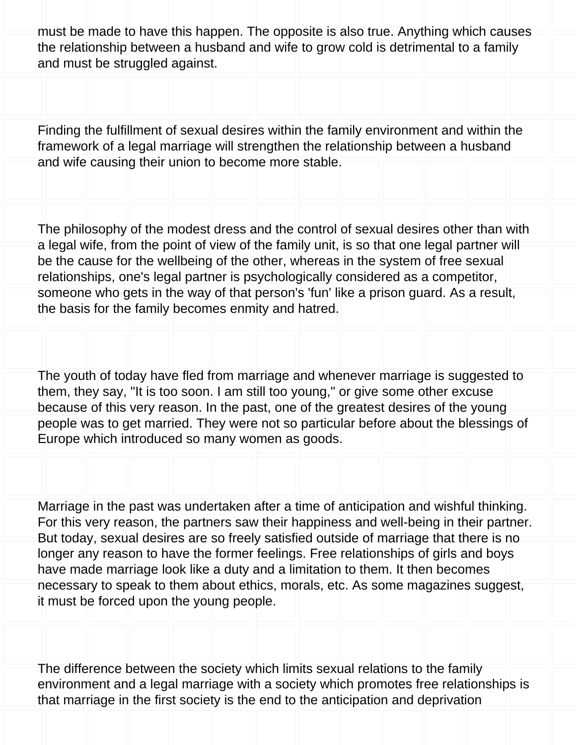must be made to have this happen. The opposite is also true. Anything which causes the relationship between a husband and wife to grow cold is detrimental to a family and must be struggled against.

Finding the fulfillment of sexual desires within the family environment and within the framework of a legal marriage will strengthen the relationship between a husband and wife causing their union to become more stable.

The philosophy of the modest dress and the control of sexual desires other than with a legal wife, from the point of view of the family unit, is so that one legal partner will be the cause for the wellbeing of the other, whereas in the system of free sexual relationships, one's legal partner is psychologically considered as a competitor, someone who gets in the way of that person's 'fun' like a prison guard. As a result, the basis for the family becomes enmity and hatred.

The youth of today have fled from marriage and whenever marriage is suggested to them, they say, "It is too soon. I am still too young," or give some other excuse because of this very reason. In the past, one of the greatest desires of the young people was to get married. They were not so particular before about the blessings of Europe which introduced so many women as goods.

Marriage in the past was undertaken after a time of anticipation and wishful thinking. For this very reason, the partners saw their happiness and well-being in their partner. But today, sexual desires are so freely satisfied outside of marriage that there is no longer any reason to have the former feelings. Free relationships of girls and boys have made marriage look like a duty and a limitation to them. It then becomes necessary to speak to them about ethics, morals, etc. As some magazines suggest, it must be forced upon the young people.

The difference between the society which limits sexual relations to the family environment and a legal marriage with a society which promotes free relationships is that marriage in the first society is the end to the anticipation and deprivation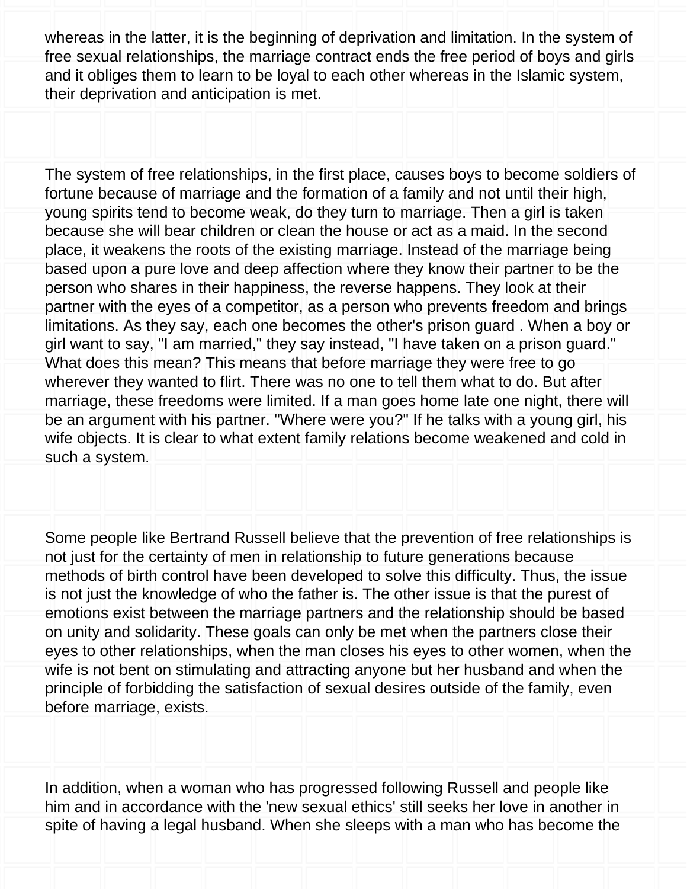whereas in the latter, it is the beginning of deprivation and limitation. In the system of free sexual relationships, the marriage contract ends the free period of boys and girls and it obliges them to learn to be loyal to each other whereas in the Islamic system, their deprivation and anticipation is met.

The system of free relationships, in the first place, causes boys to become soldiers of fortune because of marriage and the formation of a family and not until their high, young spirits tend to become weak, do they turn to marriage. Then a girl is taken because she will bear children or clean the house or act as a maid. In the second place, it weakens the roots of the existing marriage. Instead of the marriage being based upon a pure love and deep affection where they know their partner to be the person who shares in their happiness, the reverse happens. They look at their partner with the eyes of a competitor, as a person who prevents freedom and brings limitations. As they say, each one becomes the other's prison guard . When a boy or girl want to say, "I am married," they say instead, "I have taken on a prison guard." What does this mean? This means that before marriage they were free to go wherever they wanted to flirt. There was no one to tell them what to do. But after marriage, these freedoms were limited. If a man goes home late one night, there will be an argument with his partner. "Where were you?" If he talks with a young girl, his wife objects. It is clear to what extent family relations become weakened and cold in such a system.

Some people like Bertrand Russell believe that the prevention of free relationships is not just for the certainty of men in relationship to future generations because methods of birth control have been developed to solve this difficulty. Thus, the issue is not just the knowledge of who the father is. The other issue is that the purest of emotions exist between the marriage partners and the relationship should be based on unity and solidarity. These goals can only be met when the partners close their eyes to other relationships, when the man closes his eyes to other women, when the wife is not bent on stimulating and attracting anyone but her husband and when the principle of forbidding the satisfaction of sexual desires outside of the family, even before marriage, exists.

In addition, when a woman who has progressed following Russell and people like him and in accordance with the 'new sexual ethics' still seeks her love in another in spite of having a legal husband. When she sleeps with a man who has become the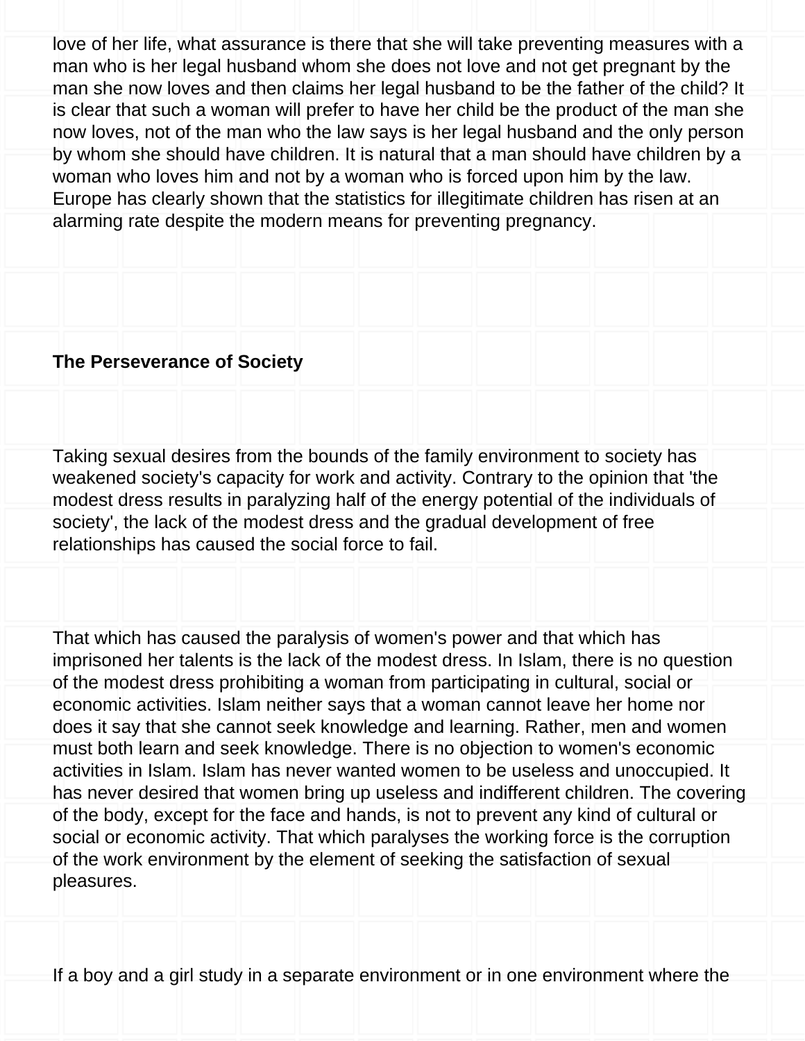love of her life, what assurance is there that she will take preventing measures with a man who is her legal husband whom she does not love and not get pregnant by the man she now loves and then claims her legal husband to be the father of the child? It is clear that such a woman will prefer to have her child be the product of the man she now loves, not of the man who the law says is her legal husband and the only person by whom she should have children. It is natural that a man should have children by a woman who loves him and not by a woman who is forced upon him by the law. Europe has clearly shown that the statistics for illegitimate children has risen at an alarming rate despite the modern means for preventing pregnancy.

**The Perseverance of Society**

Taking sexual desires from the bounds of the family environment to society has weakened society's capacity for work and activity. Contrary to the opinion that 'the modest dress results in paralyzing half of the energy potential of the individuals of society', the lack of the modest dress and the gradual development of free relationships has caused the social force to fail.

That which has caused the paralysis of women's power and that which has imprisoned her talents is the lack of the modest dress. In Islam, there is no question of the modest dress prohibiting a woman from participating in cultural, social or economic activities. Islam neither says that a woman cannot leave her home nor does it say that she cannot seek knowledge and learning. Rather, men and women must both learn and seek knowledge. There is no objection to women's economic activities in Islam. Islam has never wanted women to be useless and unoccupied. It has never desired that women bring up useless and indifferent children. The covering of the body, except for the face and hands, is not to prevent any kind of cultural or social or economic activity. That which paralyses the working force is the corruption of the work environment by the element of seeking the satisfaction of sexual pleasures.

If a boy and a girl study in a separate environment or in one environment where the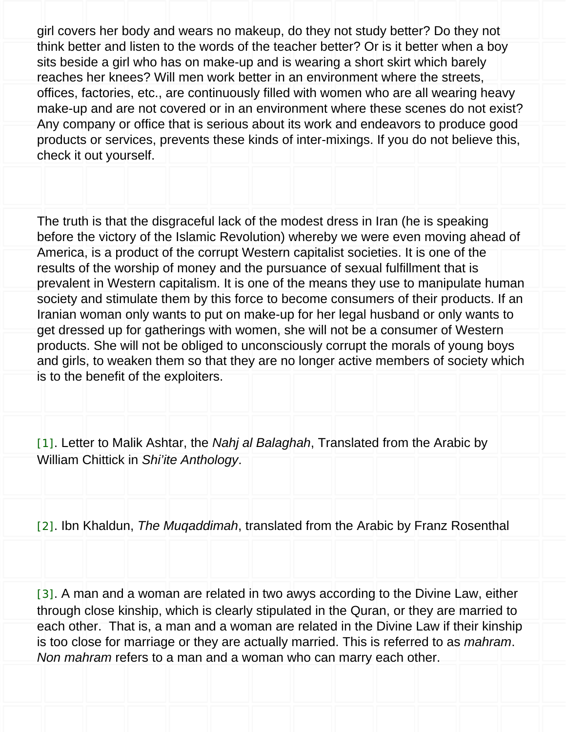girl covers her body and wears no makeup, do they not study better? Do they not think better and listen to the words of the teacher better? Or is it better when a boy sits beside a girl who has on make-up and is wearing a short skirt which barely reaches her knees? Will men work better in an environment where the streets, offices, factories, etc., are continuously filled with women who are all wearing heavy make-up and are not covered or in an environment where these scenes do not exist? Any company or office that is serious about its work and endeavors to produce good products or services, prevents these kinds of inter-mixings. If you do not believe this, check it out yourself.

The truth is that the disgraceful lack of the modest dress in Iran (he is speaking before the victory of the Islamic Revolution) whereby we were even moving ahead of America, is a product of the corrupt Western capitalist societies. It is one of the results of the worship of money and the pursuance of sexual fulfillment that is prevalent in Western capitalism. It is one of the means they use to manipulate human society and stimulate them by this force to become consumers of their products. If an Iranian woman only wants to put on make-up for her legal husband or only wants to get dressed up for gatherings with women, she will not be a consumer of Western products. She will not be obliged to unconsciously corrupt the morals of young boys and girls, to weaken them so that they are no longer active members of society which is to the benefit of the exploiters.

[1]. Letter to Malik Ashtar, the *Nahj al Balaghah*, Translated from the Arabic by William Chittick in *Shi'ite Anthology*.

[2]. Ibn Khaldun, *The Muqaddimah*, translated from the Arabic by Franz Rosenthal

[3]. A man and a woman are related in two awys according to the Divine Law, either through close kinship, which is clearly stipulated in the Quran, or they are married to each other. That is, a man and a woman are related in the Divine Law if their kinship is too close for marriage or they are actually married. This is referred to as *mahram*. *Non mahram* refers to a man and a woman who can marry each other.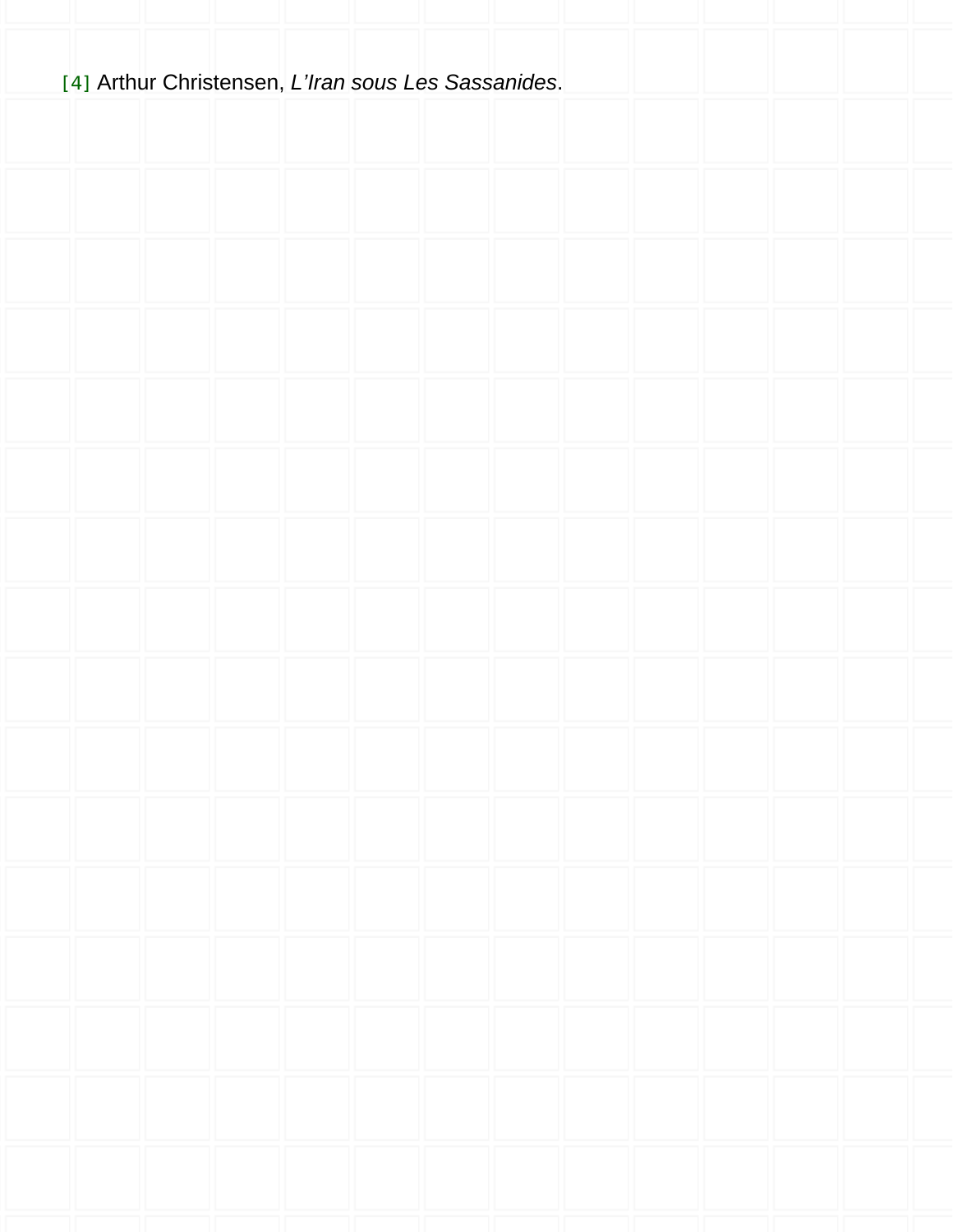[4] Arthur Christensen, *L’Iran sous Les Sassanides*.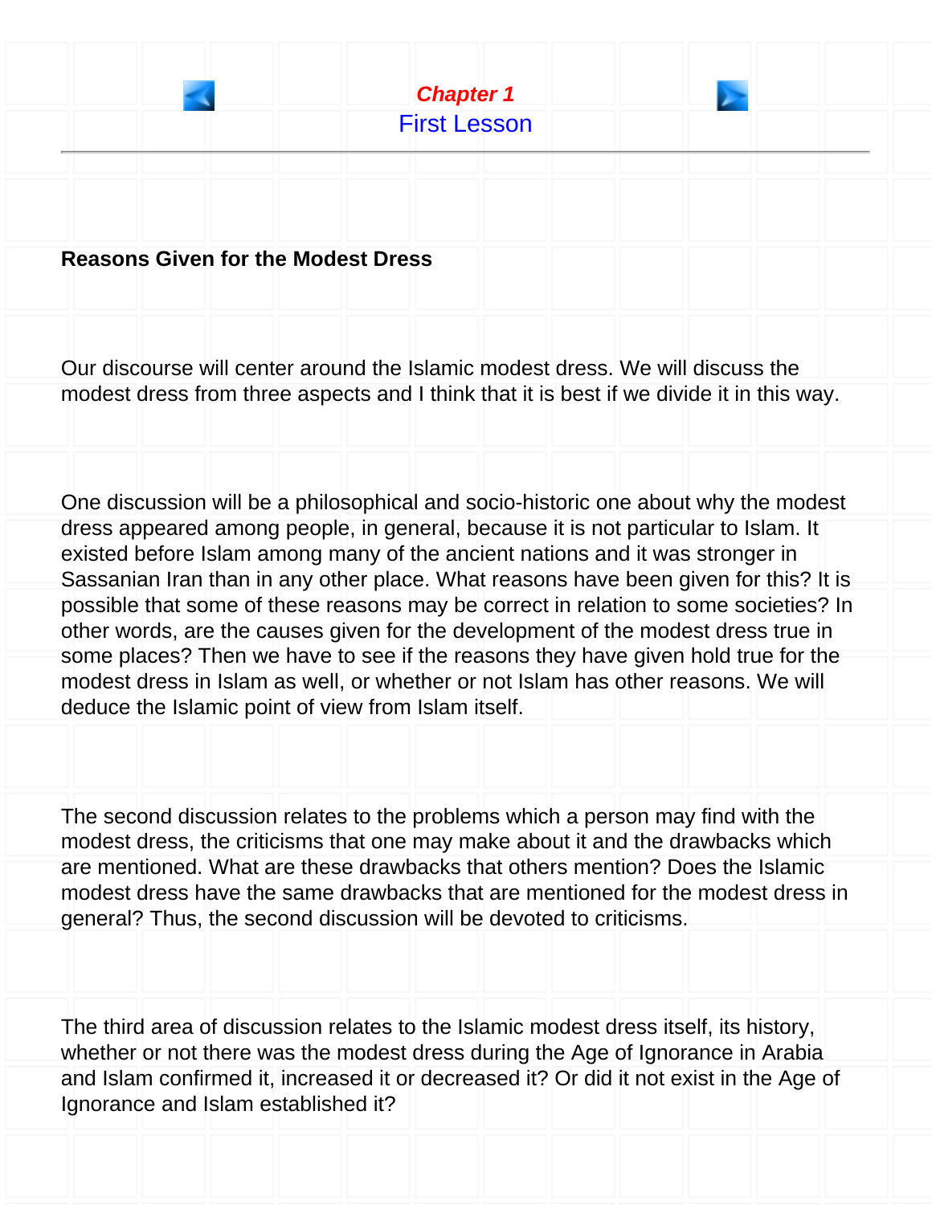*Chapter 1*
First Lesson

**Reasons Given for the Modest Dress**

Our discourse will center around the Islamic modest dress. We will discuss the modest dress from three aspects and I think that it is best if we divide it in this way.

One discussion will be a philosophical and socio-historic one about why the modest dress appeared among people, in general, because it is not particular to Islam. It existed before Islam among many of the ancient nations and it was stronger in Sassanian Iran than in any other place. What reasons have been given for this? It is possible that some of these reasons may be correct in relation to some societies? In other words, are the causes given for the development of the modest dress true in some places? Then we have to see if the reasons they have given hold true for the modest dress in Islam as well, or whether or not Islam has other reasons. We will deduce the Islamic point of view from Islam itself.

The second discussion relates to the problems which a person may find with the modest dress, the criticisms that one may make about it and the drawbacks which are mentioned. What are these drawbacks that others mention? Does the Islamic modest dress have the same drawbacks that are mentioned for the modest dress in general? Thus, the second discussion will be devoted to criticisms.

The third area of discussion relates to the Islamic modest dress itself, its history, whether or not there was the modest dress during the Age of Ignorance in Arabia and Islam confirmed it, increased it or decreased it? Or did it not exist in the Age of Ignorance and Islam established it?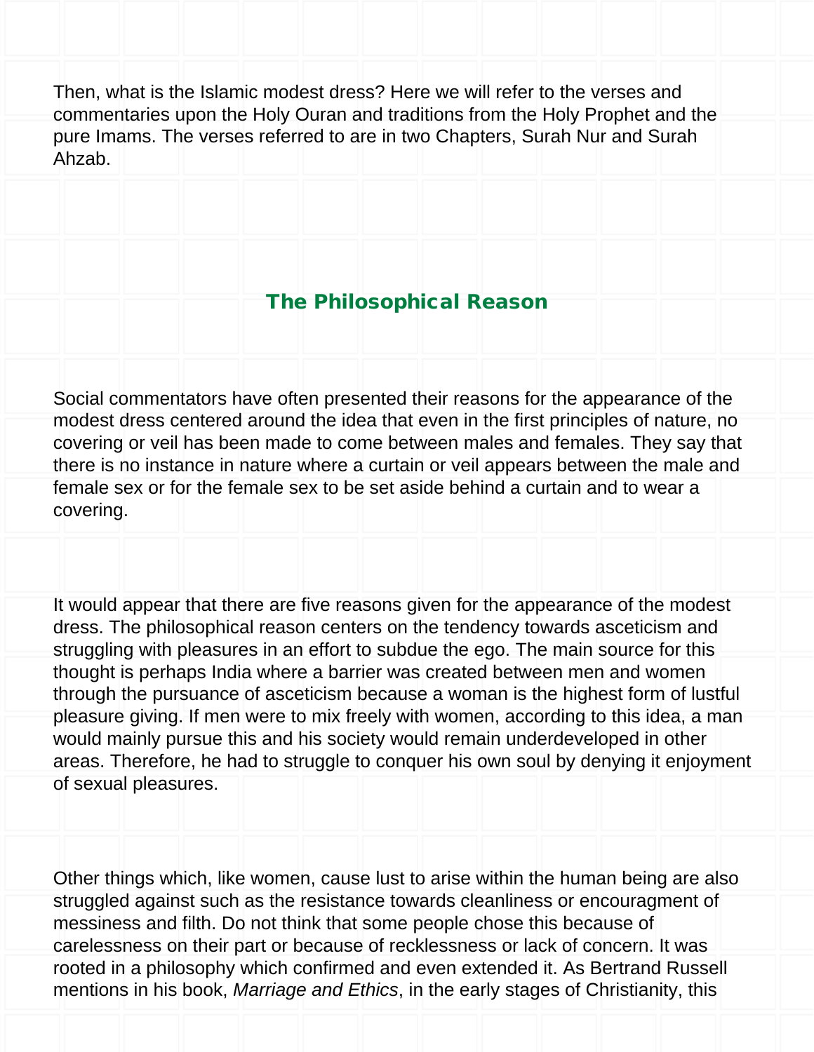Then, what is the Islamic modest dress? Here we will refer to the verses and commentaries upon the Holy Ouran and traditions from the Holy Prophet and the pure Imams. The verses referred to are in two Chapters, Surah Nur and Surah Ahzab.

## The Philosophical Reason

Social commentators have often presented their reasons for the appearance of the modest dress centered around the idea that even in the first principles of nature, no covering or veil has been made to come between males and females. They say that there is no instance in nature where a curtain or veil appears between the male and female sex or for the female sex to be set aside behind a curtain and to wear a covering.

It would appear that there are five reasons given for the appearance of the modest dress. The philosophical reason centers on the tendency towards asceticism and struggling with pleasures in an effort to subdue the ego. The main source for this thought is perhaps India where a barrier was created between men and women through the pursuance of asceticism because a woman is the highest form of lustful pleasure giving. If men were to mix freely with women, according to this idea, a man would mainly pursue this and his society would remain underdeveloped in other areas. Therefore, he had to struggle to conquer his own soul by denying it enjoyment of sexual pleasures.

Other things which, like women, cause lust to arise within the human being are also struggled against such as the resistance towards cleanliness or encouragment of messiness and filth. Do not think that some people chose this because of carelessness on their part or because of recklessness or lack of concern. It was rooted in a philosophy which confirmed and even extended it. As Bertrand Russell mentions in his book, *Marriage and Ethics*, in the early stages of Christianity, this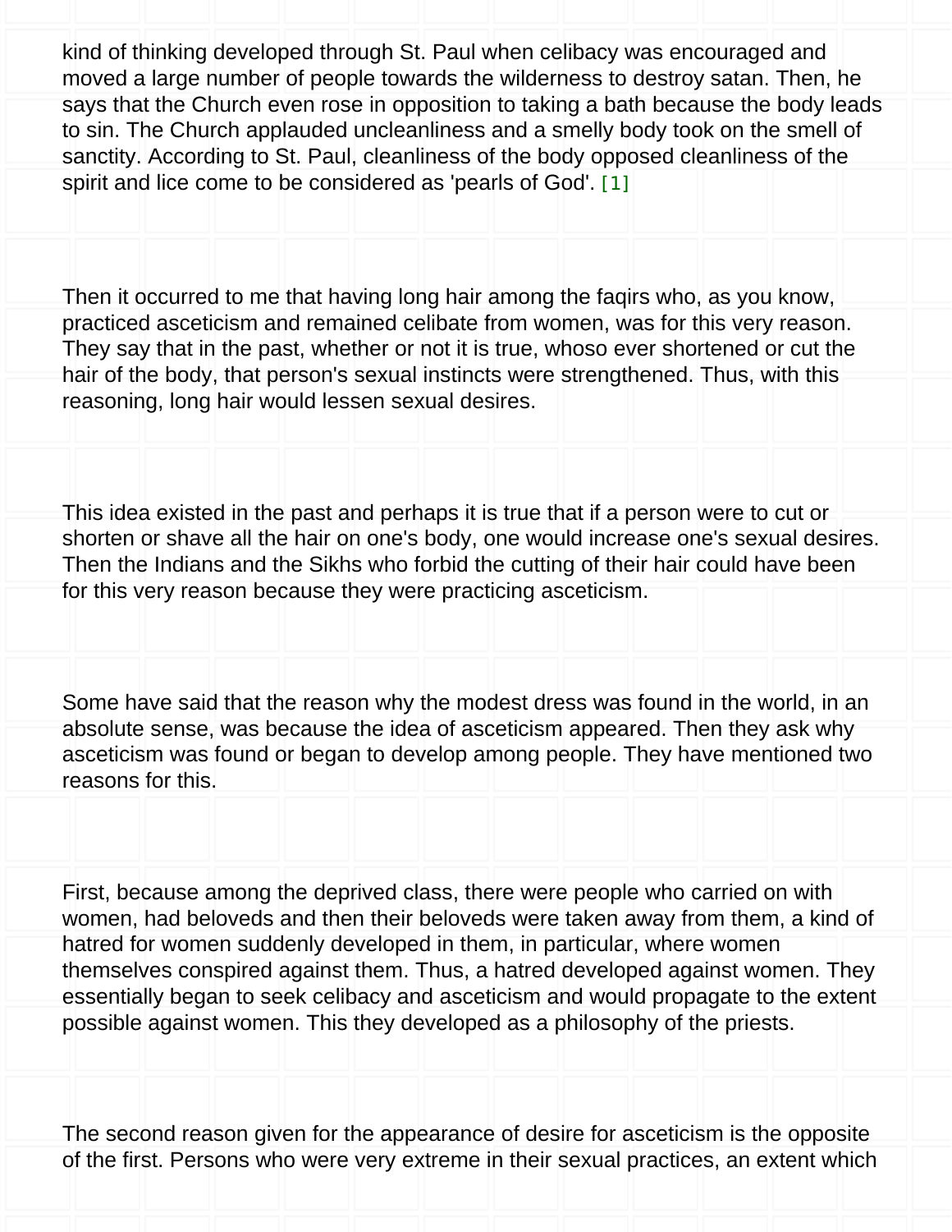kind of thinking developed through St. Paul when celibacy was encouraged and moved a large number of people towards the wilderness to destroy satan. Then, he says that the Church even rose in opposition to taking a bath because the body leads to sin. The Church applauded uncleanliness and a smelly body took on the smell of sanctity. According to St. Paul, cleanliness of the body opposed cleanliness of the spirit and lice come to be considered as 'pearls of God'. [1]

Then it occurred to me that having long hair among the faqirs who, as you know, practiced asceticism and remained celibate from women, was for this very reason. They say that in the past, whether or not it is true, whoso ever shortened or cut the hair of the body, that person's sexual instincts were strengthened. Thus, with this reasoning, long hair would lessen sexual desires.

This idea existed in the past and perhaps it is true that if a person were to cut or shorten or shave all the hair on one's body, one would increase one's sexual desires. Then the Indians and the Sikhs who forbid the cutting of their hair could have been for this very reason because they were practicing asceticism.

Some have said that the reason why the modest dress was found in the world, in an absolute sense, was because the idea of asceticism appeared. Then they ask why asceticism was found or began to develop among people. They have mentioned two reasons for this.

First, because among the deprived class, there were people who carried on with women, had beloveds and then their beloveds were taken away from them, a kind of hatred for women suddenly developed in them, in particular, where women themselves conspired against them. Thus, a hatred developed against women. They essentially began to seek celibacy and asceticism and would propagate to the extent possible against women. This they developed as a philosophy of the priests.

The second reason given for the appearance of desire for asceticism is the opposite of the first. Persons who were very extreme in their sexual practices, an extent which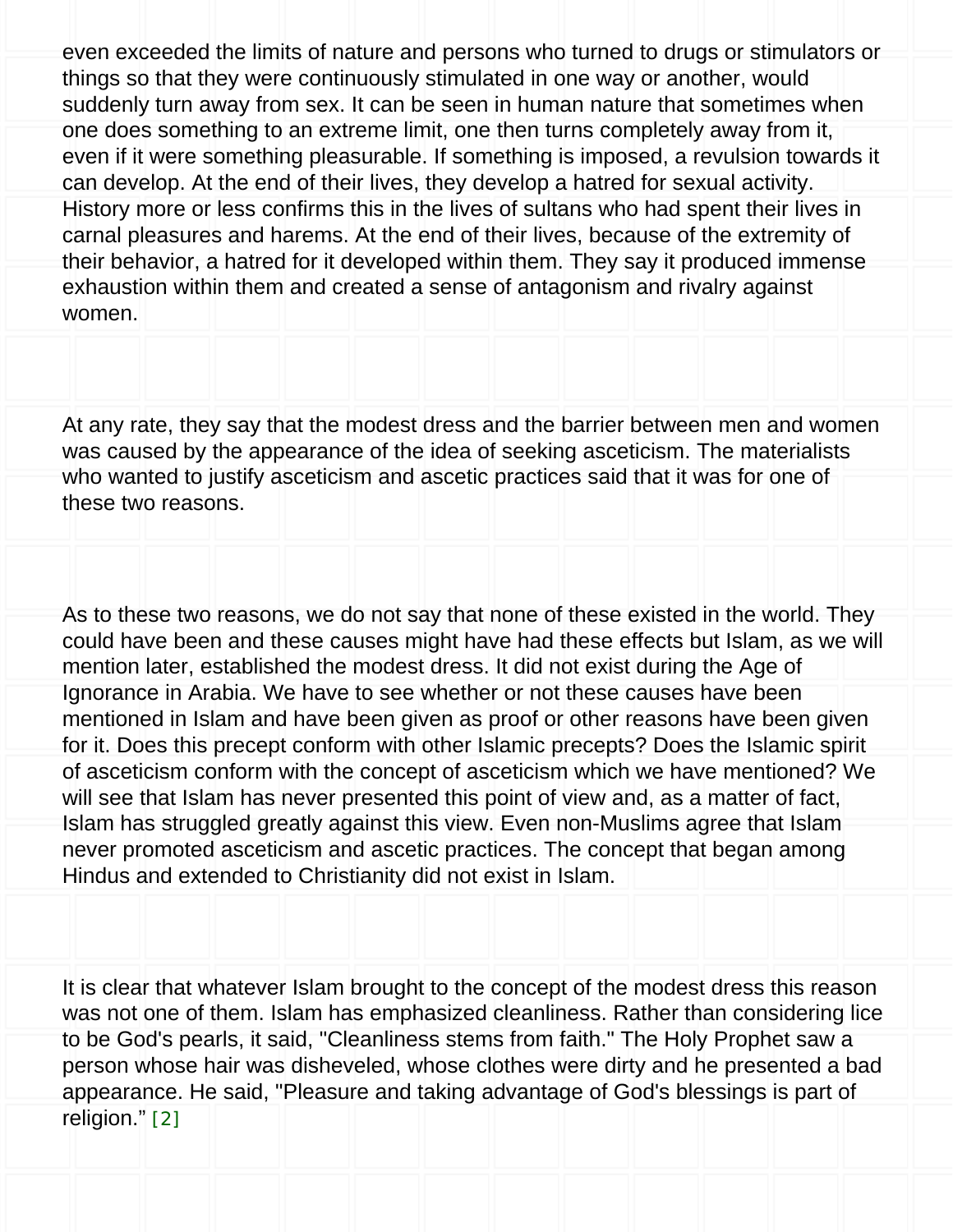even exceeded the limits of nature and persons who turned to drugs or stimulators or things so that they were continuously stimulated in one way or another, would suddenly turn away from sex. It can be seen in human nature that sometimes when one does something to an extreme limit, one then turns completely away from it, even if it were something pleasurable. If something is imposed, a revulsion towards it can develop. At the end of their lives, they develop a hatred for sexual activity. History more or less confirms this in the lives of sultans who had spent their lives in carnal pleasures and harems. At the end of their lives, because of the extremity of their behavior, a hatred for it developed within them. They say it produced immense exhaustion within them and created a sense of antagonism and rivalry against women.

At any rate, they say that the modest dress and the barrier between men and women was caused by the appearance of the idea of seeking asceticism. The materialists who wanted to justify asceticism and ascetic practices said that it was for one of these two reasons.

As to these two reasons, we do not say that none of these existed in the world. They could have been and these causes might have had these effects but Islam, as we will mention later, established the modest dress. It did not exist during the Age of Ignorance in Arabia. We have to see whether or not these causes have been mentioned in Islam and have been given as proof or other reasons have been given for it. Does this precept conform with other Islamic precepts? Does the Islamic spirit of asceticism conform with the concept of asceticism which we have mentioned? We will see that Islam has never presented this point of view and, as a matter of fact, Islam has struggled greatly against this view. Even non-Muslims agree that Islam never promoted asceticism and ascetic practices. The concept that began among Hindus and extended to Christianity did not exist in Islam.

It is clear that whatever Islam brought to the concept of the modest dress this reason was not one of them. Islam has emphasized cleanliness. Rather than considering lice to be God's pearls, it said, "Cleanliness stems from faith." The Holy Prophet saw a person whose hair was disheveled, whose clothes were dirty and he presented a bad appearance. He said, "Pleasure and taking advantage of God's blessings is part of religion." [2]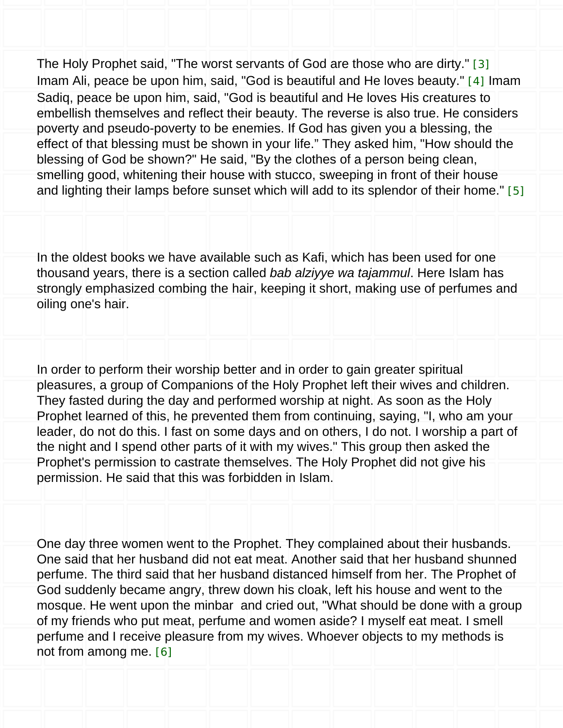The Holy Prophet said, "The worst servants of God are those who are dirty." [3] Imam Ali, peace be upon him, said, "God is beautiful and He loves beauty." [4] Imam Sadiq, peace be upon him, said, "God is beautiful and He loves His creatures to embellish themselves and reflect their beauty. The reverse is also true. He considers poverty and pseudo-poverty to be enemies. If God has given you a blessing, the effect of that blessing must be shown in your life." They asked him, "How should the blessing of God be shown?" He said, "By the clothes of a person being clean, smelling good, whitening their house with stucco, sweeping in front of their house and lighting their lamps before sunset which will add to its splendor of their home." [5]

In the oldest books we have available such as Kafi, which has been used for one thousand years, there is a section called *bab alziyye wa tajammul*. Here Islam has strongly emphasized combing the hair, keeping it short, making use of perfumes and oiling one's hair.

In order to perform their worship better and in order to gain greater spiritual pleasures, a group of Companions of the Holy Prophet left their wives and children. They fasted during the day and performed worship at night. As soon as the Holy Prophet learned of this, he prevented them from continuing, saying, "I, who am your leader, do not do this. I fast on some days and on others, I do not. I worship a part of the night and I spend other parts of it with my wives." This group then asked the Prophet's permission to castrate themselves. The Holy Prophet did not give his permission. He said that this was forbidden in Islam.

One day three women went to the Prophet. They complained about their husbands. One said that her husband did not eat meat. Another said that her husband shunned perfume. The third said that her husband distanced himself from her. The Prophet of God suddenly became angry, threw down his cloak, left his house and went to the mosque. He went upon the minbar and cried out, "What should be done with a group of my friends who put meat, perfume and women aside? I myself eat meat. I smell perfume and I receive pleasure from my wives. Whoever objects to my methods is not from among me. [6]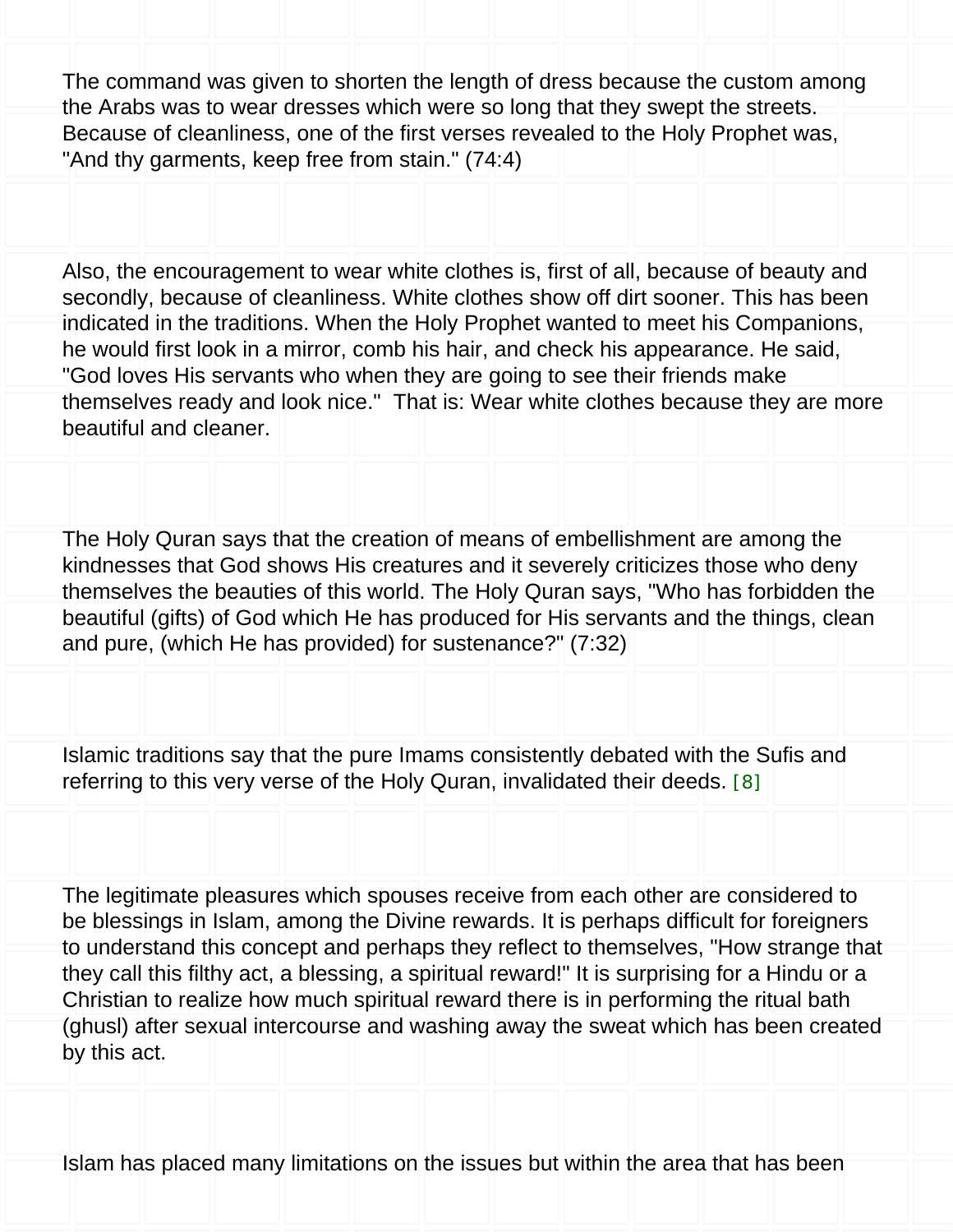The command was given to shorten the length of dress because the custom among the Arabs was to wear dresses which were so long that they swept the streets. Because of cleanliness, one of the first verses revealed to the Holy Prophet was, "And thy garments, keep free from stain." (74:4)

Also, the encouragement to wear white clothes is, first of all, because of beauty and secondly, because of cleanliness. White clothes show off dirt sooner. This has been indicated in the traditions. When the Holy Prophet wanted to meet his Companions, he would first look in a mirror, comb his hair, and check his appearance. He said, "God loves His servants who when they are going to see their friends make themselves ready and look nice." That is: Wear white clothes because they are more beautiful and cleaner.

The Holy Quran says that the creation of means of embellishment are among the kindnesses that God shows His creatures and it severely criticizes those who deny themselves the beauties of this world. The Holy Quran says, "Who has forbidden the beautiful (gifts) of God which He has produced for His servants and the things, clean and pure, (which He has provided) for sustenance?" (7:32)

Islamic traditions say that the pure Imams consistently debated with the Sufis and referring to this very verse of the Holy Quran, invalidated their deeds. [8]

The legitimate pleasures which spouses receive from each other are considered to be blessings in Islam, among the Divine rewards. It is perhaps difficult for foreigners to understand this concept and perhaps they reflect to themselves, "How strange that they call this filthy act, a blessing, a spiritual reward!" It is surprising for a Hindu or a Christian to realize how much spiritual reward there is in performing the ritual bath (ghusl) after sexual intercourse and washing away the sweat which has been created by this act.

Islam has placed many limitations on the issues but within the area that has been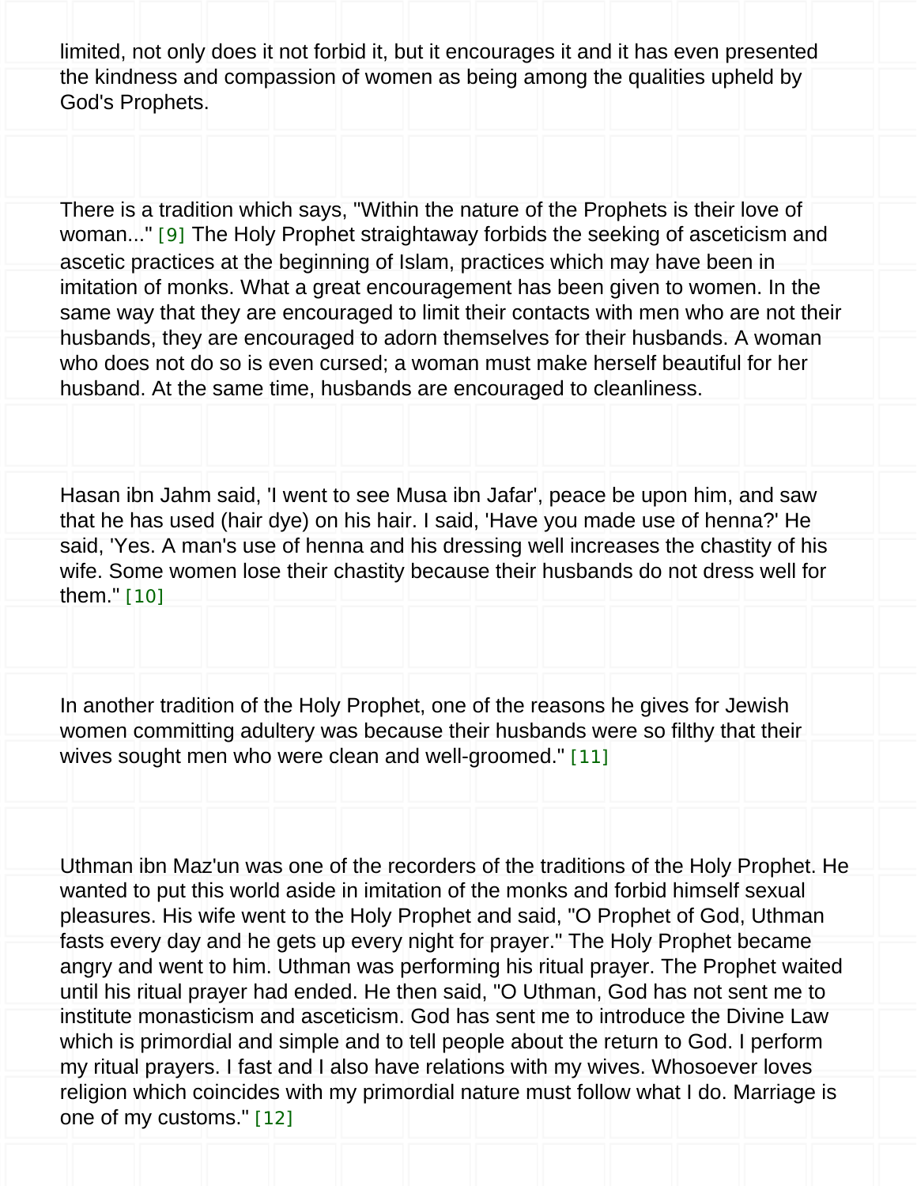limited, not only does it not forbid it, but it encourages it and it has even presented the kindness and compassion of women as being among the qualities upheld by God's Prophets.

There is a tradition which says, "Within the nature of the Prophets is their love of woman..." [9] The Holy Prophet straightaway forbids the seeking of asceticism and ascetic practices at the beginning of Islam, practices which may have been in imitation of monks. What a great encouragement has been given to women. In the same way that they are encouraged to limit their contacts with men who are not their husbands, they are encouraged to adorn themselves for their husbands. A woman who does not do so is even cursed; a woman must make herself beautiful for her husband. At the same time, husbands are encouraged to cleanliness.

Hasan ibn Jahm said, 'I went to see Musa ibn Jafar', peace be upon him, and saw that he has used (hair dye) on his hair. I said, 'Have you made use of henna?' He said, 'Yes. A man's use of henna and his dressing well increases the chastity of his wife. Some women lose their chastity because their husbands do not dress well for them." [10]

In another tradition of the Holy Prophet, one of the reasons he gives for Jewish women committing adultery was because their husbands were so filthy that their wives sought men who were clean and well-groomed." [11]

Uthman ibn Maz'un was one of the recorders of the traditions of the Holy Prophet. He wanted to put this world aside in imitation of the monks and forbid himself sexual pleasures. His wife went to the Holy Prophet and said, "O Prophet of God, Uthman fasts every day and he gets up every night for prayer." The Holy Prophet became angry and went to him. Uthman was performing his ritual prayer. The Prophet waited until his ritual prayer had ended. He then said, "O Uthman, God has not sent me to institute monasticism and asceticism. God has sent me to introduce the Divine Law which is primordial and simple and to tell people about the return to God. I perform my ritual prayers. I fast and I also have relations with my wives. Whosoever loves religion which coincides with my primordial nature must follow what I do. Marriage is one of my customs." [12]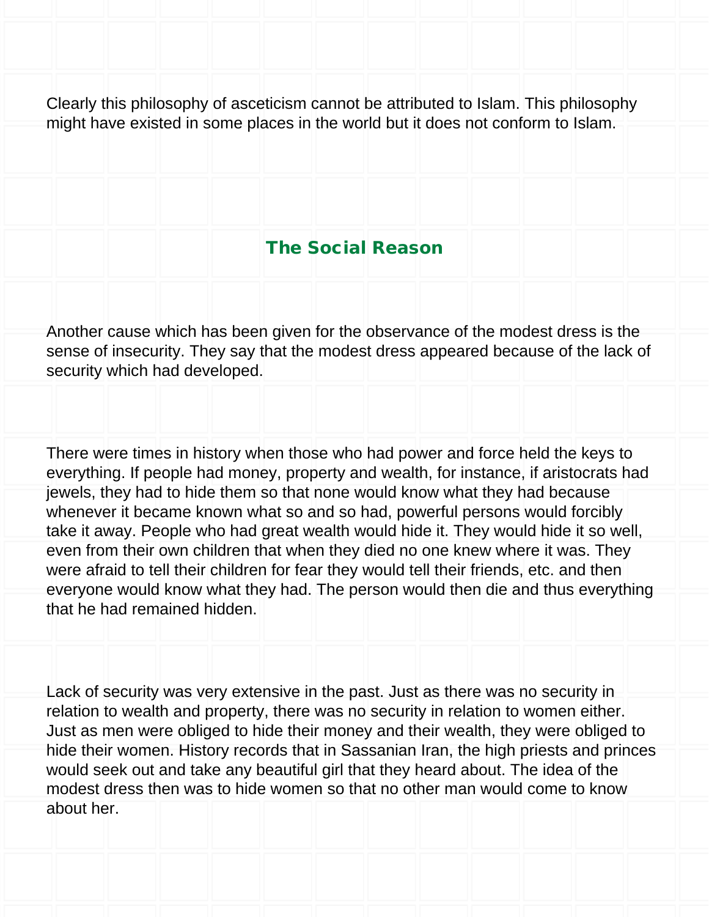Clearly this philosophy of asceticism cannot be attributed to Islam. This philosophy might have existed in some places in the world but it does not conform to Islam.

## The Social Reason

Another cause which has been given for the observance of the modest dress is the sense of insecurity. They say that the modest dress appeared because of the lack of security which had developed.

There were times in history when those who had power and force held the keys to everything. If people had money, property and wealth, for instance, if aristocrats had jewels, they had to hide them so that none would know what they had because whenever it became known what so and so had, powerful persons would forcibly take it away. People who had great wealth would hide it. They would hide it so well, even from their own children that when they died no one knew where it was. They were afraid to tell their children for fear they would tell their friends, etc. and then everyone would know what they had. The person would then die and thus everything that he had remained hidden.

Lack of security was very extensive in the past. Just as there was no security in relation to wealth and property, there was no security in relation to women either. Just as men were obliged to hide their money and their wealth, they were obliged to hide their women. History records that in Sassanian Iran, the high priests and princes would seek out and take any beautiful girl that they heard about. The idea of the modest dress then was to hide women so that no other man would come to know about her.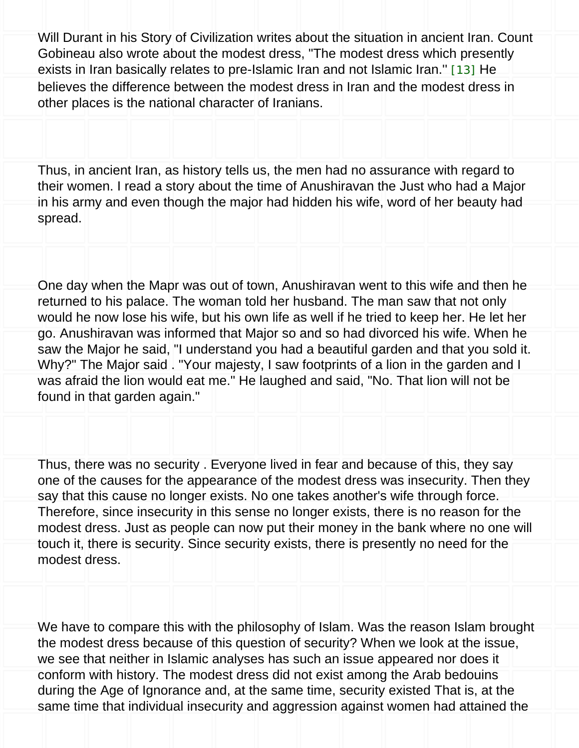Will Durant in his Story of Civilization writes about the situation in ancient Iran. Count Gobineau also wrote about the modest dress, "The modest dress which presently exists in Iran basically relates to pre-Islamic Iran and not Islamic Iran." [13] He believes the difference between the modest dress in Iran and the modest dress in other places is the national character of Iranians.

Thus, in ancient Iran, as history tells us, the men had no assurance with regard to their women. I read a story about the time of Anushiravan the Just who had a Major in his army and even though the major had hidden his wife, word of her beauty had spread.

One day when the Mapr was out of town, Anushiravan went to this wife and then he returned to his palace. The woman told her husband. The man saw that not only would he now lose his wife, but his own life as well if he tried to keep her. He let her go. Anushiravan was informed that Major so and so had divorced his wife. When he saw the Major he said, "I understand you had a beautiful garden and that you sold it. Why?" The Major said . "Your majesty, I saw footprints of a lion in the garden and I was afraid the lion would eat me." He laughed and said, "No. That lion will not be found in that garden again."

Thus, there was no security . Everyone lived in fear and because of this, they say one of the causes for the appearance of the modest dress was insecurity. Then they say that this cause no longer exists. No one takes another's wife through force. Therefore, since insecurity in this sense no longer exists, there is no reason for the modest dress. Just as people can now put their money in the bank where no one will touch it, there is security. Since security exists, there is presently no need for the modest dress.

We have to compare this with the philosophy of Islam. Was the reason Islam brought the modest dress because of this question of security? When we look at the issue, we see that neither in Islamic analyses has such an issue appeared nor does it conform with history. The modest dress did not exist among the Arab bedouins during the Age of Ignorance and, at the same time, security existed That is, at the same time that individual insecurity and aggression against women had attained the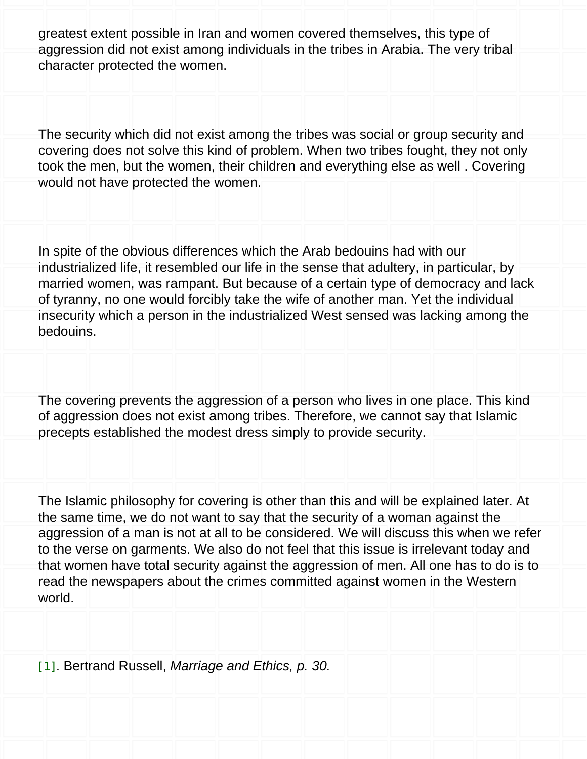greatest extent possible in Iran and women covered themselves, this type of aggression did not exist among individuals in the tribes in Arabia. The very tribal character protected the women.

The security which did not exist among the tribes was social or group security and covering does not solve this kind of problem. When two tribes fought, they not only took the men, but the women, their children and everything else as well . Covering would not have protected the women.

In spite of the obvious differences which the Arab bedouins had with our industrialized life, it resembled our life in the sense that adultery, in particular, by married women, was rampant. But because of a certain type of democracy and lack of tyranny, no one would forcibly take the wife of another man. Yet the individual insecurity which a person in the industrialized West sensed was lacking among the bedouins.

The covering prevents the aggression of a person who lives in one place. This kind of aggression does not exist among tribes. Therefore, we cannot say that Islamic precepts established the modest dress simply to provide security.

The Islamic philosophy for covering is other than this and will be explained later. At the same time, we do not want to say that the security of a woman against the aggression of a man is not at all to be considered. We will discuss this when we refer to the verse on garments. We also do not feel that this issue is irrelevant today and that women have total security against the aggression of men. All one has to do is to read the newspapers about the crimes committed against women in the Western world.

[1]. Bertrand Russell, *Marriage and Ethics, p. 30.*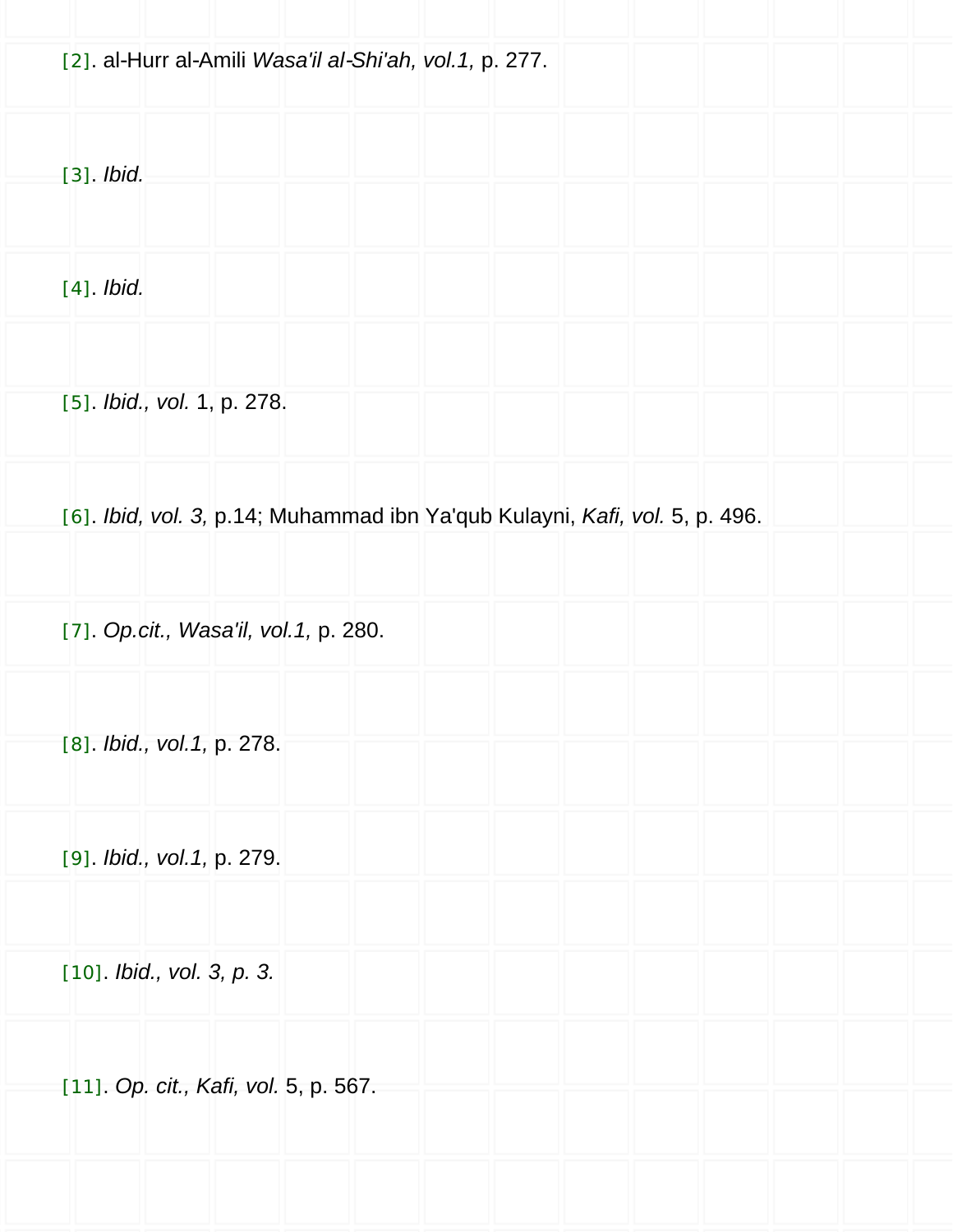[2]. al-Hurr al-Amili *Wasa'il al-Shi'ah, vol.1,* p. 277.

[3]. *Ibid.*

[4]. *Ibid.*

[5]. *Ibid., vol.* 1, p. 278.

[6]. *Ibid, vol. 3,* p.14; Muhammad ibn Ya'qub Kulayni, *Kafi, vol.* 5, p. 496.

[7]. *Op.cit., Wasa'il, vol.1,* p. 280.

[8]. *Ibid., vol.1,* p. 278.

[9]. *Ibid., vol.1,* p. 279.

[10]. *Ibid., vol. 3, p. 3.*

[11]. *Op. cit., Kafi, vol.* 5, p. 567.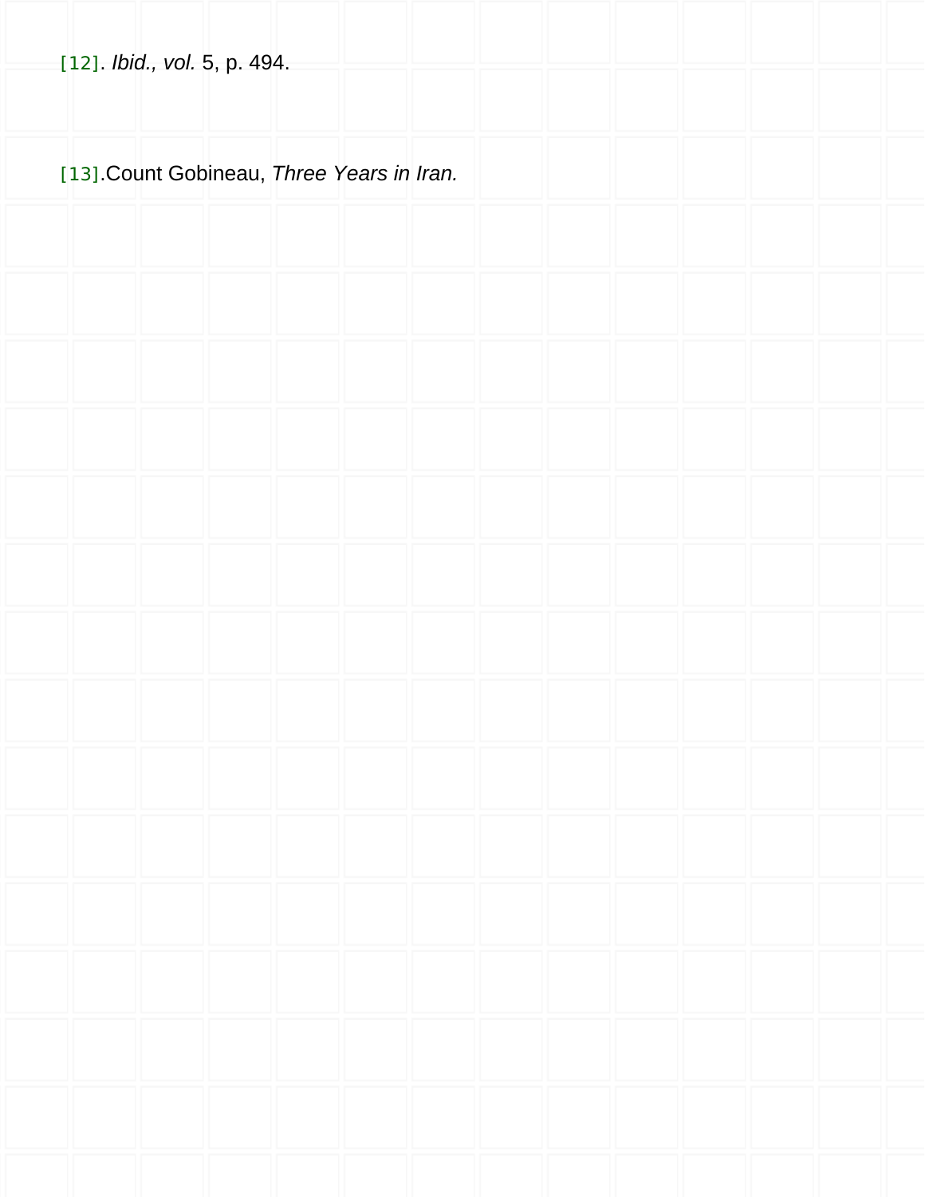[12]. *Ibid., vol.* 5, p. 494.

[13].Count Gobineau, *Three Years in Iran.*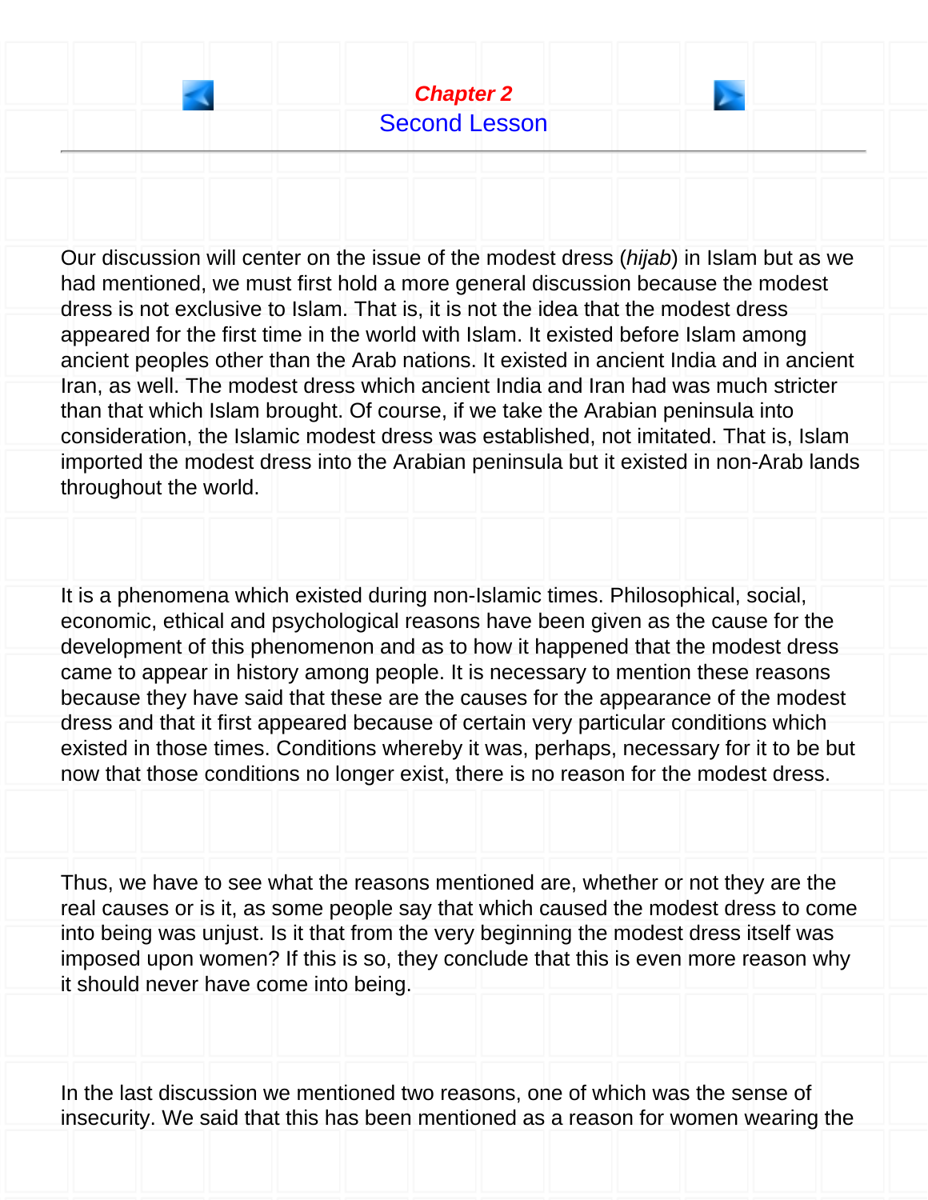## Chapter 2

### Second Lesson

Our discussion will center on the issue of the modest dress (*hijab*) in Islam but as we had mentioned, we must first hold a more general discussion because the modest dress is not exclusive to Islam. That is, it is not the idea that the modest dress appeared for the first time in the world with Islam. It existed before Islam among ancient peoples other than the Arab nations. It existed in ancient India and in ancient Iran, as well. The modest dress which ancient India and Iran had was much stricter than that which Islam brought. Of course, if we take the Arabian peninsula into consideration, the Islamic modest dress was established, not imitated. That is, Islam imported the modest dress into the Arabian peninsula but it existed in non-Arab lands throughout the world.

It is a phenomena which existed during non-Islamic times. Philosophical, social, economic, ethical and psychological reasons have been given as the cause for the development of this phenomenon and as to how it happened that the modest dress came to appear in history among people. It is necessary to mention these reasons because they have said that these are the causes for the appearance of the modest dress and that it first appeared because of certain very particular conditions which existed in those times. Conditions whereby it was, perhaps, necessary for it to be but now that those conditions no longer exist, there is no reason for the modest dress.

Thus, we have to see what the reasons mentioned are, whether or not they are the real causes or is it, as some people say that which caused the modest dress to come into being was unjust. Is it that from the very beginning the modest dress itself was imposed upon women? If this is so, they conclude that this is even more reason why it should never have come into being.

In the last discussion we mentioned two reasons, one of which was the sense of insecurity. We said that this has been mentioned as a reason for women wearing the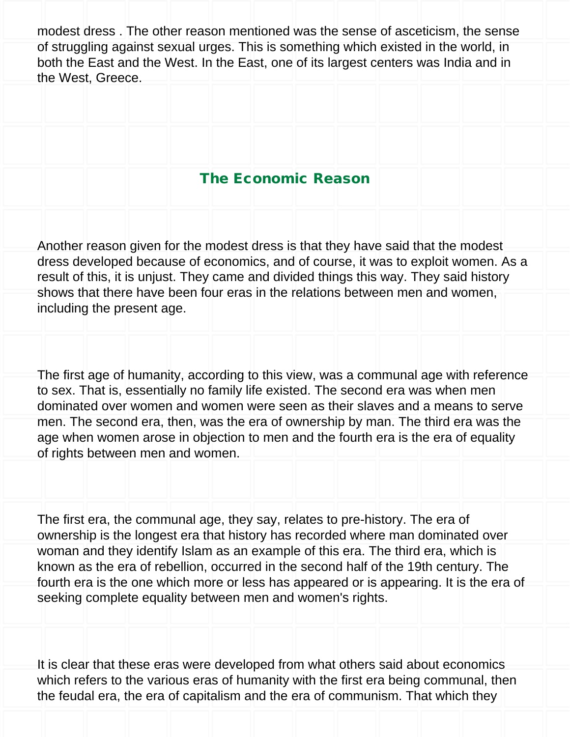modest dress . The other reason mentioned was the sense of asceticism, the sense of struggling against sexual urges. This is something which existed in the world, in both the East and the West. In the East, one of its largest centers was India and in the West, Greece.

## The Economic Reason

Another reason given for the modest dress is that they have said that the modest dress developed because of economics, and of course, it was to exploit women. As a result of this, it is unjust. They came and divided things this way. They said history shows that there have been four eras in the relations between men and women, including the present age.

The first age of humanity, according to this view, was a communal age with reference to sex. That is, essentially no family life existed. The second era was when men dominated over women and women were seen as their slaves and a means to serve men. The second era, then, was the era of ownership by man. The third era was the age when women arose in objection to men and the fourth era is the era of equality of rights between men and women.

The first era, the communal age, they say, relates to pre-history. The era of ownership is the longest era that history has recorded where man dominated over woman and they identify Islam as an example of this era. The third era, which is known as the era of rebellion, occurred in the second half of the 19th century. The fourth era is the one which more or less has appeared or is appearing. It is the era of seeking complete equality between men and women's rights.

It is clear that these eras were developed from what others said about economics which refers to the various eras of humanity with the first era being communal, then the feudal era, the era of capitalism and the era of communism. That which they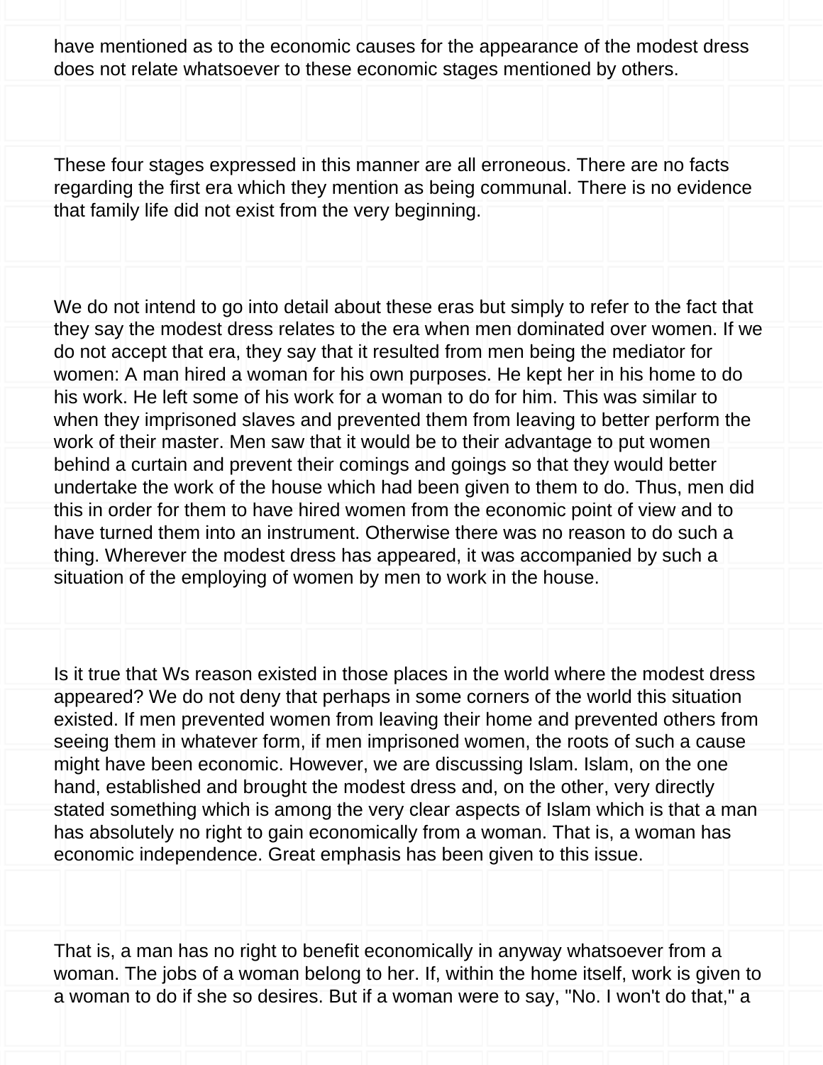have mentioned as to the economic causes for the appearance of the modest dress does not relate whatsoever to these economic stages mentioned by others.

These four stages expressed in this manner are all erroneous. There are no facts regarding the first era which they mention as being communal. There is no evidence that family life did not exist from the very beginning.

We do not intend to go into detail about these eras but simply to refer to the fact that they say the modest dress relates to the era when men dominated over women. If we do not accept that era, they say that it resulted from men being the mediator for women: A man hired a woman for his own purposes. He kept her in his home to do his work. He left some of his work for a woman to do for him. This was similar to when they imprisoned slaves and prevented them from leaving to better perform the work of their master. Men saw that it would be to their advantage to put women behind a curtain and prevent their comings and goings so that they would better undertake the work of the house which had been given to them to do. Thus, men did this in order for them to have hired women from the economic point of view and to have turned them into an instrument. Otherwise there was no reason to do such a thing. Wherever the modest dress has appeared, it was accompanied by such a situation of the employing of women by men to work in the house.

Is it true that Ws reason existed in those places in the world where the modest dress appeared? We do not deny that perhaps in some corners of the world this situation existed. If men prevented women from leaving their home and prevented others from seeing them in whatever form, if men imprisoned women, the roots of such a cause might have been economic. However, we are discussing Islam. Islam, on the one hand, established and brought the modest dress and, on the other, very directly stated something which is among the very clear aspects of Islam which is that a man has absolutely no right to gain economically from a woman. That is, a woman has economic independence. Great emphasis has been given to this issue.

That is, a man has no right to benefit economically in anyway whatsoever from a woman. The jobs of a woman belong to her. If, within the home itself, work is given to a woman to do if she so desires. But if a woman were to say, "No. I won't do that," a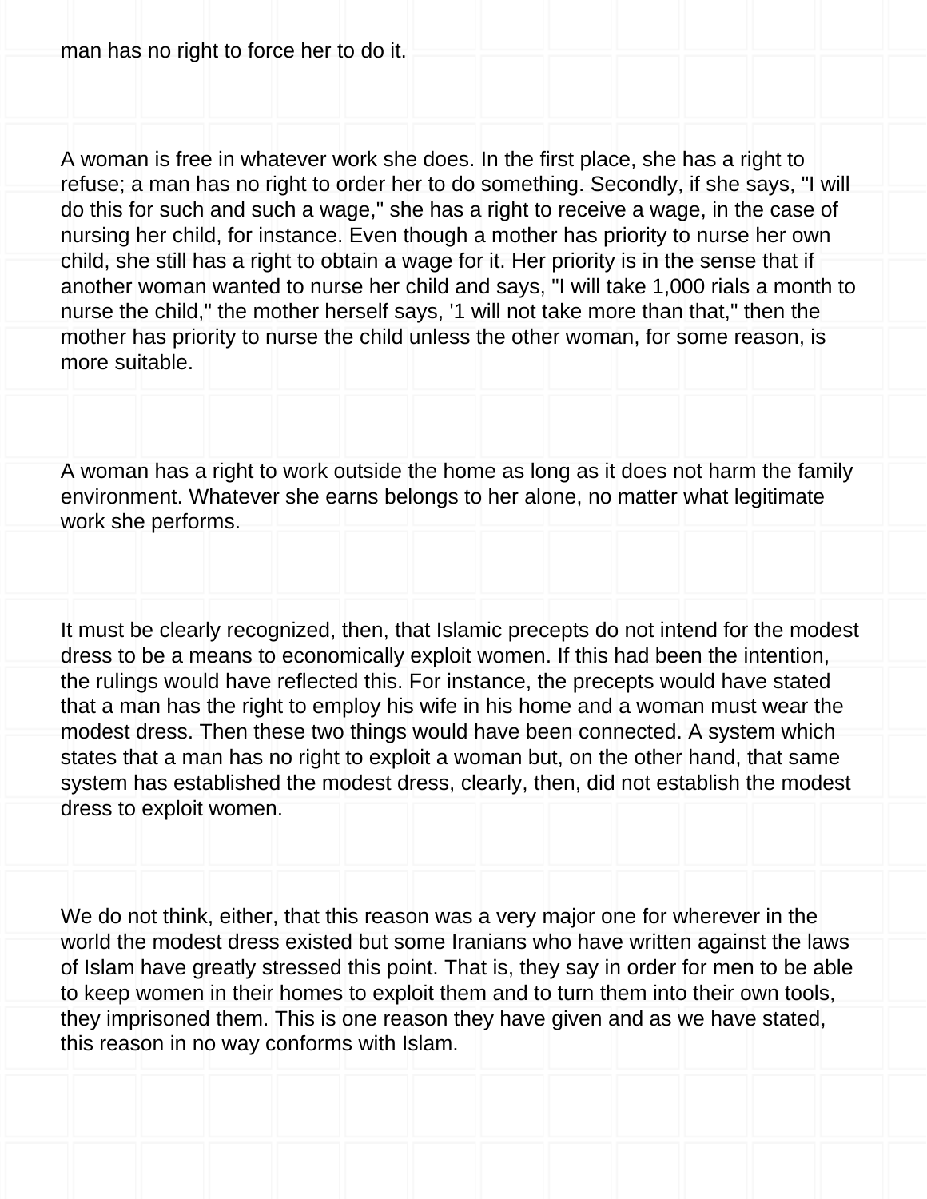man has no right to force her to do it.

A woman is free in whatever work she does. In the first place, she has a right to refuse; a man has no right to order her to do something. Secondly, if she says, "I will do this for such and such a wage," she has a right to receive a wage, in the case of nursing her child, for instance. Even though a mother has priority to nurse her own child, she still has a right to obtain a wage for it. Her priority is in the sense that if another woman wanted to nurse her child and says, "I will take 1,000 rials a month to nurse the child," the mother herself says, '1 will not take more than that," then the mother has priority to nurse the child unless the other woman, for some reason, is more suitable.

A woman has a right to work outside the home as long as it does not harm the family environment. Whatever she earns belongs to her alone, no matter what legitimate work she performs.

It must be clearly recognized, then, that Islamic precepts do not intend for the modest dress to be a means to economically exploit women. If this had been the intention, the rulings would have reflected this. For instance, the precepts would have stated that a man has the right to employ his wife in his home and a woman must wear the modest dress. Then these two things would have been connected. A system which states that a man has no right to exploit a woman but, on the other hand, that same system has established the modest dress, clearly, then, did not establish the modest dress to exploit women.

We do not think, either, that this reason was a very major one for wherever in the world the modest dress existed but some Iranians who have written against the laws of Islam have greatly stressed this point. That is, they say in order for men to be able to keep women in their homes to exploit them and to turn them into their own tools, they imprisoned them. This is one reason they have given and as we have stated, this reason in no way conforms with Islam.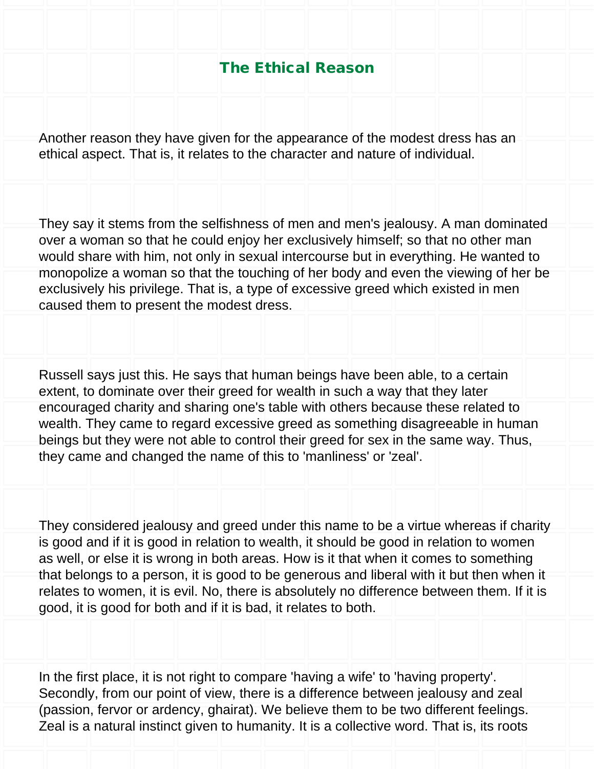## The Ethical Reason

Another reason they have given for the appearance of the modest dress has an ethical aspect. That is, it relates to the character and nature of individual.

They say it stems from the selfishness of men and men's jealousy. A man dominated over a woman so that he could enjoy her exclusively himself; so that no other man would share with him, not only in sexual intercourse but in everything. He wanted to monopolize a woman so that the touching of her body and even the viewing of her be exclusively his privilege. That is, a type of excessive greed which existed in men caused them to present the modest dress.

Russell says just this. He says that human beings have been able, to a certain extent, to dominate over their greed for wealth in such a way that they later encouraged charity and sharing one's table with others because these related to wealth. They came to regard excessive greed as something disagreeable in human beings but they were not able to control their greed for sex in the same way. Thus, they came and changed the name of this to 'manliness' or 'zeal'.

They considered jealousy and greed under this name to be a virtue whereas if charity is good and if it is good in relation to wealth, it should be good in relation to women as well, or else it is wrong in both areas. How is it that when it comes to something that belongs to a person, it is good to be generous and liberal with it but then when it relates to women, it is evil. No, there is absolutely no difference between them. If it is good, it is good for both and if it is bad, it relates to both.

In the first place, it is not right to compare 'having a wife' to 'having property'. Secondly, from our point of view, there is a difference between jealousy and zeal (passion, fervor or ardency, ghairat). We believe them to be two different feelings. Zeal is a natural instinct given to humanity. It is a collective word. That is, its roots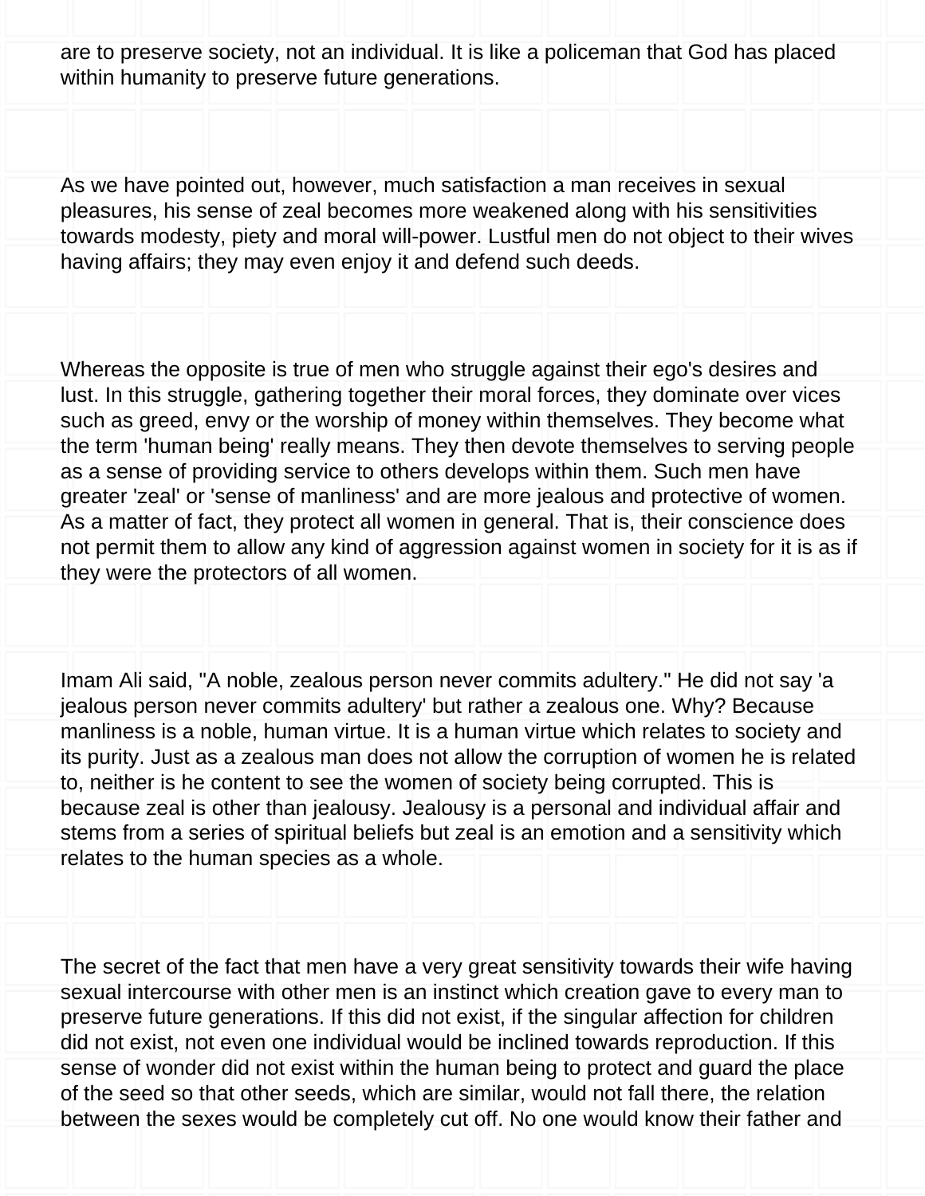are to preserve society, not an individual. It is like a policeman that God has placed within humanity to preserve future generations.

As we have pointed out, however, much satisfaction a man receives in sexual pleasures, his sense of zeal becomes more weakened along with his sensitivities towards modesty, piety and moral will-power. Lustful men do not object to their wives having affairs; they may even enjoy it and defend such deeds.

Whereas the opposite is true of men who struggle against their ego's desires and lust. In this struggle, gathering together their moral forces, they dominate over vices such as greed, envy or the worship of money within themselves. They become what the term 'human being' really means. They then devote themselves to serving people as a sense of providing service to others develops within them. Such men have greater 'zeal' or 'sense of manliness' and are more jealous and protective of women. As a matter of fact, they protect all women in general. That is, their conscience does not permit them to allow any kind of aggression against women in society for it is as if they were the protectors of all women.

Imam Ali said, "A noble, zealous person never commits adultery." He did not say 'a jealous person never commits adultery' but rather a zealous one. Why? Because manliness is a noble, human virtue. It is a human virtue which relates to society and its purity. Just as a zealous man does not allow the corruption of women he is related to, neither is he content to see the women of society being corrupted. This is because zeal is other than jealousy. Jealousy is a personal and individual affair and stems from a series of spiritual beliefs but zeal is an emotion and a sensitivity which relates to the human species as a whole.

The secret of the fact that men have a very great sensitivity towards their wife having sexual intercourse with other men is an instinct which creation gave to every man to preserve future generations. If this did not exist, if the singular affection for children did not exist, not even one individual would be inclined towards reproduction. If this sense of wonder did not exist within the human being to protect and guard the place of the seed so that other seeds, which are similar, would not fall there, the relation between the sexes would be completely cut off. No one would know their father and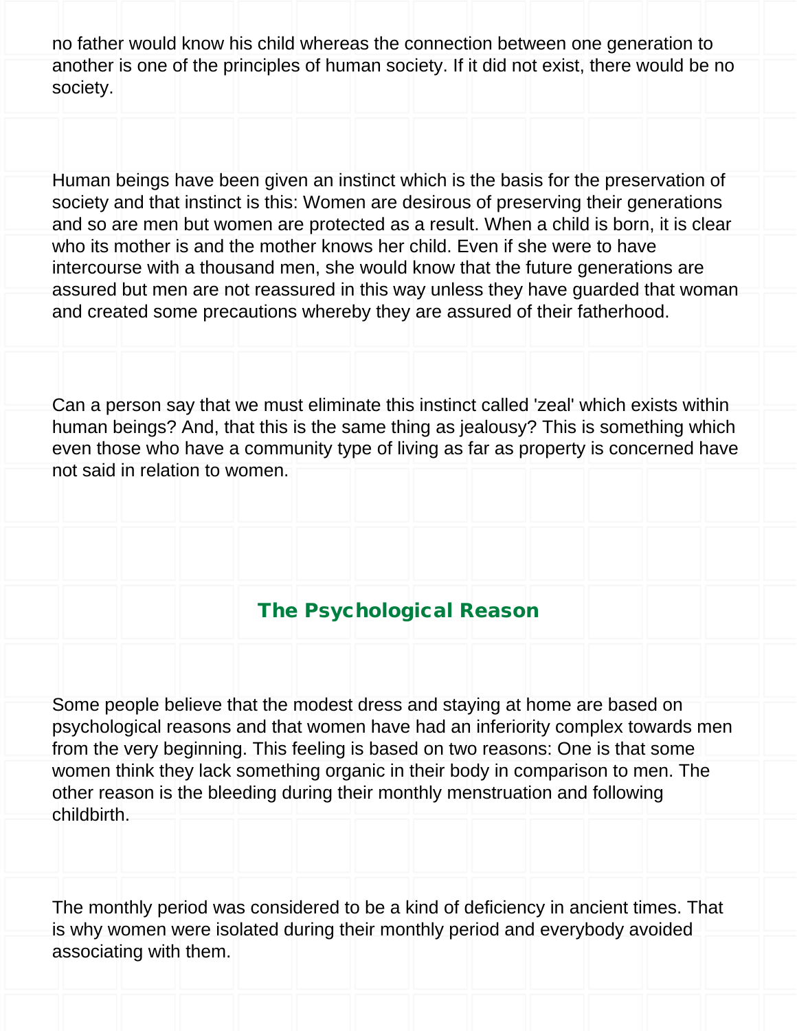no father would know his child whereas the connection between one generation to another is one of the principles of human society. If it did not exist, there would be no society.

Human beings have been given an instinct which is the basis for the preservation of society and that instinct is this: Women are desirous of preserving their generations and so are men but women are protected as a result. When a child is born, it is clear who its mother is and the mother knows her child. Even if she were to have intercourse with a thousand men, she would know that the future generations are assured but men are not reassured in this way unless they have guarded that woman and created some precautions whereby they are assured of their fatherhood.

Can a person say that we must eliminate this instinct called 'zeal' which exists within human beings? And, that this is the same thing as jealousy? This is something which even those who have a community type of living as far as property is concerned have not said in relation to women.

## The Psychological Reason

Some people believe that the modest dress and staying at home are based on psychological reasons and that women have had an inferiority complex towards men from the very beginning. This feeling is based on two reasons: One is that some women think they lack something organic in their body in comparison to men. The other reason is the bleeding during their monthly menstruation and following childbirth.

The monthly period was considered to be a kind of deficiency in ancient times. That is why women were isolated during their monthly period and everybody avoided associating with them.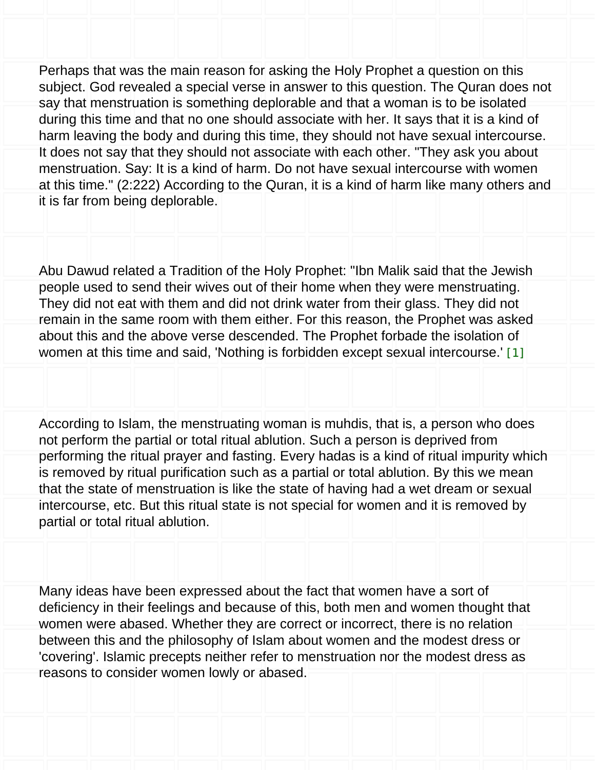Perhaps that was the main reason for asking the Holy Prophet a question on this subject. God revealed a special verse in answer to this question. The Quran does not say that menstruation is something deplorable and that a woman is to be isolated during this time and that no one should associate with her. It says that it is a kind of harm leaving the body and during this time, they should not have sexual intercourse. It does not say that they should not associate with each other. "They ask you about menstruation. Say: It is a kind of harm. Do not have sexual intercourse with women at this time." (2:222) According to the Quran, it is a kind of harm like many others and it is far from being deplorable.

Abu Dawud related a Tradition of the Holy Prophet: "Ibn Malik said that the Jewish people used to send their wives out of their home when they were menstruating. They did not eat with them and did not drink water from their glass. They did not remain in the same room with them either. For this reason, the Prophet was asked about this and the above verse descended. The Prophet forbade the isolation of women at this time and said, 'Nothing is forbidden except sexual intercourse.' [1]

According to Islam, the menstruating woman is muhdis, that is, a person who does not perform the partial or total ritual ablution. Such a person is deprived from performing the ritual prayer and fasting. Every hadas is a kind of ritual impurity which is removed by ritual purification such as a partial or total ablution. By this we mean that the state of menstruation is like the state of having had a wet dream or sexual intercourse, etc. But this ritual state is not special for women and it is removed by partial or total ritual ablution.

Many ideas have been expressed about the fact that women have a sort of deficiency in their feelings and because of this, both men and women thought that women were abased. Whether they are correct or incorrect, there is no relation between this and the philosophy of Islam about women and the modest dress or 'covering'. Islamic precepts neither refer to menstruation nor the modest dress as reasons to consider women lowly or abased.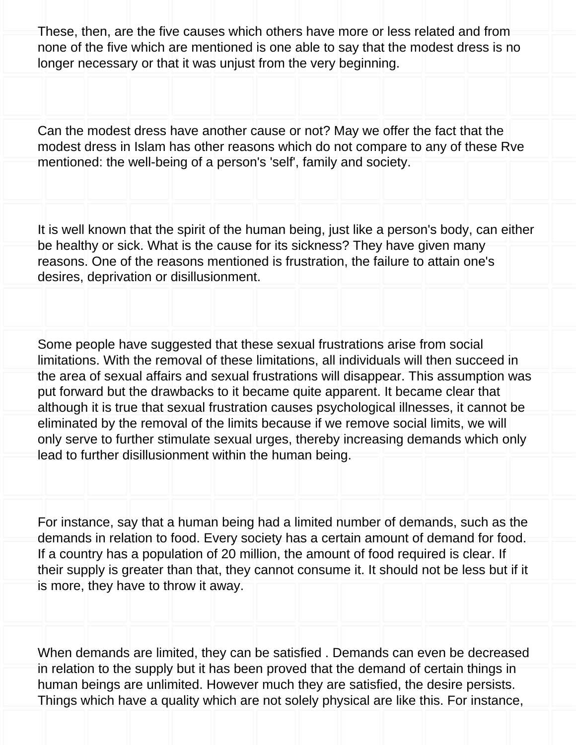These, then, are the five causes which others have more or less related and from none of the five which are mentioned is one able to say that the modest dress is no longer necessary or that it was unjust from the very beginning.

Can the modest dress have another cause or not? May we offer the fact that the modest dress in Islam has other reasons which do not compare to any of these Rve mentioned: the well-being of a person's 'self', family and society.

It is well known that the spirit of the human being, just like a person's body, can either be healthy or sick. What is the cause for its sickness? They have given many reasons. One of the reasons mentioned is frustration, the failure to attain one's desires, deprivation or disillusionment.

Some people have suggested that these sexual frustrations arise from social limitations. With the removal of these limitations, all individuals will then succeed in the area of sexual affairs and sexual frustrations will disappear. This assumption was put forward but the drawbacks to it became quite apparent. It became clear that although it is true that sexual frustration causes psychological illnesses, it cannot be eliminated by the removal of the limits because if we remove social limits, we will only serve to further stimulate sexual urges, thereby increasing demands which only lead to further disillusionment within the human being.

For instance, say that a human being had a limited number of demands, such as the demands in relation to food. Every society has a certain amount of demand for food. If a country has a population of 20 million, the amount of food required is clear. If their supply is greater than that, they cannot consume it. It should not be less but if it is more, they have to throw it away.

When demands are limited, they can be satisfied . Demands can even be decreased in relation to the supply but it has been proved that the demand of certain things in human beings are unlimited. However much they are satisfied, the desire persists. Things which have a quality which are not solely physical are like this. For instance,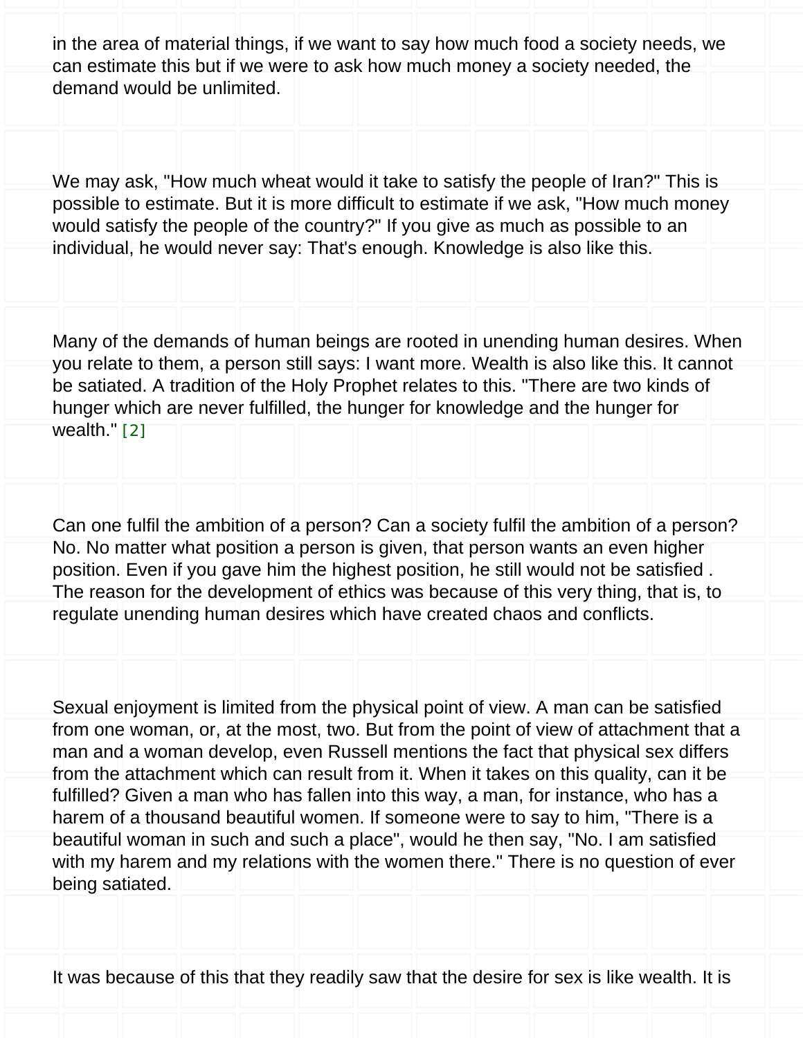in the area of material things, if we want to say how much food a society needs, we can estimate this but if we were to ask how much money a society needed, the demand would be unlimited.

We may ask, "How much wheat would it take to satisfy the people of Iran?" This is possible to estimate. But it is more difficult to estimate if we ask, "How much money would satisfy the people of the country?" If you give as much as possible to an individual, he would never say: That's enough. Knowledge is also like this.

Many of the demands of human beings are rooted in unending human desires. When you relate to them, a person still says: I want more. Wealth is also like this. It cannot be satiated. A tradition of the Holy Prophet relates to this. "There are two kinds of hunger which are never fulfilled, the hunger for knowledge and the hunger for wealth." [2]

Can one fulfil the ambition of a person? Can a society fulfil the ambition of a person? No. No matter what position a person is given, that person wants an even higher position. Even if you gave him the highest position, he still would not be satisfied . The reason for the development of ethics was because of this very thing, that is, to regulate unending human desires which have created chaos and conflicts.

Sexual enjoyment is limited from the physical point of view. A man can be satisfied from one woman, or, at the most, two. But from the point of view of attachment that a man and a woman develop, even Russell mentions the fact that physical sex differs from the attachment which can result from it. When it takes on this quality, can it be fulfilled? Given a man who has fallen into this way, a man, for instance, who has a harem of a thousand beautiful women. If someone were to say to him, "There is a beautiful woman in such and such a place", would he then say, "No. I am satisfied with my harem and my relations with the women there." There is no question of ever being satiated.

It was because of this that they readily saw that the desire for sex is like wealth. It is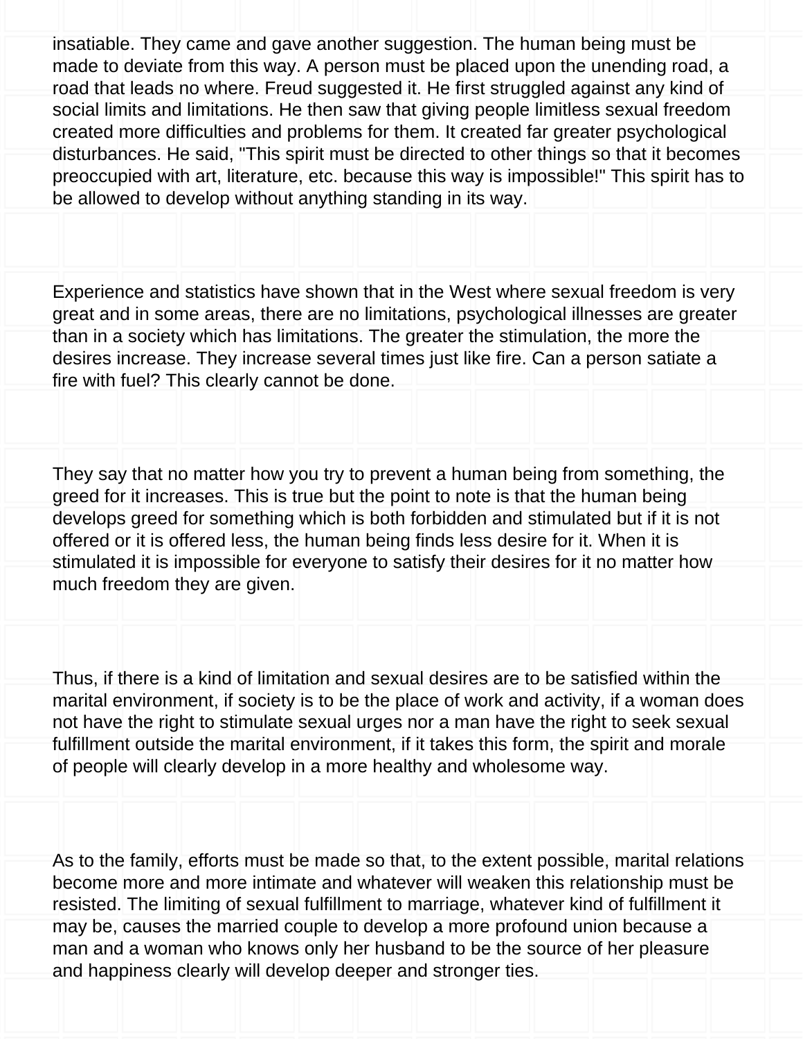insatiable. They came and gave another suggestion. The human being must be made to deviate from this way. A person must be placed upon the unending road, a road that leads no where. Freud suggested it. He first struggled against any kind of social limits and limitations. He then saw that giving people limitless sexual freedom created more difficulties and problems for them. It created far greater psychological disturbances. He said, "This spirit must be directed to other things so that it becomes preoccupied with art, literature, etc. because this way is impossible!" This spirit has to be allowed to develop without anything standing in its way.

Experience and statistics have shown that in the West where sexual freedom is very great and in some areas, there are no limitations, psychological illnesses are greater than in a society which has limitations. The greater the stimulation, the more the desires increase. They increase several times just like fire. Can a person satiate a fire with fuel? This clearly cannot be done.

They say that no matter how you try to prevent a human being from something, the greed for it increases. This is true but the point to note is that the human being develops greed for something which is both forbidden and stimulated but if it is not offered or it is offered less, the human being finds less desire for it. When it is stimulated it is impossible for everyone to satisfy their desires for it no matter how much freedom they are given.

Thus, if there is a kind of limitation and sexual desires are to be satisfied within the marital environment, if society is to be the place of work and activity, if a woman does not have the right to stimulate sexual urges nor a man have the right to seek sexual fulfillment outside the marital environment, if it takes this form, the spirit and morale of people will clearly develop in a more healthy and wholesome way.

As to the family, efforts must be made so that, to the extent possible, marital relations become more and more intimate and whatever will weaken this relationship must be resisted. The limiting of sexual fulfillment to marriage, whatever kind of fulfillment it may be, causes the married couple to develop a more profound union because a man and a woman who knows only her husband to be the source of her pleasure and happiness clearly will develop deeper and stronger ties.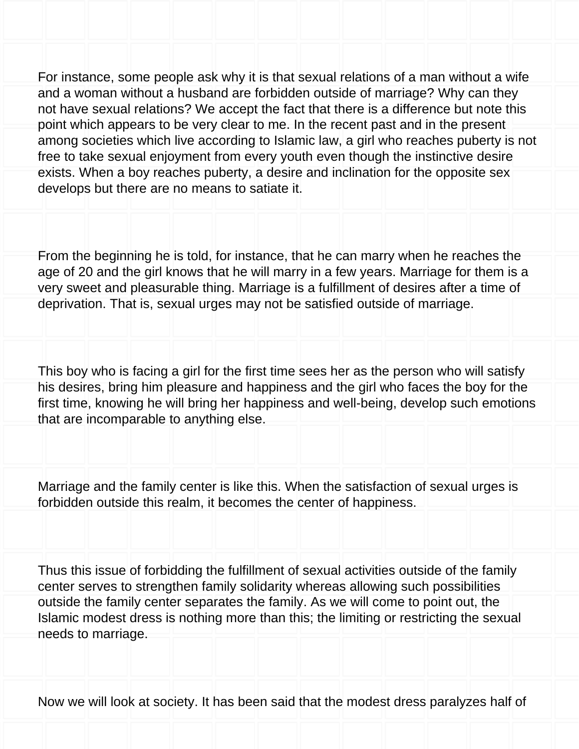For instance, some people ask why it is that sexual relations of a man without a wife and a woman without a husband are forbidden outside of marriage? Why can they not have sexual relations? We accept the fact that there is a difference but note this point which appears to be very clear to me. In the recent past and in the present among societies which live according to Islamic law, a girl who reaches puberty is not free to take sexual enjoyment from every youth even though the instinctive desire exists. When a boy reaches puberty, a desire and inclination for the opposite sex develops but there are no means to satiate it.

From the beginning he is told, for instance, that he can marry when he reaches the age of 20 and the girl knows that he will marry in a few years. Marriage for them is a very sweet and pleasurable thing. Marriage is a fulfillment of desires after a time of deprivation. That is, sexual urges may not be satisfied outside of marriage.

This boy who is facing a girl for the first time sees her as the person who will satisfy his desires, bring him pleasure and happiness and the girl who faces the boy for the first time, knowing he will bring her happiness and well-being, develop such emotions that are incomparable to anything else.

Marriage and the family center is like this. When the satisfaction of sexual urges is forbidden outside this realm, it becomes the center of happiness.

Thus this issue of forbidding the fulfillment of sexual activities outside of the family center serves to strengthen family solidarity whereas allowing such possibilities outside the family center separates the family. As we will come to point out, the Islamic modest dress is nothing more than this; the limiting or restricting the sexual needs to marriage.

Now we will look at society. It has been said that the modest dress paralyzes half of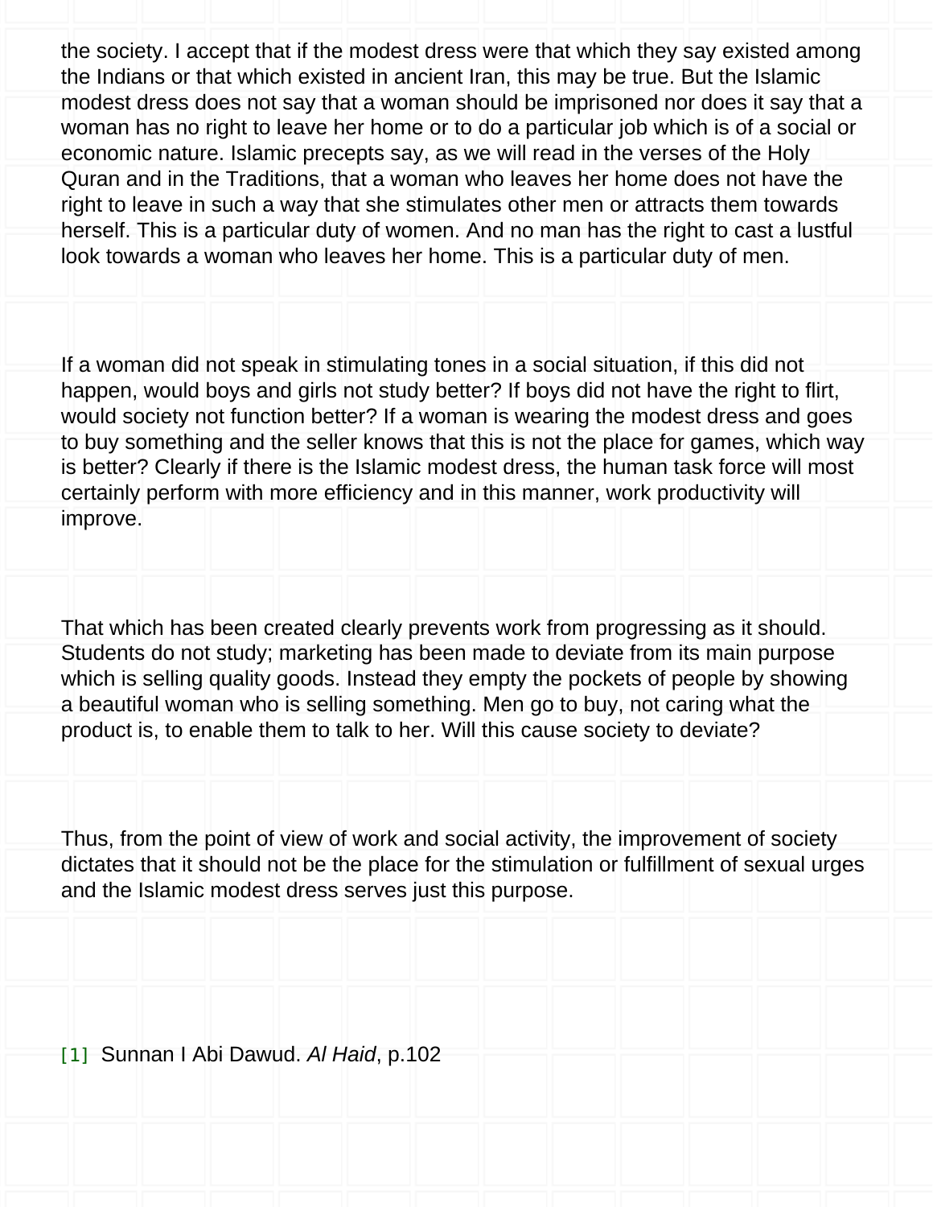the society. I accept that if the modest dress were that which they say existed among the Indians or that which existed in ancient Iran, this may be true. But the Islamic modest dress does not say that a woman should be imprisoned nor does it say that a woman has no right to leave her home or to do a particular job which is of a social or economic nature. Islamic precepts say, as we will read in the verses of the Holy Quran and in the Traditions, that a woman who leaves her home does not have the right to leave in such a way that she stimulates other men or attracts them towards herself. This is a particular duty of women. And no man has the right to cast a lustful look towards a woman who leaves her home. This is a particular duty of men.

If a woman did not speak in stimulating tones in a social situation, if this did not happen, would boys and girls not study better? If boys did not have the right to flirt, would society not function better? If a woman is wearing the modest dress and goes to buy something and the seller knows that this is not the place for games, which way is better? Clearly if there is the Islamic modest dress, the human task force will most certainly perform with more efficiency and in this manner, work productivity will improve.

That which has been created clearly prevents work from progressing as it should. Students do not study; marketing has been made to deviate from its main purpose which is selling quality goods. Instead they empty the pockets of people by showing a beautiful woman who is selling something. Men go to buy, not caring what the product is, to enable them to talk to her. Will this cause society to deviate?

Thus, from the point of view of work and social activity, the improvement of society dictates that it should not be the place for the stimulation or fulfillment of sexual urges and the Islamic modest dress serves just this purpose.

[1] Sunnan I Abi Dawud. *Al Haid*, p.102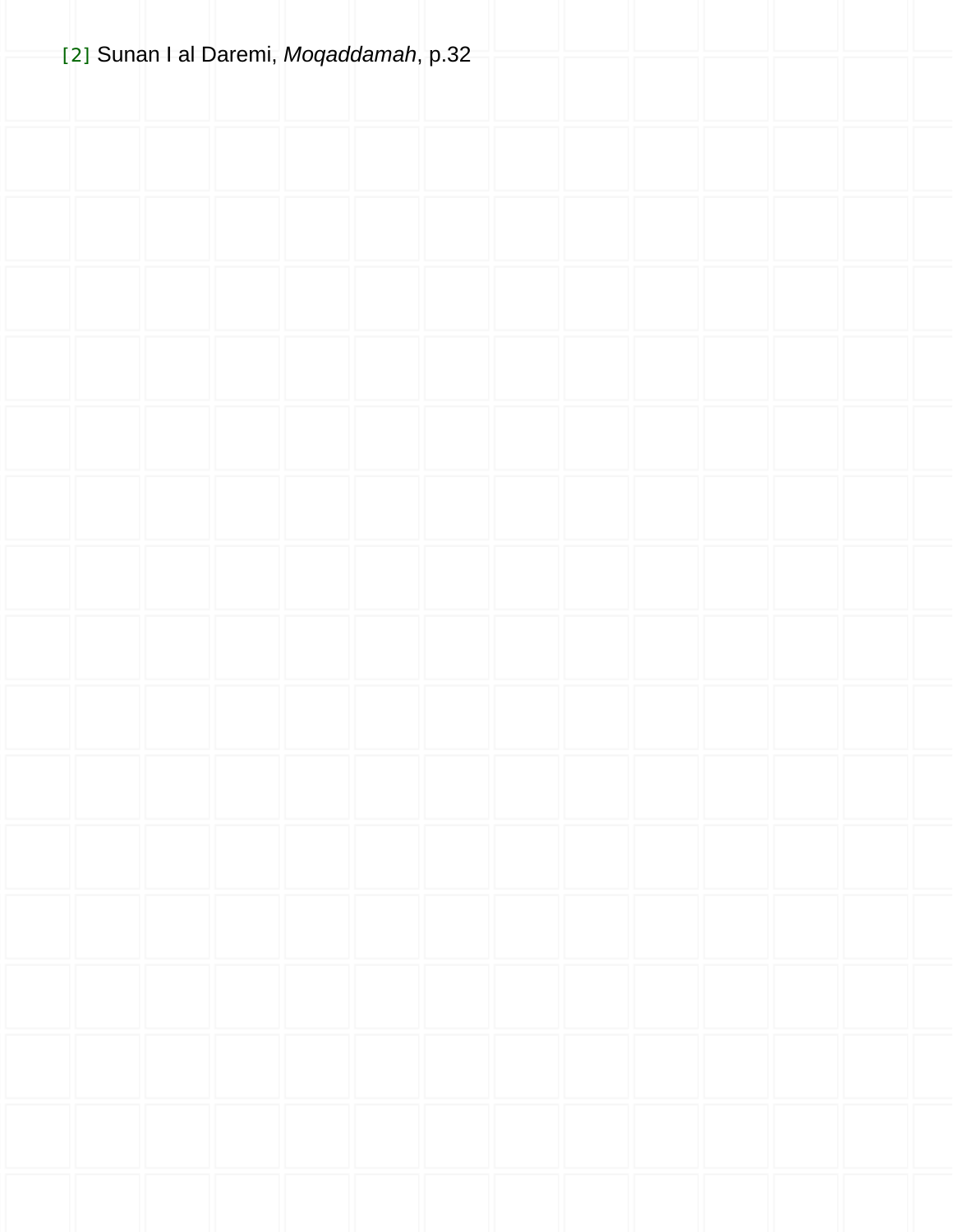[2] Sunan I al Daremi, *Moqaddamah*, p.32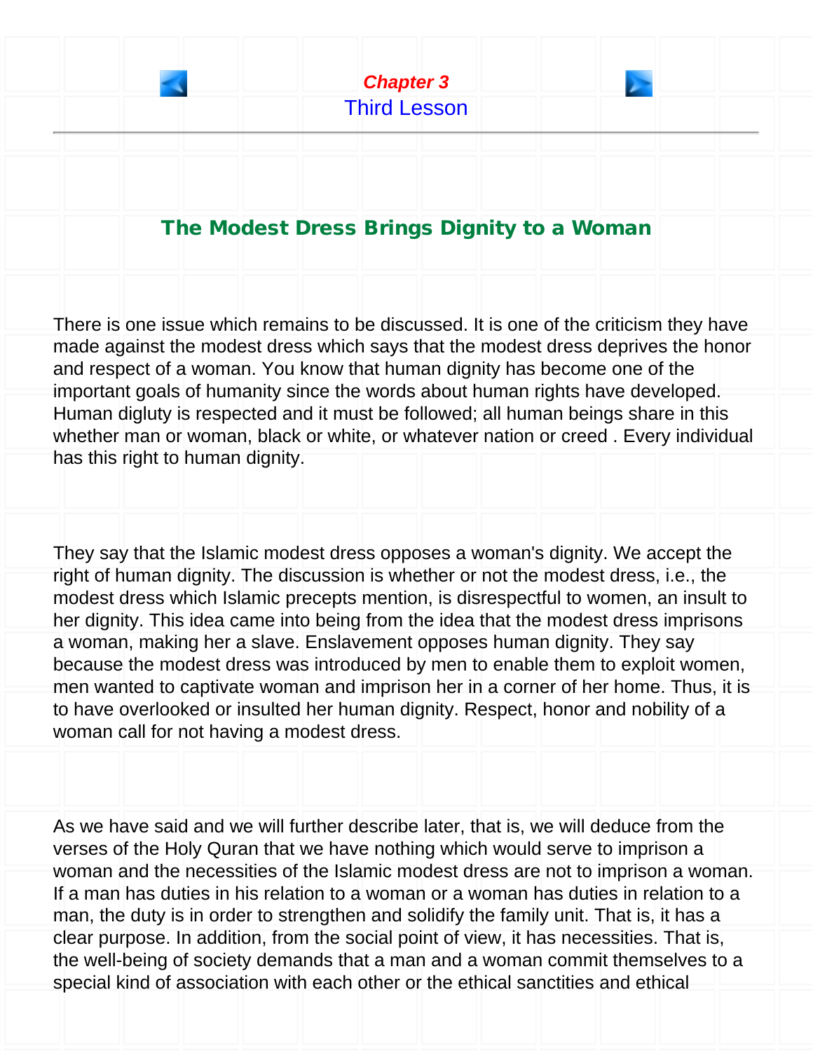## Chapter 3
### Third Lesson

---

### The Modest Dress Brings Dignity to a Woman

There is one issue which remains to be discussed. It is one of the criticism they have made against the modest dress which says that the modest dress deprives the honor and respect of a woman. You know that human dignity has become one of the important goals of humanity since the words about human rights have developed. Human digluty is respected and it must be followed; all human beings share in this whether man or woman, black or white, or whatever nation or creed . Every individual has this right to human dignity.

They say that the Islamic modest dress opposes a woman's dignity. We accept the right of human dignity. The discussion is whether or not the modest dress, i.e., the modest dress which Islamic precepts mention, is disrespectful to women, an insult to her dignity. This idea came into being from the idea that the modest dress imprisons a woman, making her a slave. Enslavement opposes human dignity. They say because the modest dress was introduced by men to enable them to exploit women, men wanted to captivate woman and imprison her in a corner of her home. Thus, it is to have overlooked or insulted her human dignity. Respect, honor and nobility of a woman call for not having a modest dress.

As we have said and we will further describe later, that is, we will deduce from the verses of the Holy Quran that we have nothing which would serve to imprison a woman and the necessities of the Islamic modest dress are not to imprison a woman. If a man has duties in his relation to a woman or a woman has duties in relation to a man, the duty is in order to strengthen and solidify the family unit. That is, it has a clear purpose. In addition, from the social point of view, it has necessities. That is, the well-being of society demands that a man and a woman commit themselves to a special kind of association with each other or the ethical sanctities and ethical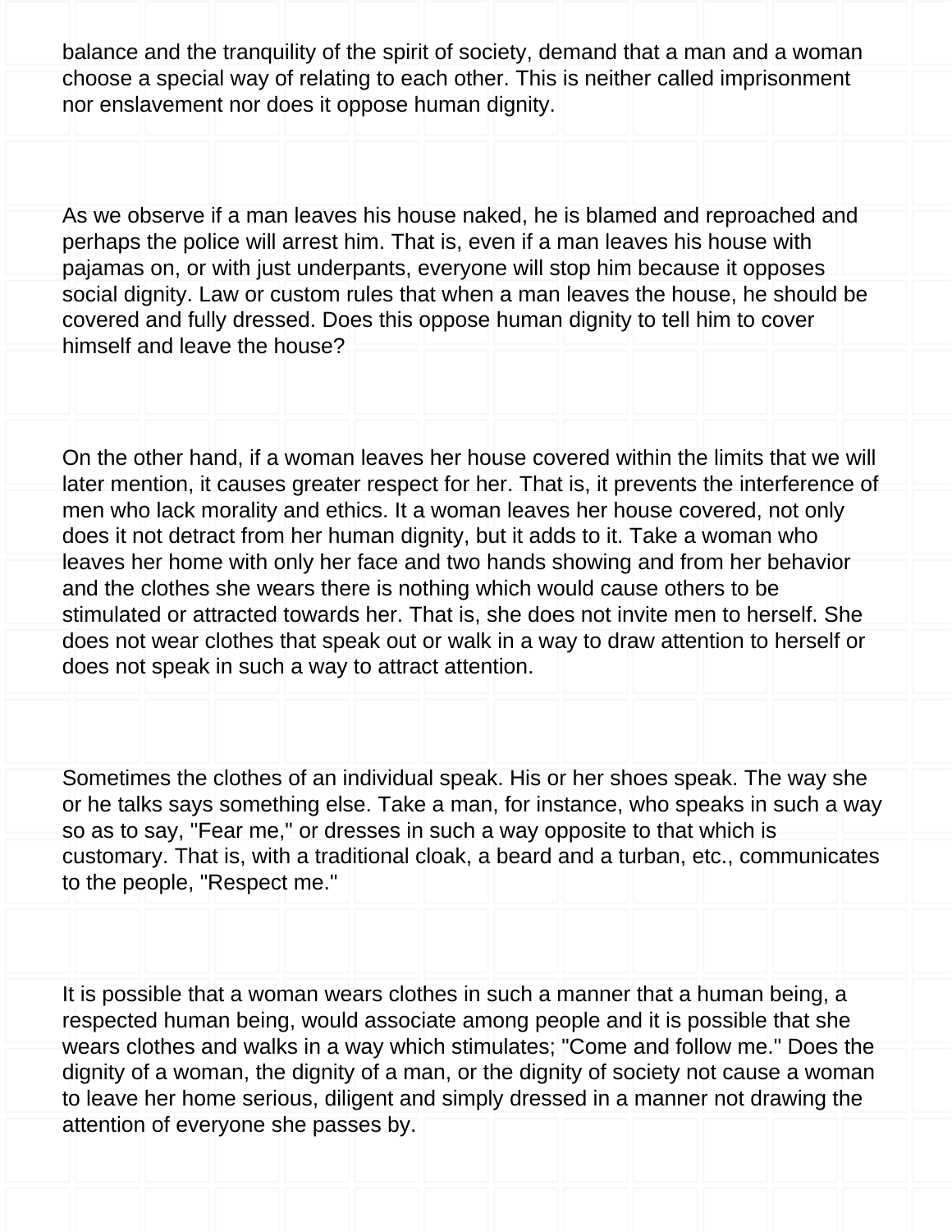balance and the tranquility of the spirit of society, demand that a man and a woman choose a special way of relating to each other. This is neither called imprisonment nor enslavement nor does it oppose human dignity.

As we observe if a man leaves his house naked, he is blamed and reproached and perhaps the police will arrest him. That is, even if a man leaves his house with pajamas on, or with just underpants, everyone will stop him because it opposes social dignity. Law or custom rules that when a man leaves the house, he should be covered and fully dressed. Does this oppose human dignity to tell him to cover himself and leave the house?

On the other hand, if a woman leaves her house covered within the limits that we will later mention, it causes greater respect for her. That is, it prevents the interference of men who lack morality and ethics. It a woman leaves her house covered, not only does it not detract from her human dignity, but it adds to it. Take a woman who leaves her home with only her face and two hands showing and from her behavior and the clothes she wears there is nothing which would cause others to be stimulated or attracted towards her. That is, she does not invite men to herself. She does not wear clothes that speak out or walk in a way to draw attention to herself or does not speak in such a way to attract attention.

Sometimes the clothes of an individual speak. His or her shoes speak. The way she or he talks says something else. Take a man, for instance, who speaks in such a way so as to say, "Fear me," or dresses in such a way opposite to that which is customary. That is, with a traditional cloak, a beard and a turban, etc., communicates to the people, "Respect me."

It is possible that a woman wears clothes in such a manner that a human being, a respected human being, would associate among people and it is possible that she wears clothes and walks in a way which stimulates; "Come and follow me." Does the dignity of a woman, the dignity of a man, or the dignity of society not cause a woman to leave her home serious, diligent and simply dressed in a manner not drawing the attention of everyone she passes by.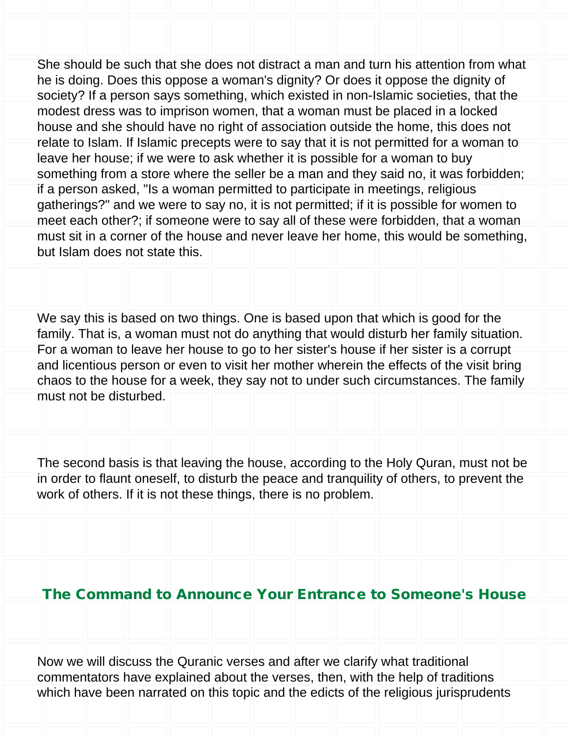She should be such that she does not distract a man and turn his attention from what he is doing. Does this oppose a woman's dignity? Or does it oppose the dignity of society? If a person says something, which existed in non-Islamic societies, that the modest dress was to imprison women, that a woman must be placed in a locked house and she should have no right of association outside the home, this does not relate to Islam. If Islamic precepts were to say that it is not permitted for a woman to leave her house; if we were to ask whether it is possible for a woman to buy something from a store where the seller be a man and they said no, it was forbidden; if a person asked, "Is a woman permitted to participate in meetings, religious gatherings?" and we were to say no, it is not permitted; if it is possible for women to meet each other?; if someone were to say all of these were forbidden, that a woman must sit in a corner of the house and never leave her home, this would be something, but Islam does not state this.

We say this is based on two things. One is based upon that which is good for the family. That is, a woman must not do anything that would disturb her family situation. For a woman to leave her house to go to her sister's house if her sister is a corrupt and licentious person or even to visit her mother wherein the effects of the visit bring chaos to the house for a week, they say not to under such circumstances. The family must not be disturbed.

The second basis is that leaving the house, according to the Holy Quran, must not be in order to flaunt oneself, to disturb the peace and tranquility of others, to prevent the work of others. If it is not these things, there is no problem.

## The Command to Announce Your Entrance to Someone's House

Now we will discuss the Quranic verses and after we clarify what traditional commentators have explained about the verses, then, with the help of traditions which have been narrated on this topic and the edicts of the religious jurisprudents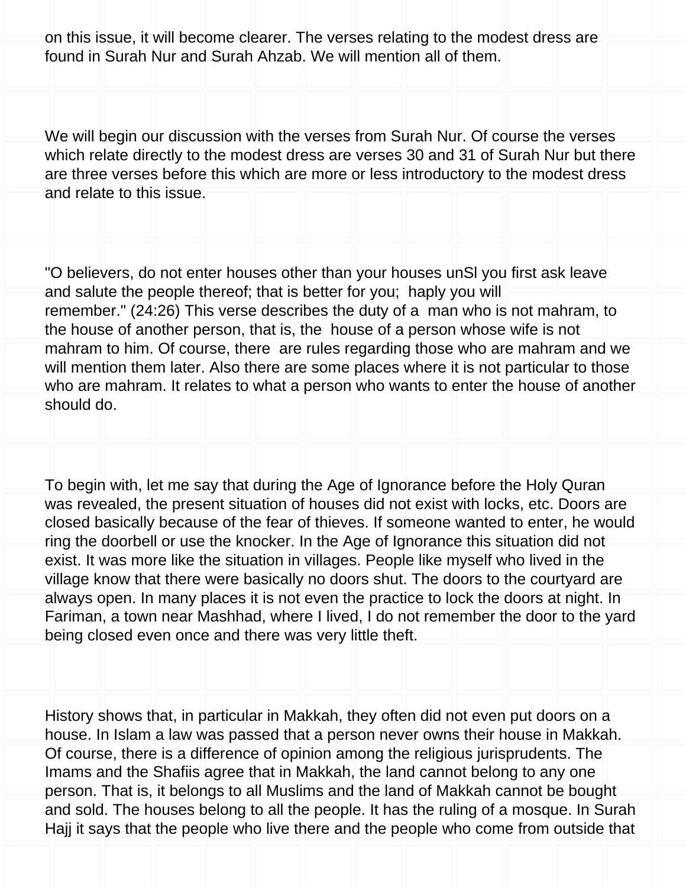on this issue, it will become clearer. The verses relating to the modest dress are found in Surah Nur and Surah Ahzab. We will mention all of them.

We will begin our discussion with the verses from Surah Nur. Of course the verses which relate directly to the modest dress are verses 30 and 31 of Surah Nur but there are three verses before this which are more or less introductory to the modest dress and relate to this issue.

"O believers, do not enter houses other than your houses unSl you first ask leave and salute the people thereof; that is better for you; haply you will remember." (24:26) This verse describes the duty of a man who is not mahram, to the house of another person, that is, the house of a person whose wife is not mahram to him. Of course, there are rules regarding those who are mahram and we will mention them later. Also there are some places where it is not particular to those who are mahram. It relates to what a person who wants to enter the house of another should do.

To begin with, let me say that during the Age of Ignorance before the Holy Quran was revealed, the present situation of houses did not exist with locks, etc. Doors are closed basically because of the fear of thieves. If someone wanted to enter, he would ring the doorbell or use the knocker. In the Age of Ignorance this situation did not exist. It was more like the situation in villages. People like myself who lived in the village know that there were basically no doors shut. The doors to the courtyard are always open. In many places it is not even the practice to lock the doors at night. In Fariman, a town near Mashhad, where I lived, I do not remember the door to the yard being closed even once and there was very little theft.

History shows that, in particular in Makkah, they often did not even put doors on a house. In Islam a law was passed that a person never owns their house in Makkah. Of course, there is a difference of opinion among the religious jurisprudents. The Imams and the Shafiis agree that in Makkah, the land cannot belong to any one person. That is, it belongs to all Muslims and the land of Makkah cannot be bought and sold. The houses belong to all the people. It has the ruling of a mosque. In Surah Hajj it says that the people who live there and the people who come from outside that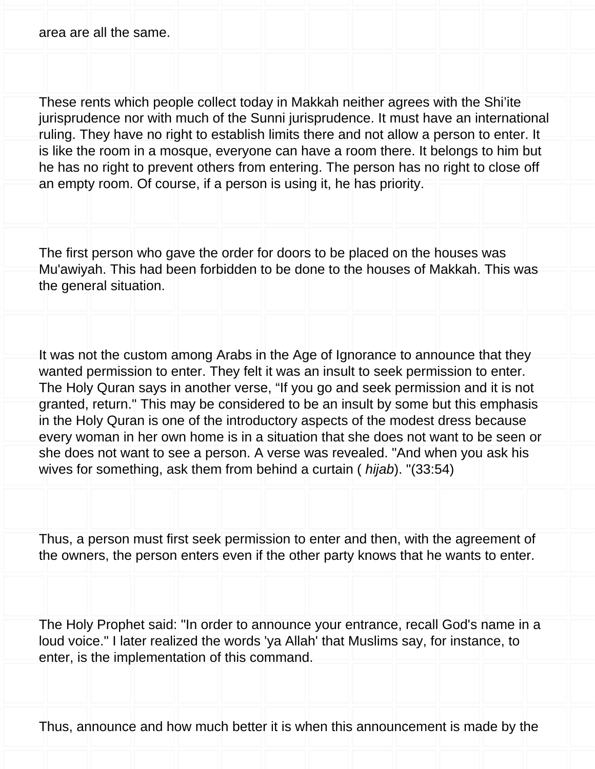area are all the same.

These rents which people collect today in Makkah neither agrees with the Shi’ite jurisprudence nor with much of the Sunni jurisprudence. It must have an international ruling. They have no right to establish limits there and not allow a person to enter. It is like the room in a mosque, everyone can have a room there. It belongs to him but he has no right to prevent others from entering. The person has no right to close off an empty room. Of course, if a person is using it, he has priority.

The first person who gave the order for doors to be placed on the houses was Mu'awiyah. This had been forbidden to be done to the houses of Makkah. This was the general situation.

It was not the custom among Arabs in the Age of Ignorance to announce that they wanted permission to enter. They felt it was an insult to seek permission to enter. The Holy Quran says in another verse, “If you go and seek permission and it is not granted, return." This may be considered to be an insult by some but this emphasis in the Holy Quran is one of the introductory aspects of the modest dress because every woman in her own home is in a situation that she does not want to be seen or she does not want to see a person. A verse was revealed. "And when you ask his wives for something, ask them from behind a curtain ( *hijab*). "(33:54)

Thus, a person must first seek permission to enter and then, with the agreement of the owners, the person enters even if the other party knows that he wants to enter.

The Holy Prophet said: "In order to announce your entrance, recall God's name in a loud voice." I later realized the words 'ya Allah' that Muslims say, for instance, to enter, is the implementation of this command.

Thus, announce and how much better it is when this announcement is made by the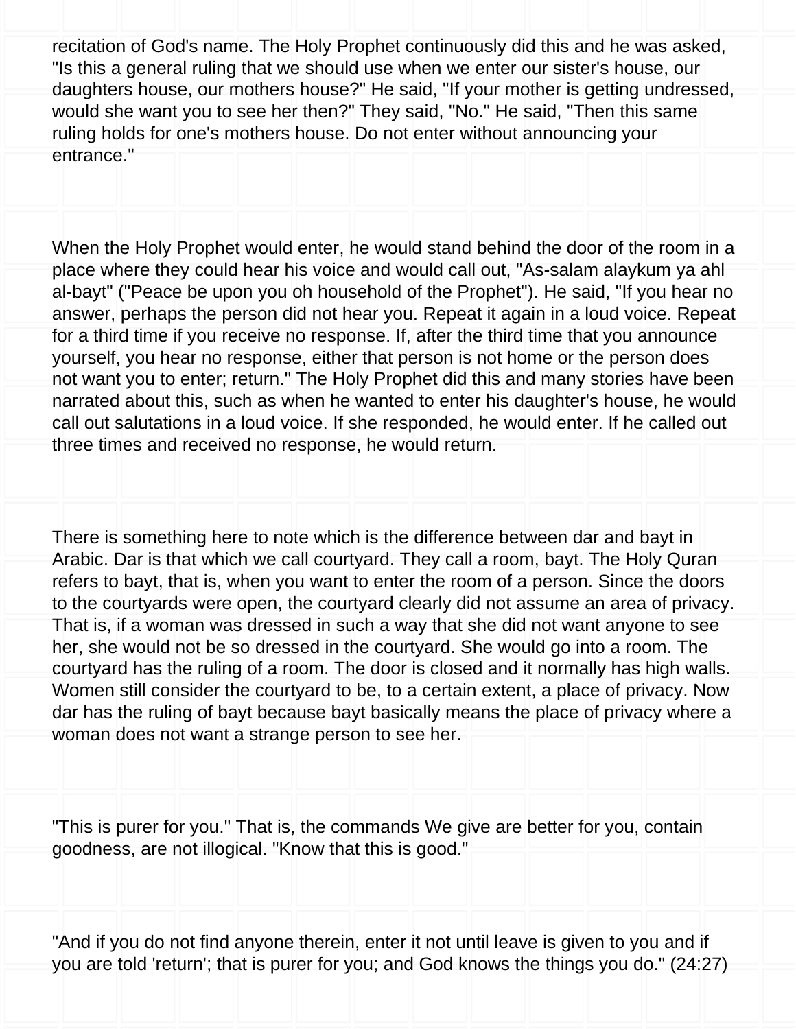recitation of God's name. The Holy Prophet continuously did this and he was asked, "Is this a general ruling that we should use when we enter our sister's house, our daughters house, our mothers house?" He said, "If your mother is getting undressed, would she want you to see her then?" They said, "No." He said, "Then this same ruling holds for one's mothers house. Do not enter without announcing your entrance."

When the Holy Prophet would enter, he would stand behind the door of the room in a place where they could hear his voice and would call out, "As-salam alaykum ya ahl al-bayt" ("Peace be upon you oh household of the Prophet"). He said, "If you hear no answer, perhaps the person did not hear you. Repeat it again in a loud voice. Repeat for a third time if you receive no response. If, after the third time that you announce yourself, you hear no response, either that person is not home or the person does not want you to enter; return." The Holy Prophet did this and many stories have been narrated about this, such as when he wanted to enter his daughter's house, he would call out salutations in a loud voice. If she responded, he would enter. If he called out three times and received no response, he would return.

There is something here to note which is the difference between dar and bayt in Arabic. Dar is that which we call courtyard. They call a room, bayt. The Holy Quran refers to bayt, that is, when you want to enter the room of a person. Since the doors to the courtyards were open, the courtyard clearly did not assume an area of privacy. That is, if a woman was dressed in such a way that she did not want anyone to see her, she would not be so dressed in the courtyard. She would go into a room. The courtyard has the ruling of a room. The door is closed and it normally has high walls. Women still consider the courtyard to be, to a certain extent, a place of privacy. Now dar has the ruling of bayt because bayt basically means the place of privacy where a woman does not want a strange person to see her.

"This is purer for you." That is, the commands We give are better for you, contain goodness, are not illogical. "Know that this is good."

"And if you do not find anyone therein, enter it not until leave is given to you and if you are told 'return'; that is purer for you; and God knows the things you do." (24:27)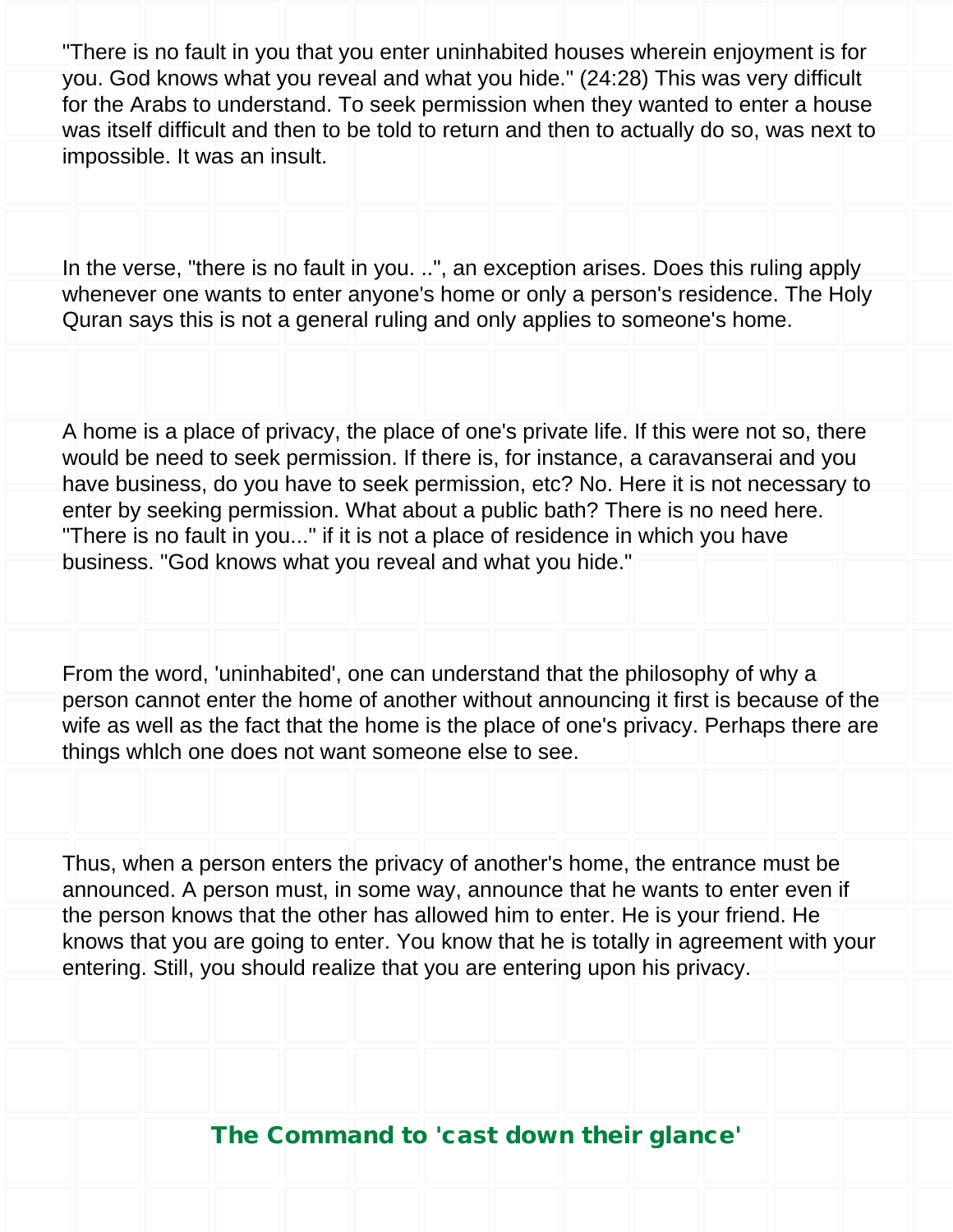"There is no fault in you that you enter uninhabited houses wherein enjoyment is for you. God knows what you reveal and what you hide." (24:28) This was very difficult for the Arabs to understand. To seek permission when they wanted to enter a house was itself difficult and then to be told to return and then to actually do so, was next to impossible. It was an insult.

In the verse, "there is no fault in you. ..", an exception arises. Does this ruling apply whenever one wants to enter anyone's home or only a person's residence. The Holy Quran says this is not a general ruling and only applies to someone's home.

A home is a place of privacy, the place of one's private life. If this were not so, there would be need to seek permission. If there is, for instance, a caravanserai and you have business, do you have to seek permission, etc? No. Here it is not necessary to enter by seeking permission. What about a public bath? There is no need here. "There is no fault in you..." if it is not a place of residence in which you have business. "God knows what you reveal and what you hide."

From the word, 'uninhabited', one can understand that the philosophy of why a person cannot enter the home of another without announcing it first is because of the wife as well as the fact that the home is the place of one's privacy. Perhaps there are things whlch one does not want someone else to see.

Thus, when a person enters the privacy of another's home, the entrance must be announced. A person must, in some way, announce that he wants to enter even if the person knows that the other has allowed him to enter. He is your friend. He knows that you are going to enter. You know that he is totally in agreement with your entering. Still, you should realize that you are entering upon his privacy.

## The Command to 'cast down their glance'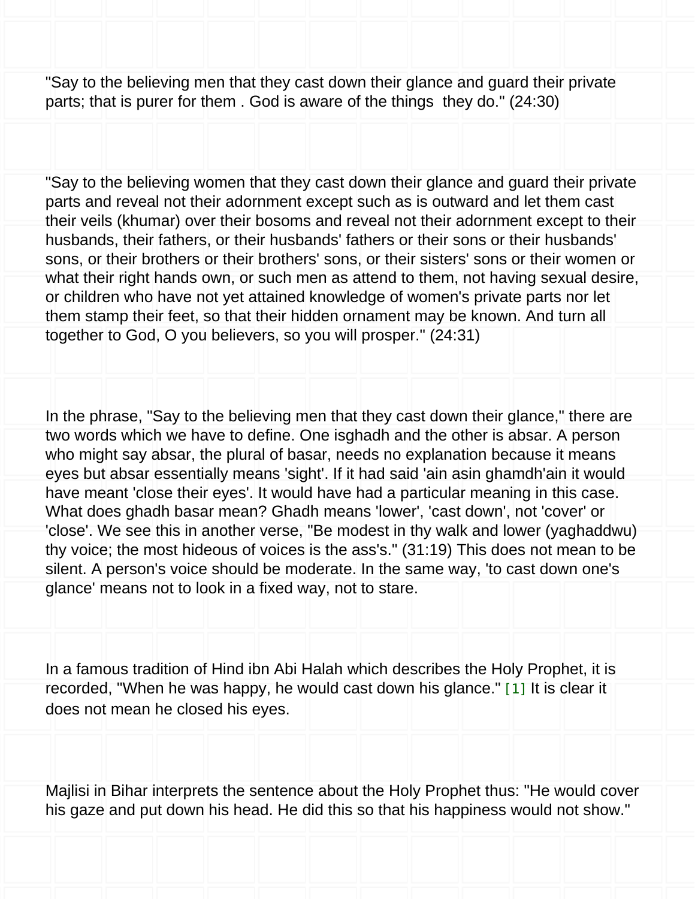"Say to the believing men that they cast down their glance and guard their private parts; that is purer for them . God is aware of the things they do." (24:30)

"Say to the believing women that they cast down their glance and guard their private parts and reveal not their adornment except such as is outward and let them cast their veils (khumar) over their bosoms and reveal not their adornment except to their husbands, their fathers, or their husbands' fathers or their sons or their husbands' sons, or their brothers or their brothers' sons, or their sisters' sons or their women or what their right hands own, or such men as attend to them, not having sexual desire, or children who have not yet attained knowledge of women's private parts nor let them stamp their feet, so that their hidden ornament may be known. And turn all together to God, O you believers, so you will prosper." (24:31)

In the phrase, "Say to the believing men that they cast down their glance," there are two words which we have to define. One isghadh and the other is absar. A person who might say absar, the plural of basar, needs no explanation because it means eyes but absar essentially means 'sight'. If it had said 'ain asin ghamdh'ain it would have meant 'close their eyes'. It would have had a particular meaning in this case. What does ghadh basar mean? Ghadh means 'lower', 'cast down', not 'cover' or 'close'. We see this in another verse, "Be modest in thy walk and lower (yaghaddwu) thy voice; the most hideous of voices is the ass's." (31:19) This does not mean to be silent. A person's voice should be moderate. In the same way, 'to cast down one's glance' means not to look in a fixed way, not to stare.

In a famous tradition of Hind ibn Abi Halah which describes the Holy Prophet, it is recorded, "When he was happy, he would cast down his glance." [1] It is clear it does not mean he closed his eyes.

Majlisi in Bihar interprets the sentence about the Holy Prophet thus: "He would cover his gaze and put down his head. He did this so that his happiness would not show."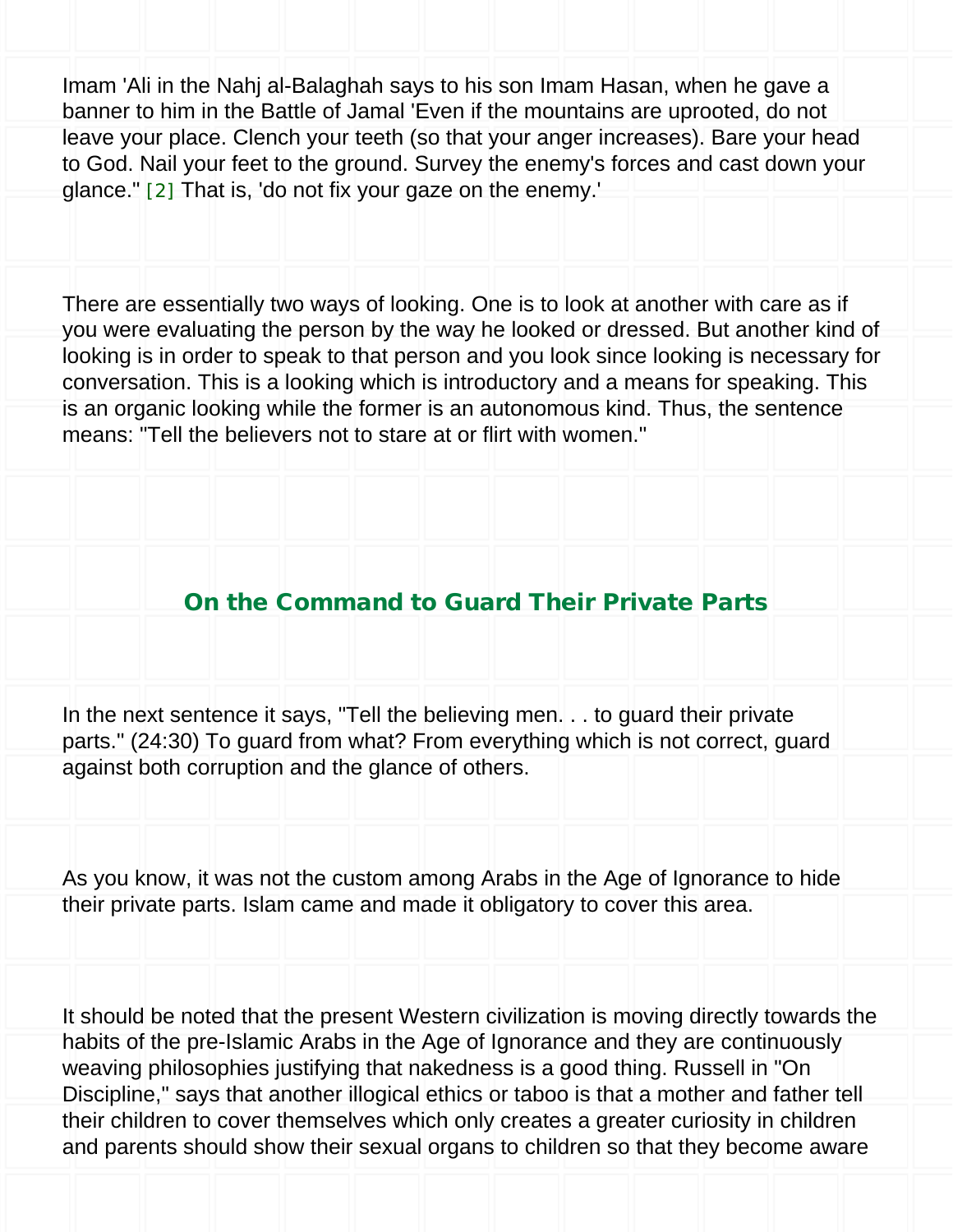Imam 'Ali in the Nahj al-Balaghah says to his son Imam Hasan, when he gave a banner to him in the Battle of Jamal 'Even if the mountains are uprooted, do not leave your place. Clench your teeth (so that your anger increases). Bare your head to God. Nail your feet to the ground. Survey the enemy's forces and cast down your glance." [2] That is, 'do not fix your gaze on the enemy.'

There are essentially two ways of looking. One is to look at another with care as if you were evaluating the person by the way he looked or dressed. But another kind of looking is in order to speak to that person and you look since looking is necessary for conversation. This is a looking which is introductory and a means for speaking. This is an organic looking while the former is an autonomous kind. Thus, the sentence means: "Tell the believers not to stare at or flirt with women."

## On the Command to Guard Their Private Parts

In the next sentence it says, "Tell the believing men. . . to guard their private parts." (24:30) To guard from what? From everything which is not correct, guard against both corruption and the glance of others.

As you know, it was not the custom among Arabs in the Age of Ignorance to hide their private parts. Islam came and made it obligatory to cover this area.

It should be noted that the present Western civilization is moving directly towards the habits of the pre-Islamic Arabs in the Age of Ignorance and they are continuously weaving philosophies justifying that nakedness is a good thing. Russell in "On Discipline," says that another illogical ethics or taboo is that a mother and father tell their children to cover themselves which only creates a greater curiosity in children and parents should show their sexual organs to children so that they become aware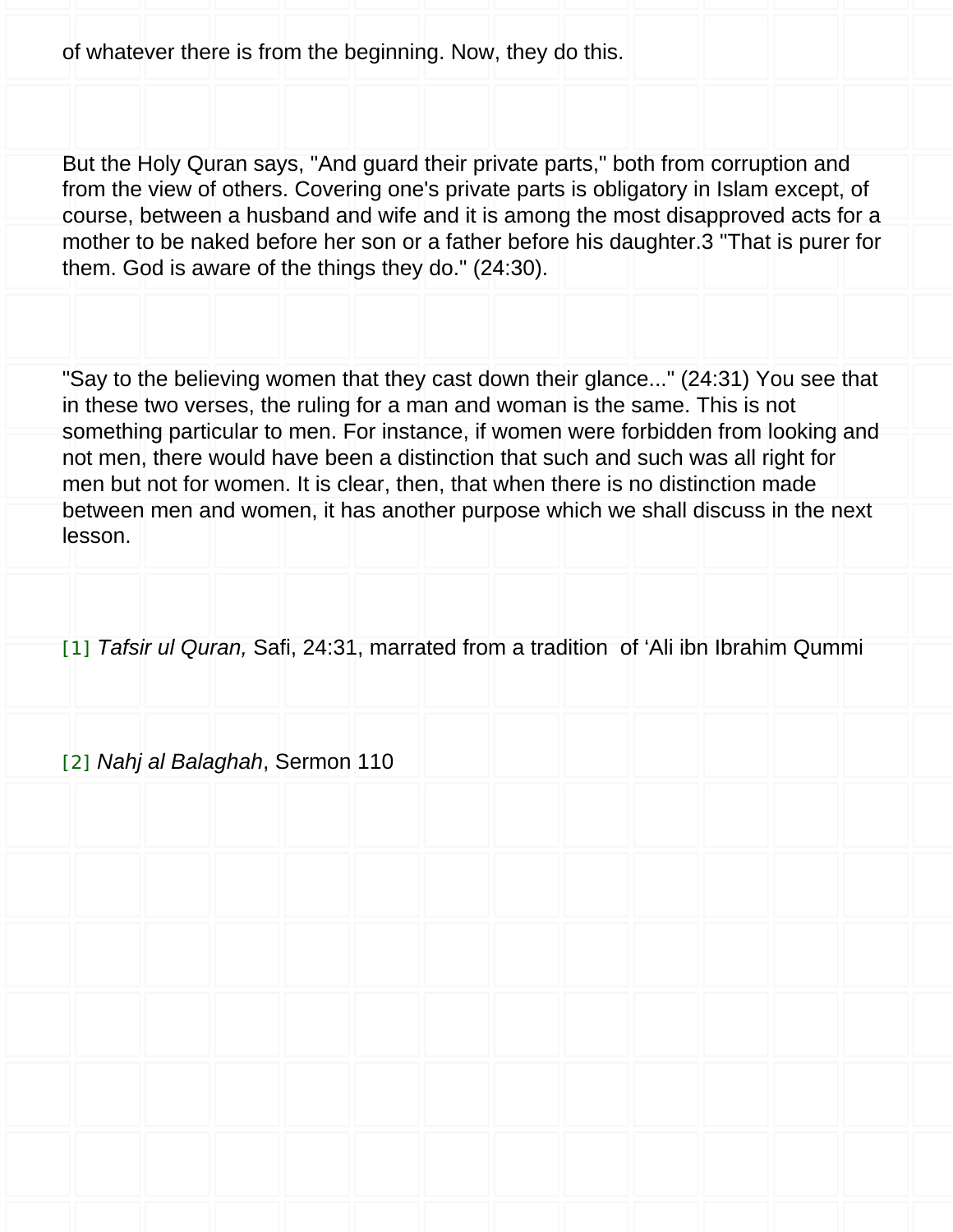of whatever there is from the beginning. Now, they do this.

But the Holy Quran says, "And guard their private parts," both from corruption and from the view of others. Covering one's private parts is obligatory in Islam except, of course, between a husband and wife and it is among the most disapproved acts for a mother to be naked before her son or a father before his daughter.3 "That is purer for them. God is aware of the things they do." (24:30).

"Say to the believing women that they cast down their glance..." (24:31) You see that in these two verses, the ruling for a man and woman is the same. This is not something particular to men. For instance, if women were forbidden from looking and not men, there would have been a distinction that such and such was all right for men but not for women. It is clear, then, that when there is no distinction made between men and women, it has another purpose which we shall discuss in the next lesson.

[1] *Tafsir ul Quran,* Safi, 24:31, marrated from a tradition of ‘Ali ibn Ibrahim Qummi

[2] *Nahj al Balaghah*, Sermon 110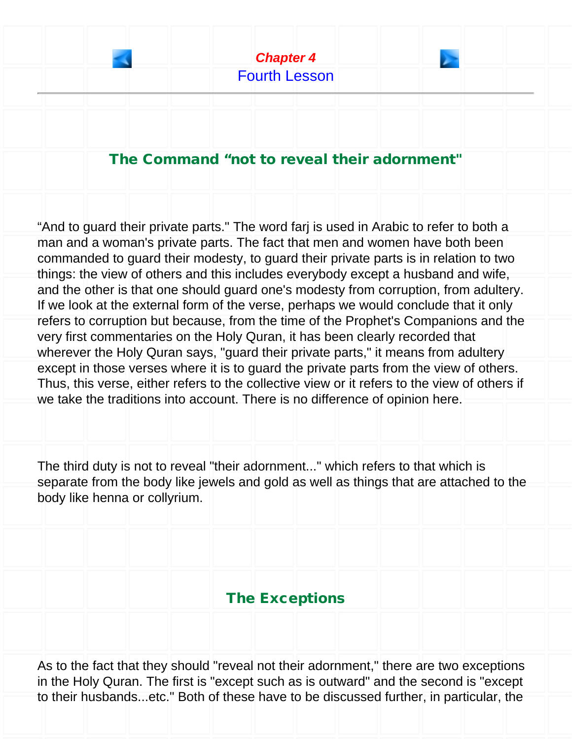## Chapter 4

### Fourth Lesson

---

## The Command “not to reveal their adornment"

“And to guard their private parts." The word farj is used in Arabic to refer to both a man and a woman's private parts. The fact that men and women have both been commanded to guard their modesty, to guard their private parts is in relation to two things: the view of others and this includes everybody except a husband and wife, and the other is that one should guard one's modesty from corruption, from adultery. If we look at the external form of the verse, perhaps we would conclude that it only refers to corruption but because, from the time of the Prophet's Companions and the very first commentaries on the Holy Quran, it has been clearly recorded that wherever the Holy Quran says, "guard their private parts," it means from adultery except in those verses where it is to guard the private parts from the view of others. Thus, this verse, either refers to the collective view or it refers to the view of others if we take the traditions into account. There is no difference of opinion here.

The third duty is not to reveal "their adornment..." which refers to that which is separate from the body like jewels and gold as well as things that are attached to the body like henna or collyrium.

## The Exceptions

As to the fact that they should "reveal not their adornment," there are two exceptions in the Holy Quran. The first is "except such as is outward" and the second is "except to their husbands...etc." Both of these have to be discussed further, in particular, the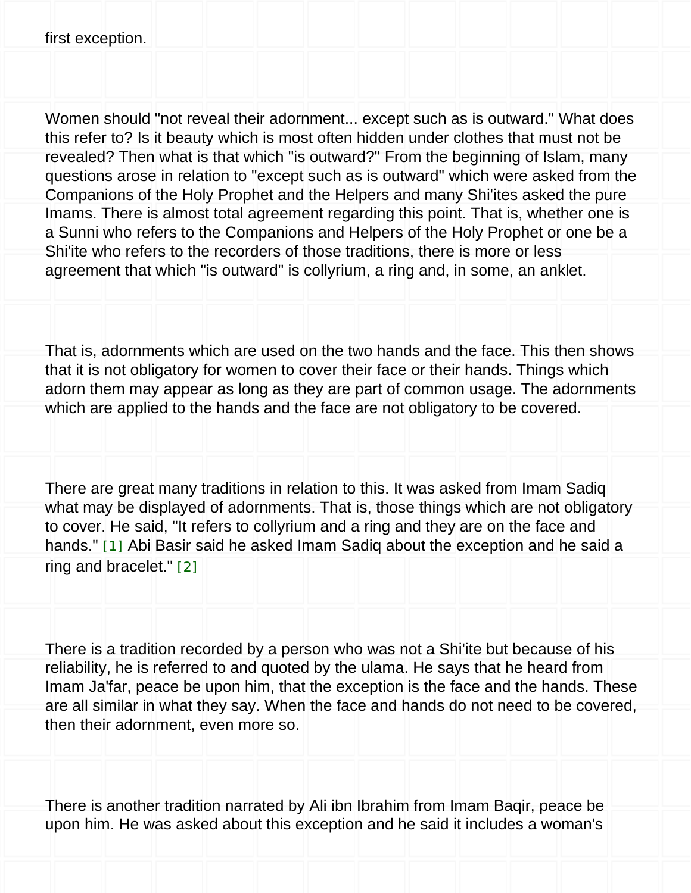first exception.

Women should "not reveal their adornment... except such as is outward." What does this refer to? Is it beauty which is most often hidden under clothes that must not be revealed? Then what is that which "is outward?" From the beginning of Islam, many questions arose in relation to "except such as is outward" which were asked from the Companions of the Holy Prophet and the Helpers and many Shi'ites asked the pure Imams. There is almost total agreement regarding this point. That is, whether one is a Sunni who refers to the Companions and Helpers of the Holy Prophet or one be a Shi'ite who refers to the recorders of those traditions, there is more or less agreement that which "is outward" is collyrium, a ring and, in some, an anklet.

That is, adornments which are used on the two hands and the face. This then shows that it is not obligatory for women to cover their face or their hands. Things which adorn them may appear as long as they are part of common usage. The adornments which are applied to the hands and the face are not obligatory to be covered.

There are great many traditions in relation to this. It was asked from Imam Sadiq what may be displayed of adornments. That is, those things which are not obligatory to cover. He said, "It refers to collyrium and a ring and they are on the face and hands." [1] Abi Basir said he asked Imam Sadiq about the exception and he said a ring and bracelet." [2]

There is a tradition recorded by a person who was not a Shi'ite but because of his reliability, he is referred to and quoted by the ulama. He says that he heard from Imam Ja'far, peace be upon him, that the exception is the face and the hands. These are all similar in what they say. When the face and hands do not need to be covered, then their adornment, even more so.

There is another tradition narrated by Ali ibn Ibrahim from Imam Baqir, peace be upon him. He was asked about this exception and he said it includes a woman's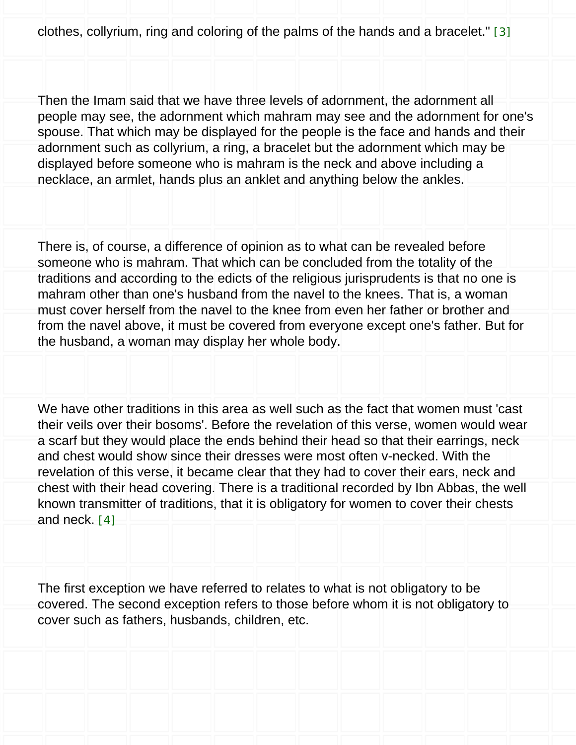clothes, collyrium, ring and coloring of the palms of the hands and a bracelet." [3]

Then the Imam said that we have three levels of adornment, the adornment all people may see, the adornment which mahram may see and the adornment for one's spouse. That which may be displayed for the people is the face and hands and their adornment such as collyrium, a ring, a bracelet but the adornment which may be displayed before someone who is mahram is the neck and above including a necklace, an armlet, hands plus an anklet and anything below the ankles.

There is, of course, a difference of opinion as to what can be revealed before someone who is mahram. That which can be concluded from the totality of the traditions and according to the edicts of the religious jurisprudents is that no one is mahram other than one's husband from the navel to the knees. That is, a woman must cover herself from the navel to the knee from even her father or brother and from the navel above, it must be covered from everyone except one's father. But for the husband, a woman may display her whole body.

We have other traditions in this area as well such as the fact that women must 'cast their veils over their bosoms'. Before the revelation of this verse, women would wear a scarf but they would place the ends behind their head so that their earrings, neck and chest would show since their dresses were most often v-necked. With the revelation of this verse, it became clear that they had to cover their ears, neck and chest with their head covering. There is a traditional recorded by Ibn Abbas, the well known transmitter of traditions, that it is obligatory for women to cover their chests and neck. [4]

The first exception we have referred to relates to what is not obligatory to be covered. The second exception refers to those before whom it is not obligatory to cover such as fathers, husbands, children, etc.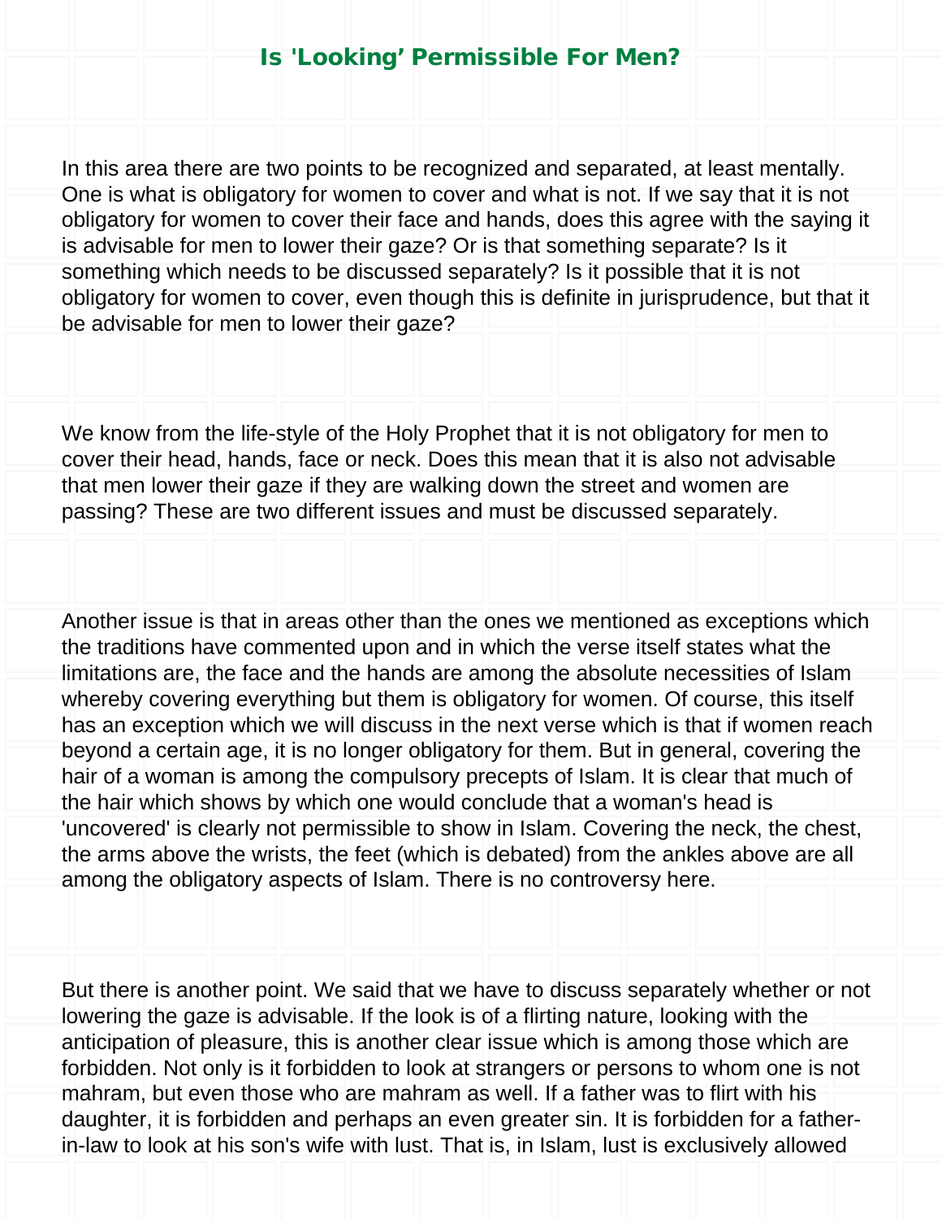## Is 'Looking' Permissible For Men?

In this area there are two points to be recognized and separated, at least mentally. One is what is obligatory for women to cover and what is not. If we say that it is not obligatory for women to cover their face and hands, does this agree with the saying it is advisable for men to lower their gaze? Or is that something separate? Is it something which needs to be discussed separately? Is it possible that it is not obligatory for women to cover, even though this is definite in jurisprudence, but that it be advisable for men to lower their gaze?

We know from the life-style of the Holy Prophet that it is not obligatory for men to cover their head, hands, face or neck. Does this mean that it is also not advisable that men lower their gaze if they are walking down the street and women are passing? These are two different issues and must be discussed separately.

Another issue is that in areas other than the ones we mentioned as exceptions which the traditions have commented upon and in which the verse itself states what the limitations are, the face and the hands are among the absolute necessities of Islam whereby covering everything but them is obligatory for women. Of course, this itself has an exception which we will discuss in the next verse which is that if women reach beyond a certain age, it is no longer obligatory for them. But in general, covering the hair of a woman is among the compulsory precepts of Islam. It is clear that much of the hair which shows by which one would conclude that a woman's head is 'uncovered' is clearly not permissible to show in Islam. Covering the neck, the chest, the arms above the wrists, the feet (which is debated) from the ankles above are all among the obligatory aspects of Islam. There is no controversy here.

But there is another point. We said that we have to discuss separately whether or not lowering the gaze is advisable. If the look is of a flirting nature, looking with the anticipation of pleasure, this is another clear issue which is among those which are forbidden. Not only is it forbidden to look at strangers or persons to whom one is not mahram, but even those who are mahram as well. If a father was to flirt with his daughter, it is forbidden and perhaps an even greater sin. It is forbidden for a father-in-law to look at his son's wife with lust. That is, in Islam, lust is exclusively allowed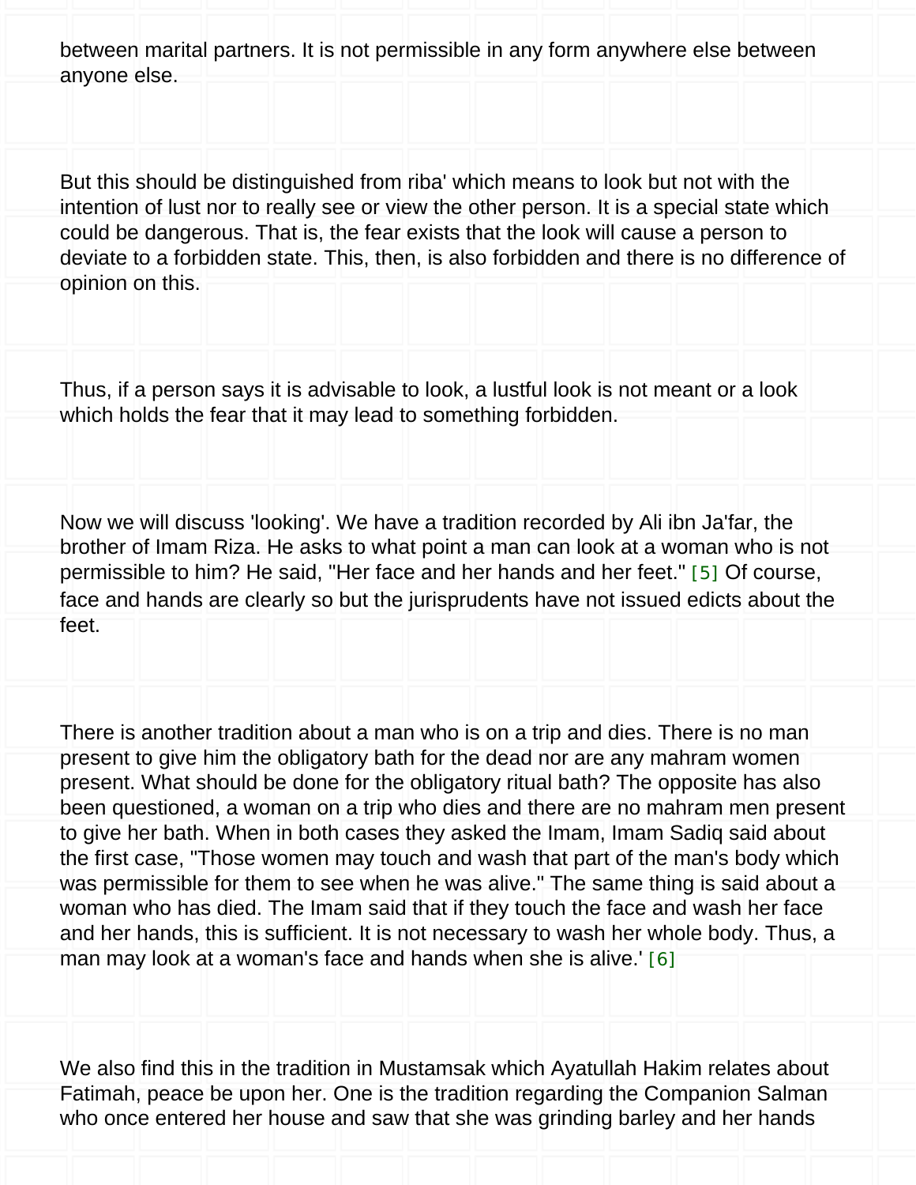between marital partners. It is not permissible in any form anywhere else between anyone else.

But this should be distinguished from riba' which means to look but not with the intention of lust nor to really see or view the other person. It is a special state which could be dangerous. That is, the fear exists that the look will cause a person to deviate to a forbidden state. This, then, is also forbidden and there is no difference of opinion on this.

Thus, if a person says it is advisable to look, a lustful look is not meant or a look which holds the fear that it may lead to something forbidden.

Now we will discuss 'looking'. We have a tradition recorded by Ali ibn Ja'far, the brother of Imam Riza. He asks to what point a man can look at a woman who is not permissible to him? He said, "Her face and her hands and her feet." [5] Of course, face and hands are clearly so but the jurisprudents have not issued edicts about the feet.

There is another tradition about a man who is on a trip and dies. There is no man present to give him the obligatory bath for the dead nor are any mahram women present. What should be done for the obligatory ritual bath? The opposite has also been questioned, a woman on a trip who dies and there are no mahram men present to give her bath. When in both cases they asked the Imam, Imam Sadiq said about the first case, "Those women may touch and wash that part of the man's body which was permissible for them to see when he was alive." The same thing is said about a woman who has died. The Imam said that if they touch the face and wash her face and her hands, this is sufficient. It is not necessary to wash her whole body. Thus, a man may look at a woman's face and hands when she is alive.' [6]

We also find this in the tradition in Mustamsak which Ayatullah Hakim relates about Fatimah, peace be upon her. One is the tradition regarding the Companion Salman who once entered her house and saw that she was grinding barley and her hands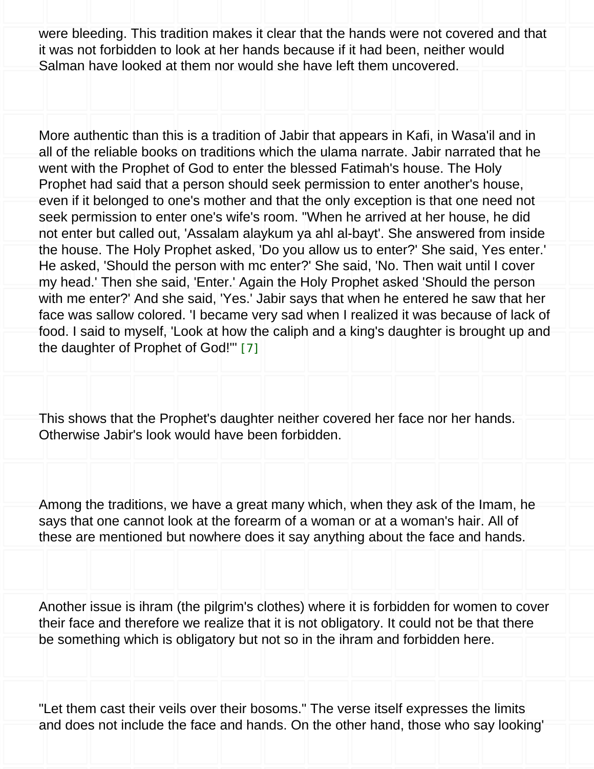were bleeding. This tradition makes it clear that the hands were not covered and that it was not forbidden to look at her hands because if it had been, neither would Salman have looked at them nor would she have left them uncovered.

More authentic than this is a tradition of Jabir that appears in Kafi, in Wasa'il and in all of the reliable books on traditions which the ulama narrate. Jabir narrated that he went with the Prophet of God to enter the blessed Fatimah's house. The Holy Prophet had said that a person should seek permission to enter another's house, even if it belonged to one's mother and that the only exception is that one need not seek permission to enter one's wife's room. "When he arrived at her house, he did not enter but called out, 'Assalam alaykum ya ahl al-bayt'. She answered from inside the house. The Holy Prophet asked, 'Do you allow us to enter?' She said, Yes enter.' He asked, 'Should the person with mc enter?' She said, 'No. Then wait until I cover my head.' Then she said, 'Enter.' Again the Holy Prophet asked 'Should the person with me enter?' And she said, 'Yes.' Jabir says that when he entered he saw that her face was sallow colored. 'I became very sad when I realized it was because of lack of food. I said to myself, 'Look at how the caliph and a king's daughter is brought up and the daughter of Prophet of God!'" [7]

This shows that the Prophet's daughter neither covered her face nor her hands. Otherwise Jabir's look would have been forbidden.

Among the traditions, we have a great many which, when they ask of the Imam, he says that one cannot look at the forearm of a woman or at a woman's hair. All of these are mentioned but nowhere does it say anything about the face and hands.

Another issue is ihram (the pilgrim's clothes) where it is forbidden for women to cover their face and therefore we realize that it is not obligatory. It could not be that there be something which is obligatory but not so in the ihram and forbidden here.

"Let them cast their veils over their bosoms." The verse itself expresses the limits and does not include the face and hands. On the other hand, those who say looking'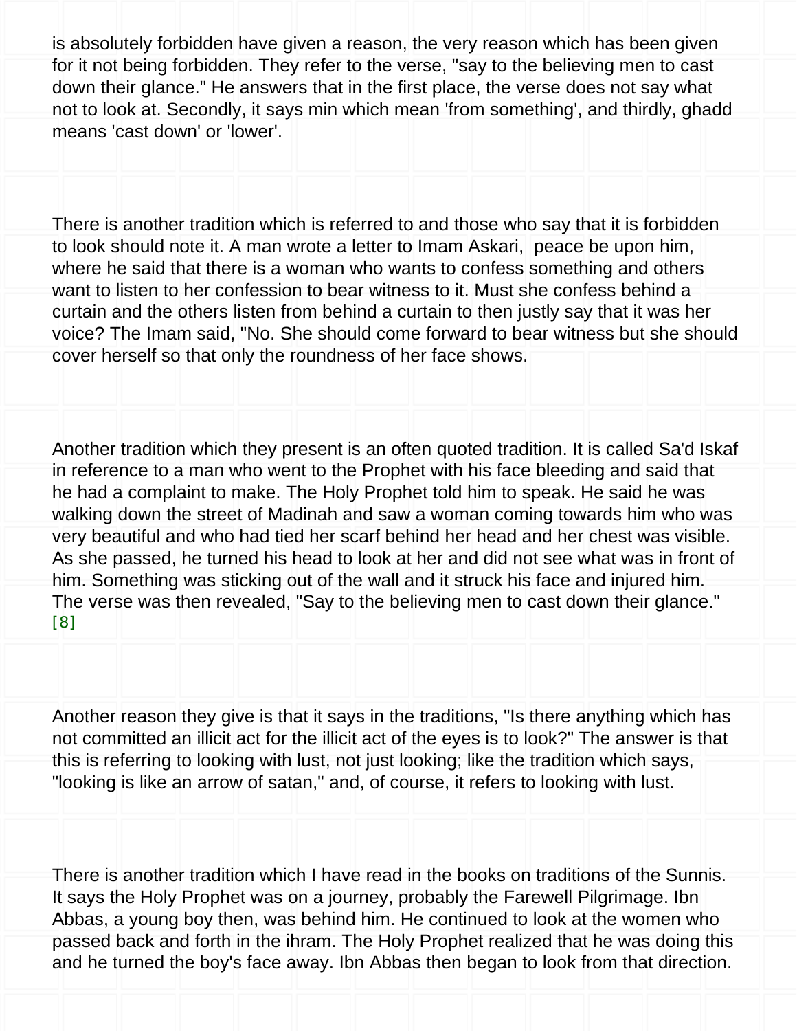is absolutely forbidden have given a reason, the very reason which has been given for it not being forbidden. They refer to the verse, "say to the believing men to cast down their glance." He answers that in the first place, the verse does not say what not to look at. Secondly, it says min which mean 'from something', and thirdly, ghadd means 'cast down' or 'lower'.

There is another tradition which is referred to and those who say that it is forbidden to look should note it. A man wrote a letter to Imam Askari, peace be upon him, where he said that there is a woman who wants to confess something and others want to listen to her confession to bear witness to it. Must she confess behind a curtain and the others listen from behind a curtain to then justly say that it was her voice? The Imam said, "No. She should come forward to bear witness but she should cover herself so that only the roundness of her face shows.

Another tradition which they present is an often quoted tradition. It is called Sa'd Iskaf in reference to a man who went to the Prophet with his face bleeding and said that he had a complaint to make. The Holy Prophet told him to speak. He said he was walking down the street of Madinah and saw a woman coming towards him who was very beautiful and who had tied her scarf behind her head and her chest was visible. As she passed, he turned his head to look at her and did not see what was in front of him. Something was sticking out of the wall and it struck his face and injured him. The verse was then revealed, "Say to the believing men to cast down their glance." [8]

Another reason they give is that it says in the traditions, "Is there anything which has not committed an illicit act for the illicit act of the eyes is to look?" The answer is that this is referring to looking with lust, not just looking; like the tradition which says, "looking is like an arrow of satan," and, of course, it refers to looking with lust.

There is another tradition which I have read in the books on traditions of the Sunnis. It says the Holy Prophet was on a journey, probably the Farewell Pilgrimage. Ibn Abbas, a young boy then, was behind him. He continued to look at the women who passed back and forth in the ihram. The Holy Prophet realized that he was doing this and he turned the boy's face away. Ibn Abbas then began to look from that direction.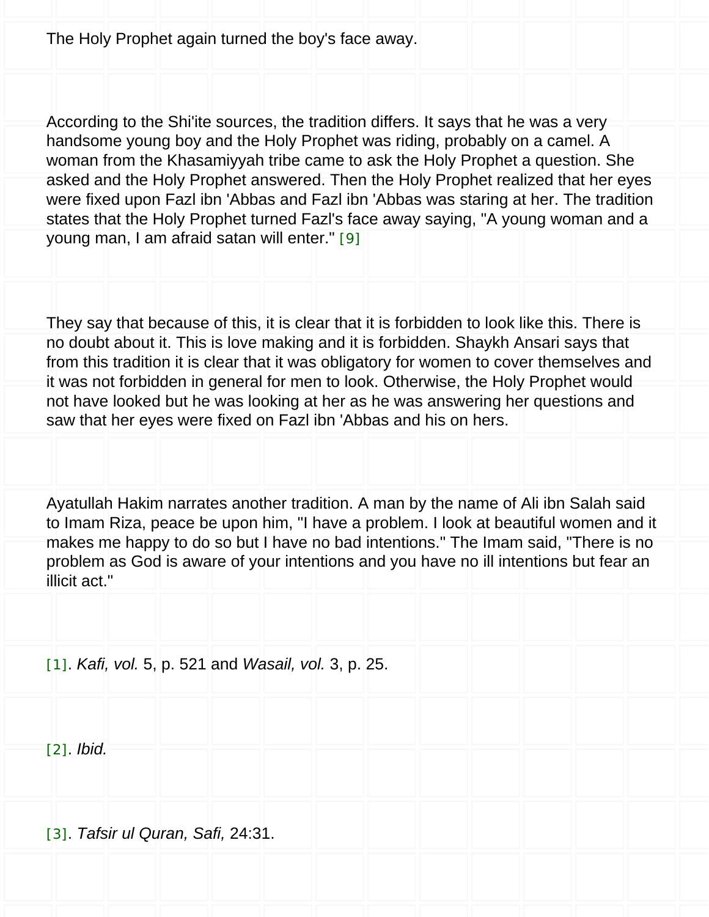The Holy Prophet again turned the boy's face away.

According to the Shi'ite sources, the tradition differs. It says that he was a very handsome young boy and the Holy Prophet was riding, probably on a camel. A woman from the Khasamiyyah tribe came to ask the Holy Prophet a question. She asked and the Holy Prophet answered. Then the Holy Prophet realized that her eyes were fixed upon Fazl ibn 'Abbas and Fazl ibn 'Abbas was staring at her. The tradition states that the Holy Prophet turned Fazl's face away saying, "A young woman and a young man, I am afraid satan will enter." [9]

They say that because of this, it is clear that it is forbidden to look like this. There is no doubt about it. This is love making and it is forbidden. Shaykh Ansari says that from this tradition it is clear that it was obligatory for women to cover themselves and it was not forbidden in general for men to look. Otherwise, the Holy Prophet would not have looked but he was looking at her as he was answering her questions and saw that her eyes were fixed on Fazl ibn 'Abbas and his on hers.

Ayatullah Hakim narrates another tradition. A man by the name of Ali ibn Salah said to Imam Riza, peace be upon him, "I have a problem. I look at beautiful women and it makes me happy to do so but I have no bad intentions." The Imam said, "There is no problem as God is aware of your intentions and you have no ill intentions but fear an illicit act."

[1]. *Kafi, vol.* 5, p. 521 and *Wasail, vol.* 3, p. 25.

[2]. *Ibid.*

[3]. *Tafsir ul Quran, Safi,* 24:31.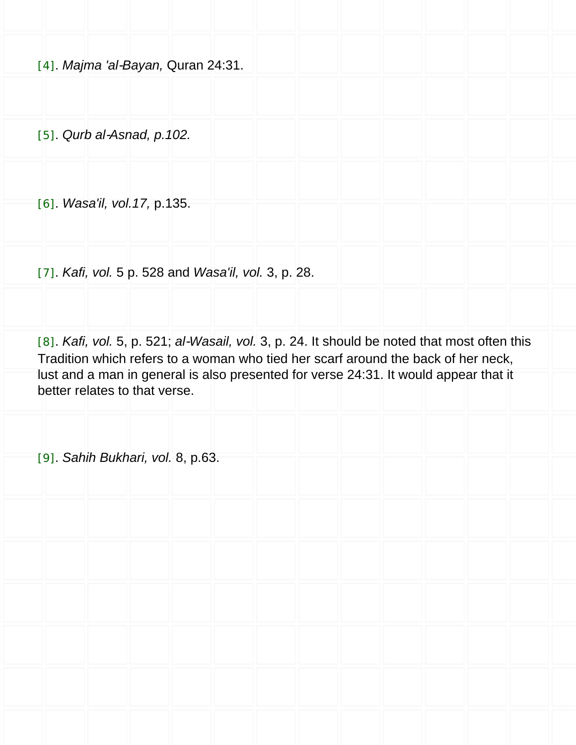[4]. *Majma 'al-Bayan,* Quran 24:31.

[5]. *Qurb al-Asnad, p.102.*

[6]. *Wasa'il, vol.17,* p.135.

[7]. *Kafi, vol.* 5 p. 528 and *Wasa'il, vol.* 3, p. 28.

[8]. *Kafi, vol.* 5, p. 521; *al-Wasail, vol.* 3, p. 24. It should be noted that most often this Tradition which refers to a woman who tied her scarf around the back of her neck, lust and a man in general is also presented for verse 24:31. It would appear that it better relates to that verse.

[9]. *Sahih Bukhari, vol.* 8, p.63.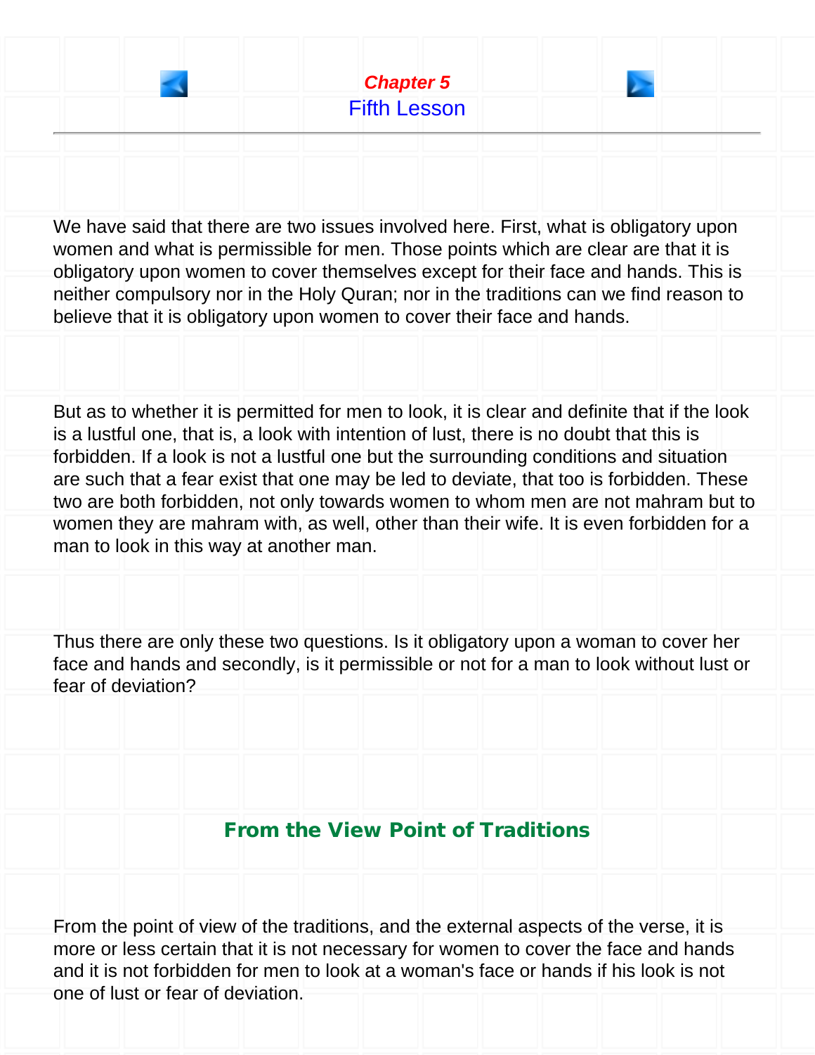## Chapter 5

## Fifth Lesson

We have said that there are two issues involved here. First, what is obligatory upon women and what is permissible for men. Those points which are clear are that it is obligatory upon women to cover themselves except for their face and hands. This is neither compulsory nor in the Holy Quran; nor in the traditions can we find reason to believe that it is obligatory upon women to cover their face and hands.

But as to whether it is permitted for men to look, it is clear and definite that if the look is a lustful one, that is, a look with intention of lust, there is no doubt that this is forbidden. If a look is not a lustful one but the surrounding conditions and situation are such that a fear exist that one may be led to deviate, that too is forbidden. These two are both forbidden, not only towards women to whom men are not mahram but to women they are mahram with, as well, other than their wife. It is even forbidden for a man to look in this way at another man.

Thus there are only these two questions. Is it obligatory upon a woman to cover her face and hands and secondly, is it permissible or not for a man to look without lust or fear of deviation?

### From the View Point of Traditions

From the point of view of the traditions, and the external aspects of the verse, it is more or less certain that it is not necessary for women to cover the face and hands and it is not forbidden for men to look at a woman's face or hands if his look is not one of lust or fear of deviation.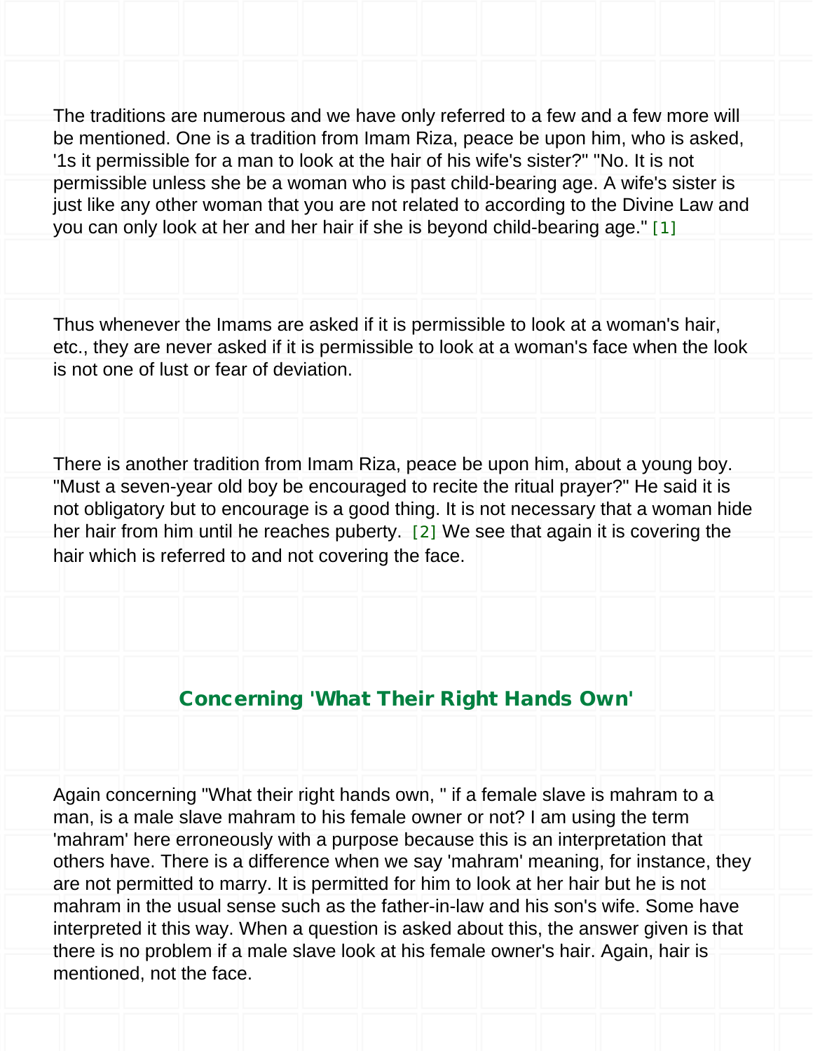The traditions are numerous and we have only referred to a few and a few more will be mentioned. One is a tradition from Imam Riza, peace be upon him, who is asked, '1s it permissible for a man to look at the hair of his wife's sister?" "No. It is not permissible unless she be a woman who is past child-bearing age. A wife's sister is just like any other woman that you are not related to according to the Divine Law and you can only look at her and her hair if she is beyond child-bearing age." [1]

Thus whenever the Imams are asked if it is permissible to look at a woman's hair, etc., they are never asked if it is permissible to look at a woman's face when the look is not one of lust or fear of deviation.

There is another tradition from Imam Riza, peace be upon him, about a young boy. "Must a seven-year old boy be encouraged to recite the ritual prayer?" He said it is not obligatory but to encourage is a good thing. It is not necessary that a woman hide her hair from him until he reaches puberty. [2] We see that again it is covering the hair which is referred to and not covering the face.

## Concerning 'What Their Right Hands Own'

Again concerning "What their right hands own, " if a female slave is mahram to a man, is a male slave mahram to his female owner or not? I am using the term 'mahram' here erroneously with a purpose because this is an interpretation that others have. There is a difference when we say 'mahram' meaning, for instance, they are not permitted to marry. It is permitted for him to look at her hair but he is not mahram in the usual sense such as the father-in-law and his son's wife. Some have interpreted it this way. When a question is asked about this, the answer given is that there is no problem if a male slave look at his female owner's hair. Again, hair is mentioned, not the face.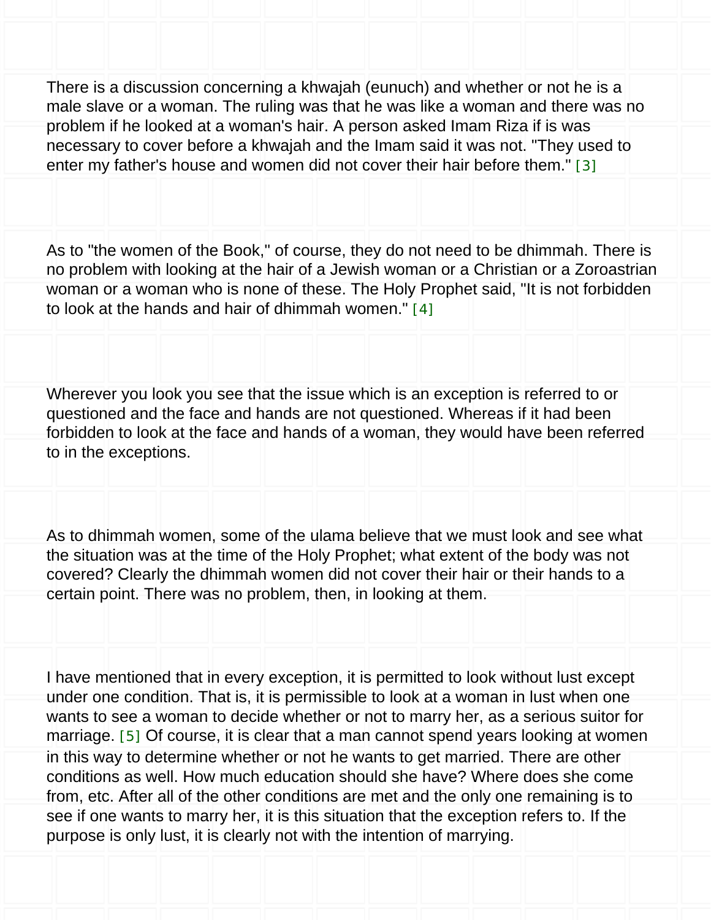There is a discussion concerning a khwajah (eunuch) and whether or not he is a male slave or a woman. The ruling was that he was like a woman and there was no problem if he looked at a woman's hair. A person asked Imam Riza if is was necessary to cover before a khwajah and the Imam said it was not. "They used to enter my father's house and women did not cover their hair before them." [3]

As to "the women of the Book," of course, they do not need to be dhimmah. There is no problem with looking at the hair of a Jewish woman or a Christian or a Zoroastrian woman or a woman who is none of these. The Holy Prophet said, "It is not forbidden to look at the hands and hair of dhimmah women." [4]

Wherever you look you see that the issue which is an exception is referred to or questioned and the face and hands are not questioned. Whereas if it had been forbidden to look at the face and hands of a woman, they would have been referred to in the exceptions.

As to dhimmah women, some of the ulama believe that we must look and see what the situation was at the time of the Holy Prophet; what extent of the body was not covered? Clearly the dhimmah women did not cover their hair or their hands to a certain point. There was no problem, then, in looking at them.

I have mentioned that in every exception, it is permitted to look without lust except under one condition. That is, it is permissible to look at a woman in lust when one wants to see a woman to decide whether or not to marry her, as a serious suitor for marriage. [5] Of course, it is clear that a man cannot spend years looking at women in this way to determine whether or not he wants to get married. There are other conditions as well. How much education should she have? Where does she come from, etc. After all of the other conditions are met and the only one remaining is to see if one wants to marry her, it is this situation that the exception refers to. If the purpose is only lust, it is clearly not with the intention of marrying.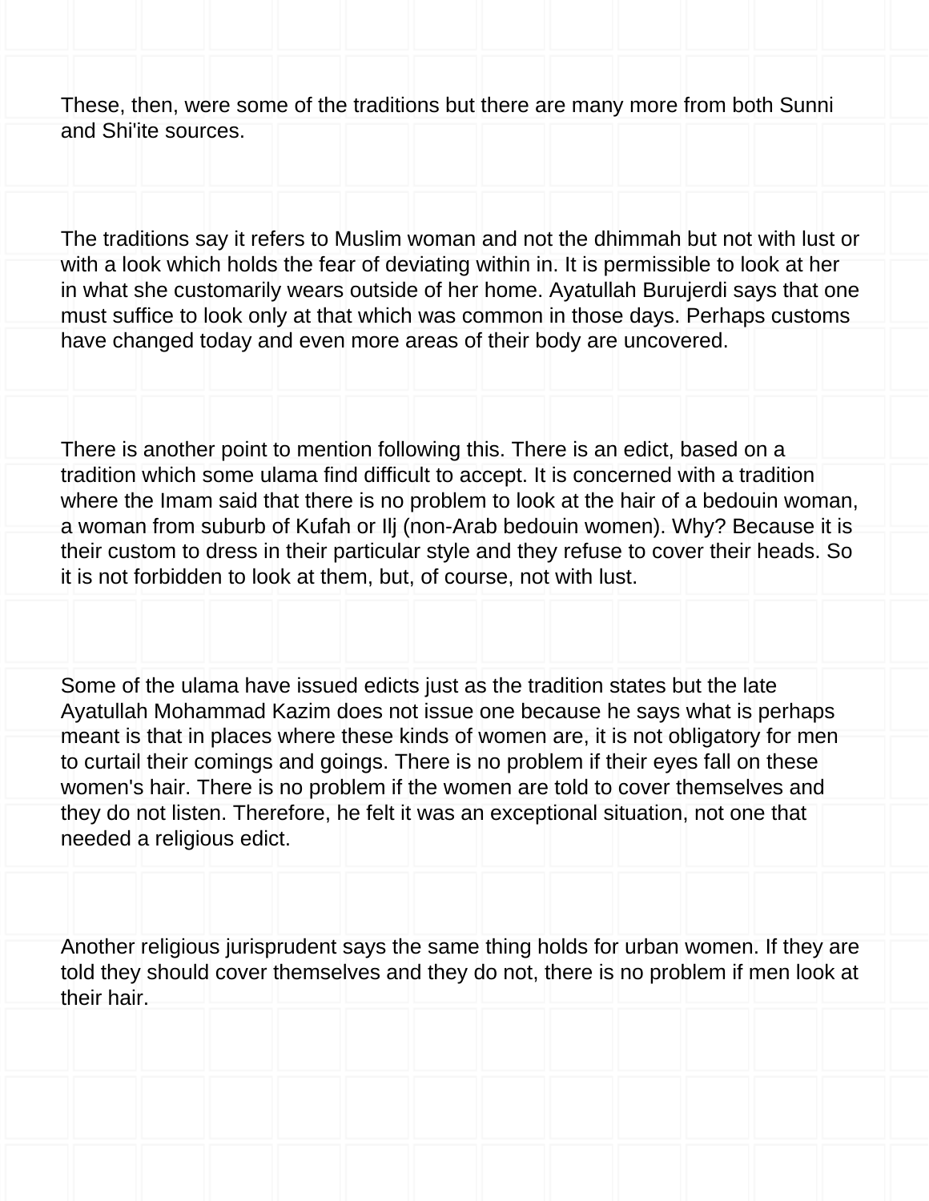These, then, were some of the traditions but there are many more from both Sunni and Shi'ite sources.

The traditions say it refers to Muslim woman and not the dhimmah but not with lust or with a look which holds the fear of deviating within in. It is permissible to look at her in what she customarily wears outside of her home. Ayatullah Burujerdi says that one must suffice to look only at that which was common in those days. Perhaps customs have changed today and even more areas of their body are uncovered.

There is another point to mention following this. There is an edict, based on a tradition which some ulama find difficult to accept. It is concerned with a tradition where the Imam said that there is no problem to look at the hair of a bedouin woman, a woman from suburb of Kufah or Ilj (non-Arab bedouin women). Why? Because it is their custom to dress in their particular style and they refuse to cover their heads. So it is not forbidden to look at them, but, of course, not with lust.

Some of the ulama have issued edicts just as the tradition states but the late Ayatullah Mohammad Kazim does not issue one because he says what is perhaps meant is that in places where these kinds of women are, it is not obligatory for men to curtail their comings and goings. There is no problem if their eyes fall on these women's hair. There is no problem if the women are told to cover themselves and they do not listen. Therefore, he felt it was an exceptional situation, not one that needed a religious edict.

Another religious jurisprudent says the same thing holds for urban women. If they are told they should cover themselves and they do not, there is no problem if men look at their hair.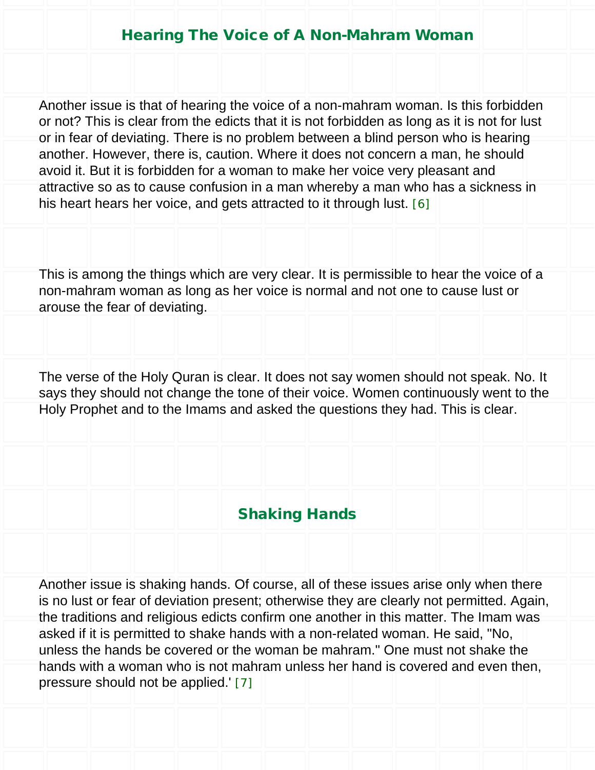## Hearing The Voice of A Non-Mahram Woman

Another issue is that of hearing the voice of a non-mahram woman. Is this forbidden or not? This is clear from the edicts that it is not forbidden as long as it is not for lust or in fear of deviating. There is no problem between a blind person who is hearing another. However, there is, caution. Where it does not concern a man, he should avoid it. But it is forbidden for a woman to make her voice very pleasant and attractive so as to cause confusion in a man whereby a man who has a sickness in his heart hears her voice, and gets attracted to it through lust. [6]

This is among the things which are very clear. It is permissible to hear the voice of a non-mahram woman as long as her voice is normal and not one to cause lust or arouse the fear of deviating.

The verse of the Holy Quran is clear. It does not say women should not speak. No. It says they should not change the tone of their voice. Women continuously went to the Holy Prophet and to the Imams and asked the questions they had. This is clear.

## Shaking Hands

Another issue is shaking hands. Of course, all of these issues arise only when there is no lust or fear of deviation present; otherwise they are clearly not permitted. Again, the traditions and religious edicts confirm one another in this matter. The Imam was asked if it is permitted to shake hands with a non-related woman. He said, "No, unless the hands be covered or the woman be mahram." One must not shake the hands with a woman who is not mahram unless her hand is covered and even then, pressure should not be applied.' [7]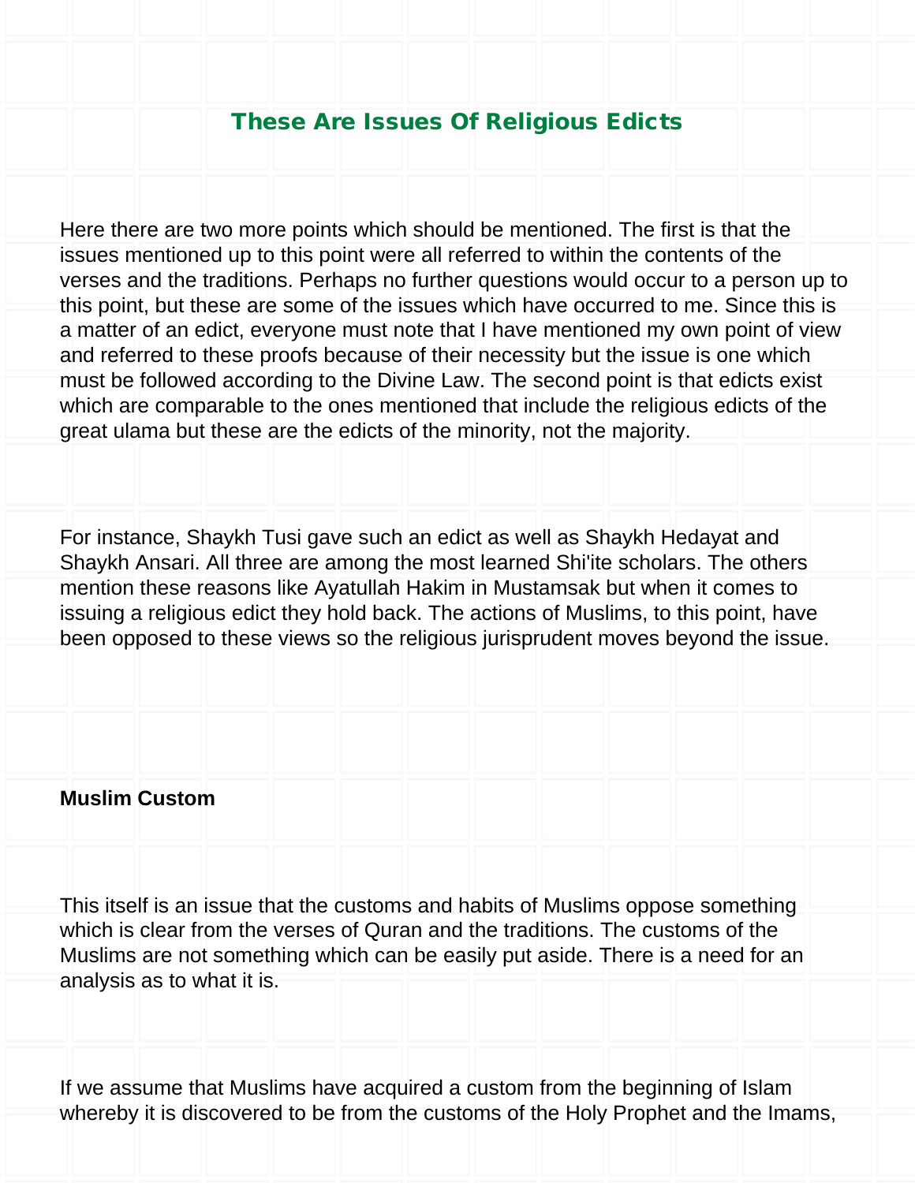## These Are Issues Of Religious Edicts

Here there are two more points which should be mentioned. The first is that the issues mentioned up to this point were all referred to within the contents of the verses and the traditions. Perhaps no further questions would occur to a person up to this point, but these are some of the issues which have occurred to me. Since this is a matter of an edict, everyone must note that I have mentioned my own point of view and referred to these proofs because of their necessity but the issue is one which must be followed according to the Divine Law. The second point is that edicts exist which are comparable to the ones mentioned that include the religious edicts of the great ulama but these are the edicts of the minority, not the majority.

For instance, Shaykh Tusi gave such an edict as well as Shaykh Hedayat and Shaykh Ansari. All three are among the most learned Shi'ite scholars. The others mention these reasons like Ayatullah Hakim in Mustamsak but when it comes to issuing a religious edict they hold back. The actions of Muslims, to this point, have been opposed to these views so the religious jurisprudent moves beyond the issue.

**Muslim Custom**

This itself is an issue that the customs and habits of Muslims oppose something which is clear from the verses of Quran and the traditions. The customs of the Muslims are not something which can be easily put aside. There is a need for an analysis as to what it is.

If we assume that Muslims have acquired a custom from the beginning of Islam whereby it is discovered to be from the customs of the Holy Prophet and the Imams,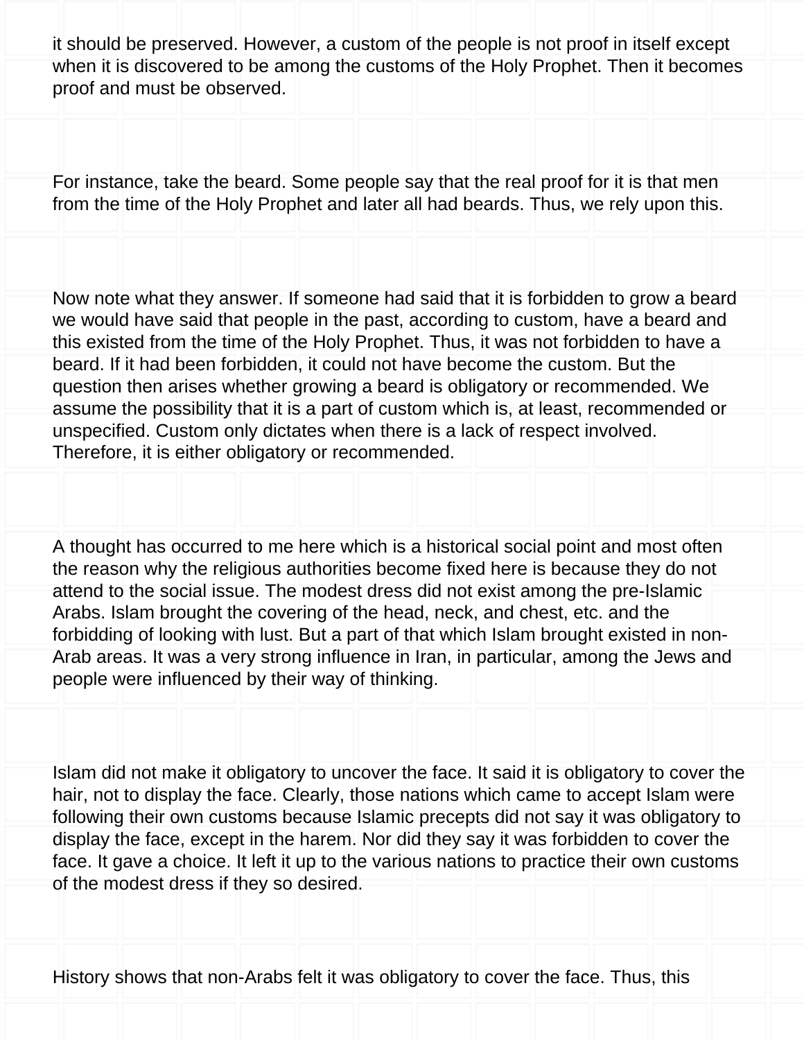it should be preserved. However, a custom of the people is not proof in itself except when it is discovered to be among the customs of the Holy Prophet. Then it becomes proof and must be observed.

For instance, take the beard. Some people say that the real proof for it is that men from the time of the Holy Prophet and later all had beards. Thus, we rely upon this.

Now note what they answer. If someone had said that it is forbidden to grow a beard we would have said that people in the past, according to custom, have a beard and this existed from the time of the Holy Prophet. Thus, it was not forbidden to have a beard. If it had been forbidden, it could not have become the custom. But the question then arises whether growing a beard is obligatory or recommended. We assume the possibility that it is a part of custom which is, at least, recommended or unspecified. Custom only dictates when there is a lack of respect involved. Therefore, it is either obligatory or recommended.

A thought has occurred to me here which is a historical social point and most often the reason why the religious authorities become fixed here is because they do not attend to the social issue. The modest dress did not exist among the pre-Islamic Arabs. Islam brought the covering of the head, neck, and chest, etc. and the forbidding of looking with lust. But a part of that which Islam brought existed in non-Arab areas. It was a very strong influence in Iran, in particular, among the Jews and people were influenced by their way of thinking.

Islam did not make it obligatory to uncover the face. It said it is obligatory to cover the hair, not to display the face. Clearly, those nations which came to accept Islam were following their own customs because Islamic precepts did not say it was obligatory to display the face, except in the harem. Nor did they say it was forbidden to cover the face. It gave a choice. It left it up to the various nations to practice their own customs of the modest dress if they so desired.

History shows that non-Arabs felt it was obligatory to cover the face. Thus, this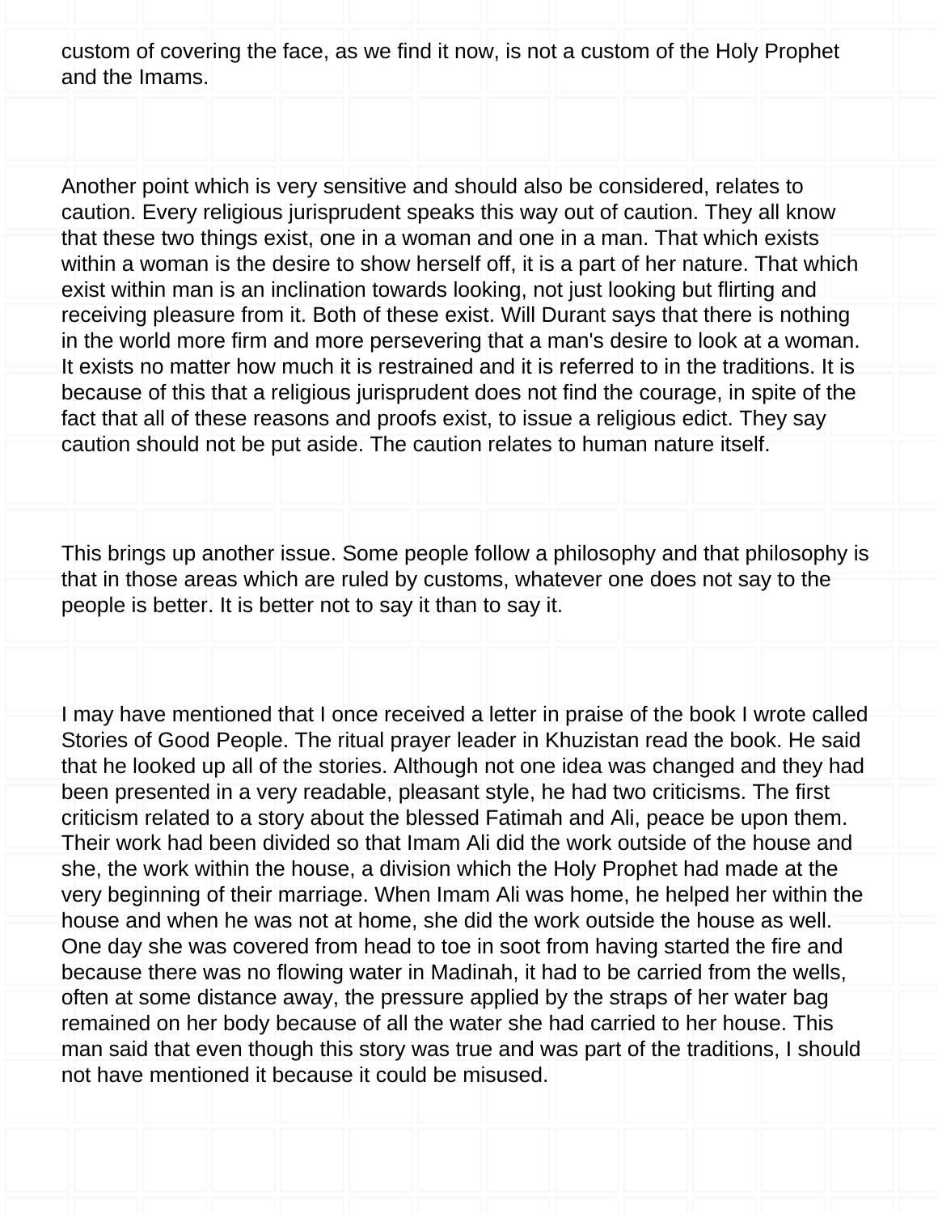custom of covering the face, as we find it now, is not a custom of the Holy Prophet and the Imams.

Another point which is very sensitive and should also be considered, relates to caution. Every religious jurisprudent speaks this way out of caution. They all know that these two things exist, one in a woman and one in a man. That which exists within a woman is the desire to show herself off, it is a part of her nature. That which exist within man is an inclination towards looking, not just looking but flirting and receiving pleasure from it. Both of these exist. Will Durant says that there is nothing in the world more firm and more persevering that a man's desire to look at a woman. It exists no matter how much it is restrained and it is referred to in the traditions. It is because of this that a religious jurisprudent does not find the courage, in spite of the fact that all of these reasons and proofs exist, to issue a religious edict. They say caution should not be put aside. The caution relates to human nature itself.

This brings up another issue. Some people follow a philosophy and that philosophy is that in those areas which are ruled by customs, whatever one does not say to the people is better. It is better not to say it than to say it.

I may have mentioned that I once received a letter in praise of the book I wrote called Stories of Good People. The ritual prayer leader in Khuzistan read the book. He said that he looked up all of the stories. Although not one idea was changed and they had been presented in a very readable, pleasant style, he had two criticisms. The first criticism related to a story about the blessed Fatimah and Ali, peace be upon them. Their work had been divided so that Imam Ali did the work outside of the house and she, the work within the house, a division which the Holy Prophet had made at the very beginning of their marriage. When Imam Ali was home, he helped her within the house and when he was not at home, she did the work outside the house as well. One day she was covered from head to toe in soot from having started the fire and because there was no flowing water in Madinah, it had to be carried from the wells, often at some distance away, the pressure applied by the straps of her water bag remained on her body because of all the water she had carried to her house. This man said that even though this story was true and was part of the traditions, I should not have mentioned it because it could be misused.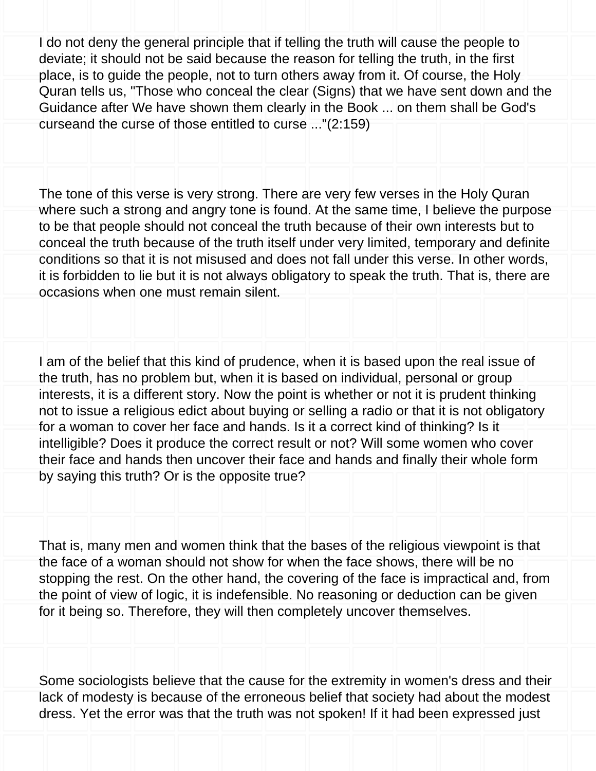I do not deny the general principle that if telling the truth will cause the people to deviate; it should not be said because the reason for telling the truth, in the first place, is to guide the people, not to turn others away from it. Of course, the Holy Quran tells us, "Those who conceal the clear (Signs) that we have sent down and the Guidance after We have shown them clearly in the Book ... on them shall be God's curseand the curse of those entitled to curse ..."(2:159)

The tone of this verse is very strong. There are very few verses in the Holy Quran where such a strong and angry tone is found. At the same time, I believe the purpose to be that people should not conceal the truth because of their own interests but to conceal the truth because of the truth itself under very limited, temporary and definite conditions so that it is not misused and does not fall under this verse. In other words, it is forbidden to lie but it is not always obligatory to speak the truth. That is, there are occasions when one must remain silent.

I am of the belief that this kind of prudence, when it is based upon the real issue of the truth, has no problem but, when it is based on individual, personal or group interests, it is a different story. Now the point is whether or not it is prudent thinking not to issue a religious edict about buying or selling a radio or that it is not obligatory for a woman to cover her face and hands. Is it a correct kind of thinking? Is it intelligible? Does it produce the correct result or not? Will some women who cover their face and hands then uncover their face and hands and finally their whole form by saying this truth? Or is the opposite true?

That is, many men and women think that the bases of the religious viewpoint is that the face of a woman should not show for when the face shows, there will be no stopping the rest. On the other hand, the covering of the face is impractical and, from the point of view of logic, it is indefensible. No reasoning or deduction can be given for it being so. Therefore, they will then completely uncover themselves.

Some sociologists believe that the cause for the extremity in women's dress and their lack of modesty is because of the erroneous belief that society had about the modest dress. Yet the error was that the truth was not spoken! If it had been expressed just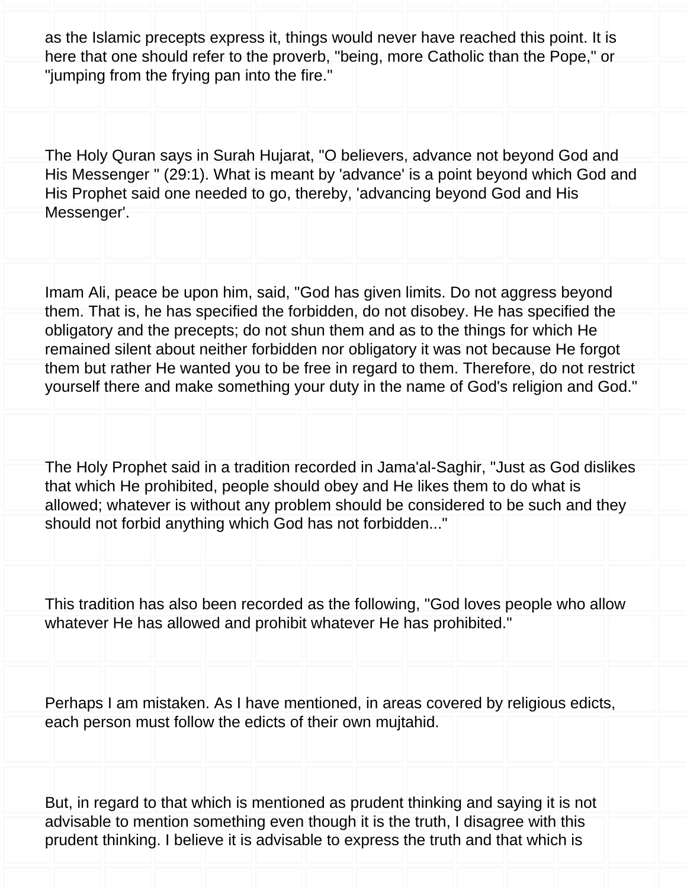as the Islamic precepts express it, things would never have reached this point. It is here that one should refer to the proverb, "being, more Catholic than the Pope," or "jumping from the frying pan into the fire."

The Holy Quran says in Surah Hujarat, "O believers, advance not beyond God and His Messenger " (29:1). What is meant by 'advance' is a point beyond which God and His Prophet said one needed to go, thereby, 'advancing beyond God and His Messenger'.

Imam Ali, peace be upon him, said, "God has given limits. Do not aggress beyond them. That is, he has specified the forbidden, do not disobey. He has specified the obligatory and the precepts; do not shun them and as to the things for which He remained silent about neither forbidden nor obligatory it was not because He forgot them but rather He wanted you to be free in regard to them. Therefore, do not restrict yourself there and make something your duty in the name of God's religion and God."

The Holy Prophet said in a tradition recorded in Jama'al-Saghir, "Just as God dislikes that which He prohibited, people should obey and He likes them to do what is allowed; whatever is without any problem should be considered to be such and they should not forbid anything which God has not forbidden..."

This tradition has also been recorded as the following, "God loves people who allow whatever He has allowed and prohibit whatever He has prohibited."

Perhaps I am mistaken. As I have mentioned, in areas covered by religious edicts, each person must follow the edicts of their own mujtahid.

But, in regard to that which is mentioned as prudent thinking and saying it is not advisable to mention something even though it is the truth, I disagree with this prudent thinking. I believe it is advisable to express the truth and that which is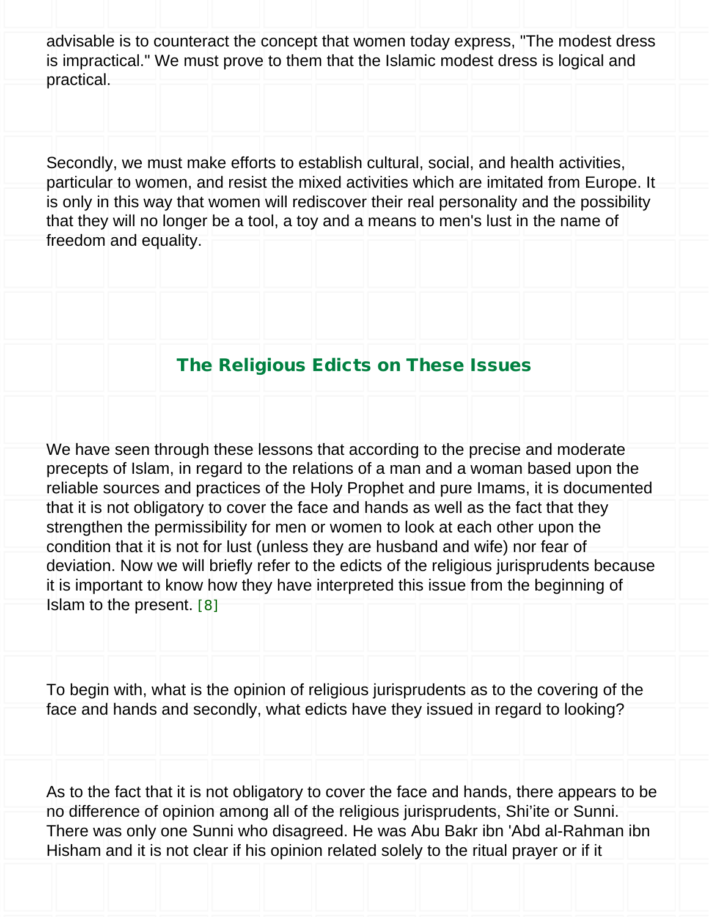advisable is to counteract the concept that women today express, "The modest dress is impractical." We must prove to them that the Islamic modest dress is logical and practical.

Secondly, we must make efforts to establish cultural, social, and health activities, particular to women, and resist the mixed activities which are imitated from Europe. It is only in this way that women will rediscover their real personality and the possibility that they will no longer be a tool, a toy and a means to men's lust in the name of freedom and equality.

## The Religious Edicts on These Issues

We have seen through these lessons that according to the precise and moderate precepts of Islam, in regard to the relations of a man and a woman based upon the reliable sources and practices of the Holy Prophet and pure Imams, it is documented that it is not obligatory to cover the face and hands as well as the fact that they strengthen the permissibility for men or women to look at each other upon the condition that it is not for lust (unless they are husband and wife) nor fear of deviation. Now we will briefly refer to the edicts of the religious jurisprudents because it is important to know how they have interpreted this issue from the beginning of Islam to the present. [8]

To begin with, what is the opinion of religious jurisprudents as to the covering of the face and hands and secondly, what edicts have they issued in regard to looking?

As to the fact that it is not obligatory to cover the face and hands, there appears to be no difference of opinion among all of the religious jurisprudents, Shi'ite or Sunni. There was only one Sunni who disagreed. He was Abu Bakr ibn 'Abd al-Rahman ibn Hisham and it is not clear if his opinion related solely to the ritual prayer or if it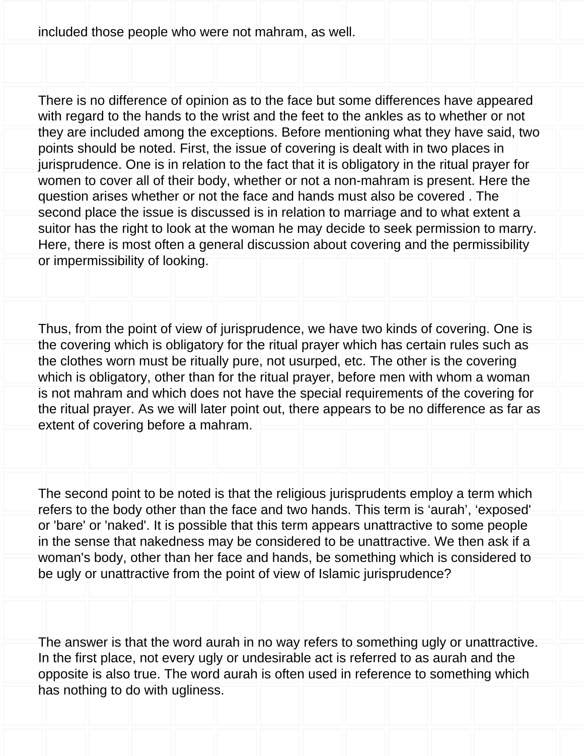included those people who were not mahram, as well.

There is no difference of opinion as to the face but some differences have appeared with regard to the hands to the wrist and the feet to the ankles as to whether or not they are included among the exceptions. Before mentioning what they have said, two points should be noted. First, the issue of covering is dealt with in two places in jurisprudence. One is in relation to the fact that it is obligatory in the ritual prayer for women to cover all of their body, whether or not a non-mahram is present. Here the question arises whether or not the face and hands must also be covered . The second place the issue is discussed is in relation to marriage and to what extent a suitor has the right to look at the woman he may decide to seek permission to marry. Here, there is most often a general discussion about covering and the permissibility or impermissibility of looking.

Thus, from the point of view of jurisprudence, we have two kinds of covering. One is the covering which is obligatory for the ritual prayer which has certain rules such as the clothes worn must be ritually pure, not usurped, etc. The other is the covering which is obligatory, other than for the ritual prayer, before men with whom a woman is not mahram and which does not have the special requirements of the covering for the ritual prayer. As we will later point out, there appears to be no difference as far as extent of covering before a mahram.

The second point to be noted is that the religious jurisprudents employ a term which refers to the body other than the face and two hands. This term is ‘aurah’, ‘exposed' or 'bare' or 'naked'. It is possible that this term appears unattractive to some people in the sense that nakedness may be considered to be unattractive. We then ask if a woman's body, other than her face and hands, be something which is considered to be ugly or unattractive from the point of view of Islamic jurisprudence?

The answer is that the word aurah in no way refers to something ugly or unattractive. In the first place, not every ugly or undesirable act is referred to as aurah and the opposite is also true. The word aurah is often used in reference to something which has nothing to do with ugliness.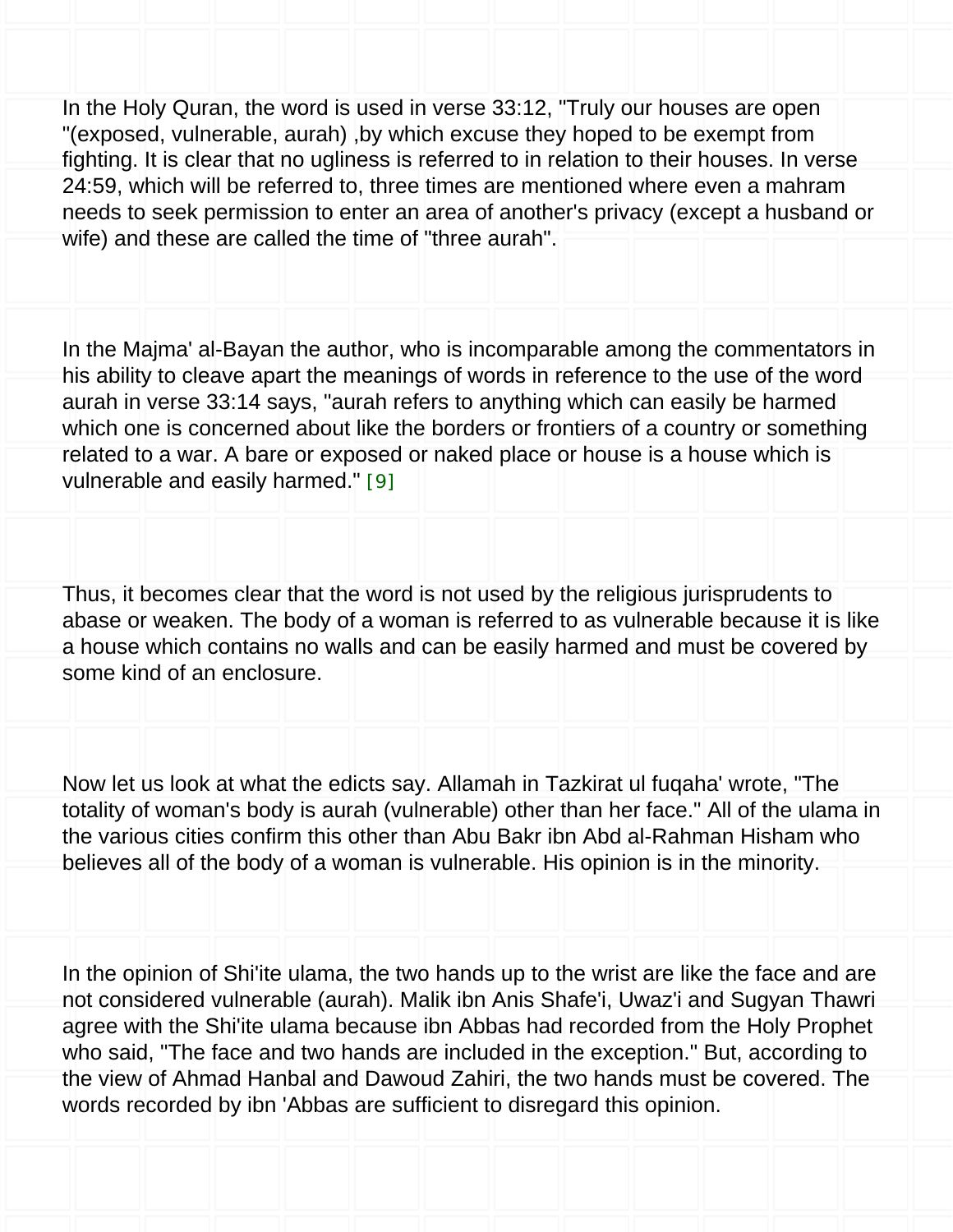In the Holy Quran, the word is used in verse 33:12, "Truly our houses are open "(exposed, vulnerable, aurah) ,by which excuse they hoped to be exempt from fighting. It is clear that no ugliness is referred to in relation to their houses. In verse 24:59, which will be referred to, three times are mentioned where even a mahram needs to seek permission to enter an area of another's privacy (except a husband or wife) and these are called the time of "three aurah".

In the Majma' al-Bayan the author, who is incomparable among the commentators in his ability to cleave apart the meanings of words in reference to the use of the word aurah in verse 33:14 says, "aurah refers to anything which can easily be harmed which one is concerned about like the borders or frontiers of a country or something related to a war. A bare or exposed or naked place or house is a house which is vulnerable and easily harmed." [9]

Thus, it becomes clear that the word is not used by the religious jurisprudents to abase or weaken. The body of a woman is referred to as vulnerable because it is like a house which contains no walls and can be easily harmed and must be covered by some kind of an enclosure.

Now let us look at what the edicts say. Allamah in Tazkirat ul fuqaha' wrote, "The totality of woman's body is aurah (vulnerable) other than her face." All of the ulama in the various cities confirm this other than Abu Bakr ibn Abd al-Rahman Hisham who believes all of the body of a woman is vulnerable. His opinion is in the minority.

In the opinion of Shi'ite ulama, the two hands up to the wrist are like the face and are not considered vulnerable (aurah). Malik ibn Anis Shafe'i, Uwaz'i and Sugyan Thawri agree with the Shi'ite ulama because ibn Abbas had recorded from the Holy Prophet who said, "The face and two hands are included in the exception." But, according to the view of Ahmad Hanbal and Dawoud Zahiri, the two hands must be covered. The words recorded by ibn 'Abbas are sufficient to disregard this opinion.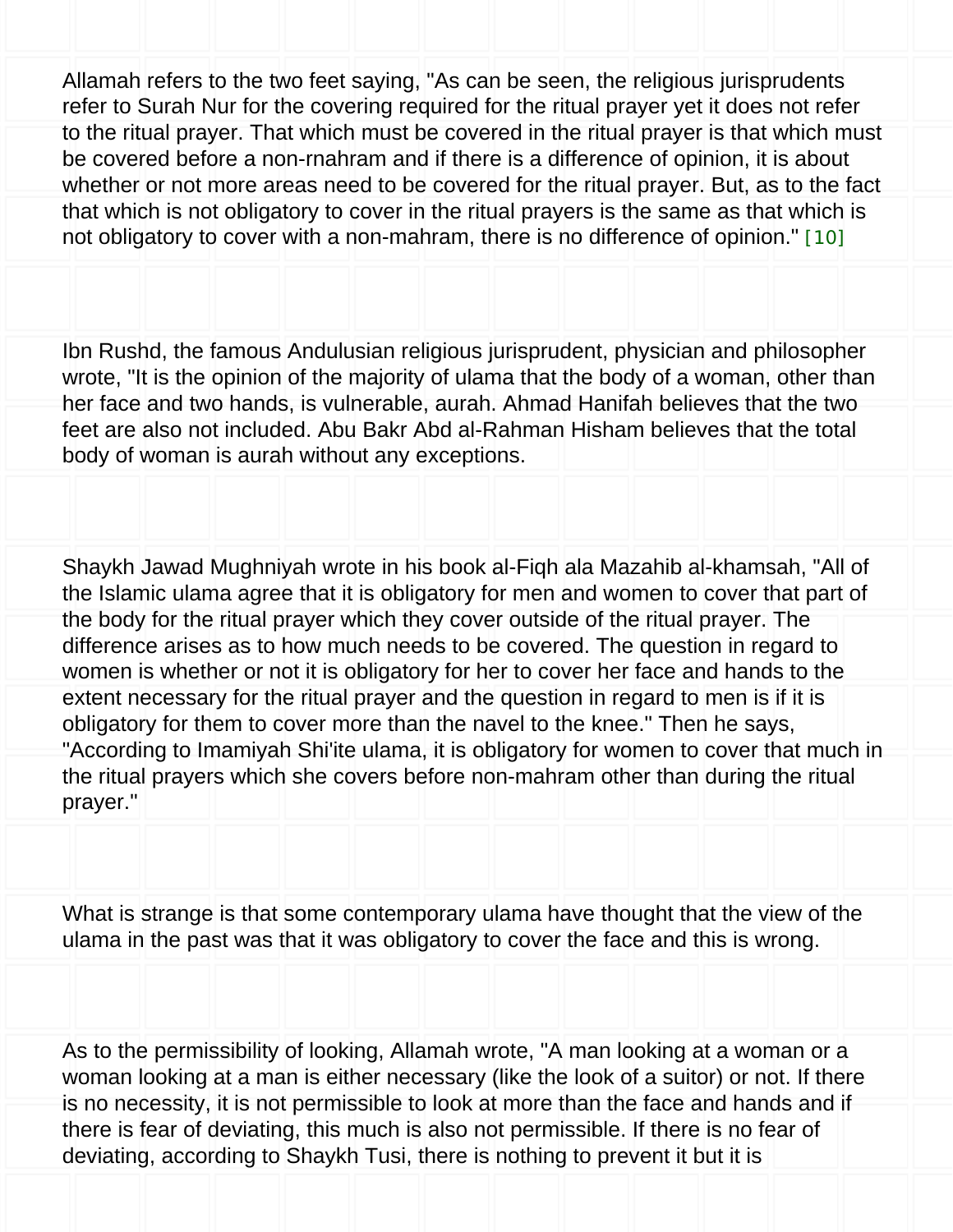Allamah refers to the two feet saying, "As can be seen, the religious jurisprudents refer to Surah Nur for the covering required for the ritual prayer yet it does not refer to the ritual prayer. That which must be covered in the ritual prayer is that which must be covered before a non-rnahram and if there is a difference of opinion, it is about whether or not more areas need to be covered for the ritual prayer. But, as to the fact that which is not obligatory to cover in the ritual prayers is the same as that which is not obligatory to cover with a non-mahram, there is no difference of opinion." [10]

Ibn Rushd, the famous Andulusian religious jurisprudent, physician and philosopher wrote, "It is the opinion of the majority of ulama that the body of a woman, other than her face and two hands, is vulnerable, aurah. Ahmad Hanifah believes that the two feet are also not included. Abu Bakr Abd al-Rahman Hisham believes that the total body of woman is aurah without any exceptions.

Shaykh Jawad Mughniyah wrote in his book al-Fiqh ala Mazahib al-khamsah, "All of the Islamic ulama agree that it is obligatory for men and women to cover that part of the body for the ritual prayer which they cover outside of the ritual prayer. The difference arises as to how much needs to be covered. The question in regard to women is whether or not it is obligatory for her to cover her face and hands to the extent necessary for the ritual prayer and the question in regard to men is if it is obligatory for them to cover more than the navel to the knee." Then he says, "According to Imamiyah Shi'ite ulama, it is obligatory for women to cover that much in the ritual prayers which she covers before non-mahram other than during the ritual prayer."

What is strange is that some contemporary ulama have thought that the view of the ulama in the past was that it was obligatory to cover the face and this is wrong.

As to the permissibility of looking, Allamah wrote, "A man looking at a woman or a woman looking at a man is either necessary (like the look of a suitor) or not. If there is no necessity, it is not permissible to look at more than the face and hands and if there is fear of deviating, this much is also not permissible. If there is no fear of deviating, according to Shaykh Tusi, there is nothing to prevent it but it is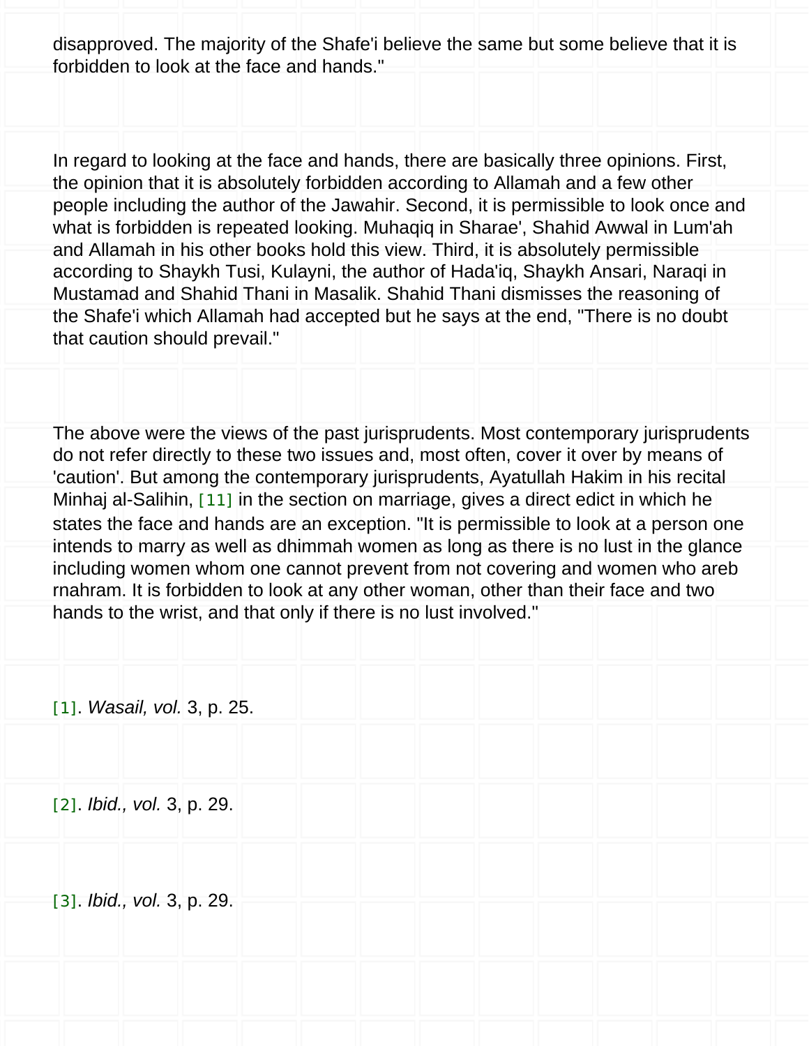disapproved. The majority of the Shafe'i believe the same but some believe that it is forbidden to look at the face and hands."

In regard to looking at the face and hands, there are basically three opinions. First, the opinion that it is absolutely forbidden according to Allamah and a few other people including the author of the Jawahir. Second, it is permissible to look once and what is forbidden is repeated looking. Muhaqiq in Sharae', Shahid Awwal in Lum'ah and Allamah in his other books hold this view. Third, it is absolutely permissible according to Shaykh Tusi, Kulayni, the author of Hada'iq, Shaykh Ansari, Naraqi in Mustamad and Shahid Thani in Masalik. Shahid Thani dismisses the reasoning of the Shafe'i which Allamah had accepted but he says at the end, "There is no doubt that caution should prevail."

The above were the views of the past jurisprudents. Most contemporary jurisprudents do not refer directly to these two issues and, most often, cover it over by means of 'caution'. But among the contemporary jurisprudents, Ayatullah Hakim in his recital Minhaj al-Salihin, [11] in the section on marriage, gives a direct edict in which he states the face and hands are an exception. "It is permissible to look at a person one intends to marry as well as dhimmah women as long as there is no lust in the glance including women whom one cannot prevent from not covering and women who areb rnahram. It is forbidden to look at any other woman, other than their face and two hands to the wrist, and that only if there is no lust involved."

[1]. *Wasail, vol.* 3, p. 25.

[2]. *Ibid., vol.* 3, p. 29.

[3]. *Ibid., vol.* 3, p. 29.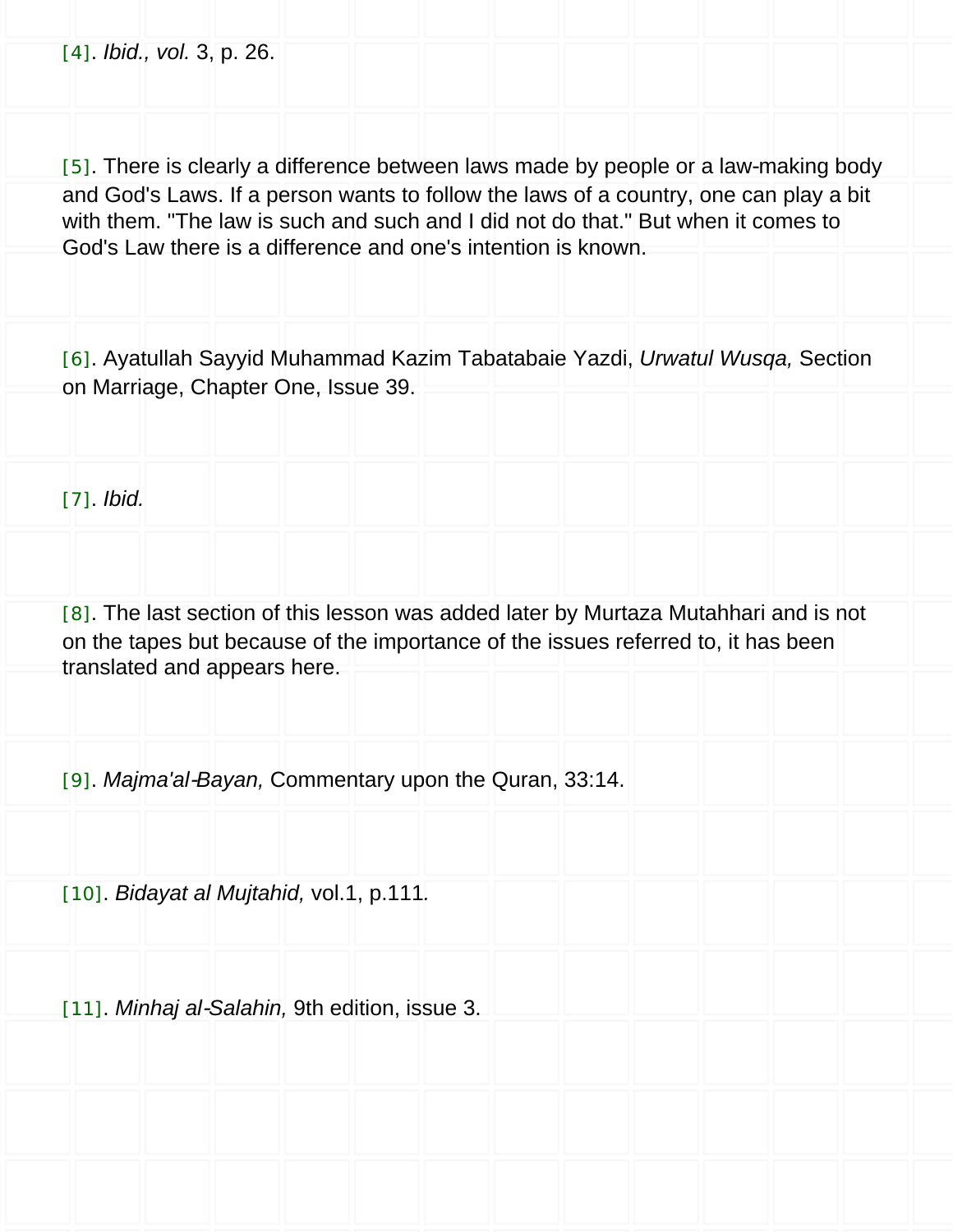[4]. *Ibid., vol.* 3, p. 26.

[5]. There is clearly a difference between laws made by people or a law-making body and God's Laws. If a person wants to follow the laws of a country, one can play a bit with them. "The law is such and such and I did not do that." But when it comes to God's Law there is a difference and one's intention is known.

[6]. Ayatullah Sayyid Muhammad Kazim Tabatabaie Yazdi, *Urwatul Wusqa,* Section on Marriage, Chapter One, Issue 39.

[7]. *Ibid.*

[8]. The last section of this lesson was added later by Murtaza Mutahhari and is not on the tapes but because of the importance of the issues referred to, it has been translated and appears here.

[9]. *Majma'al-Bayan,* Commentary upon the Quran, 33:14.

[10]. *Bidayat al Mujtahid,* vol.1, p.111*.*

[11]. *Minhaj al-Salahin,* 9th edition, issue 3.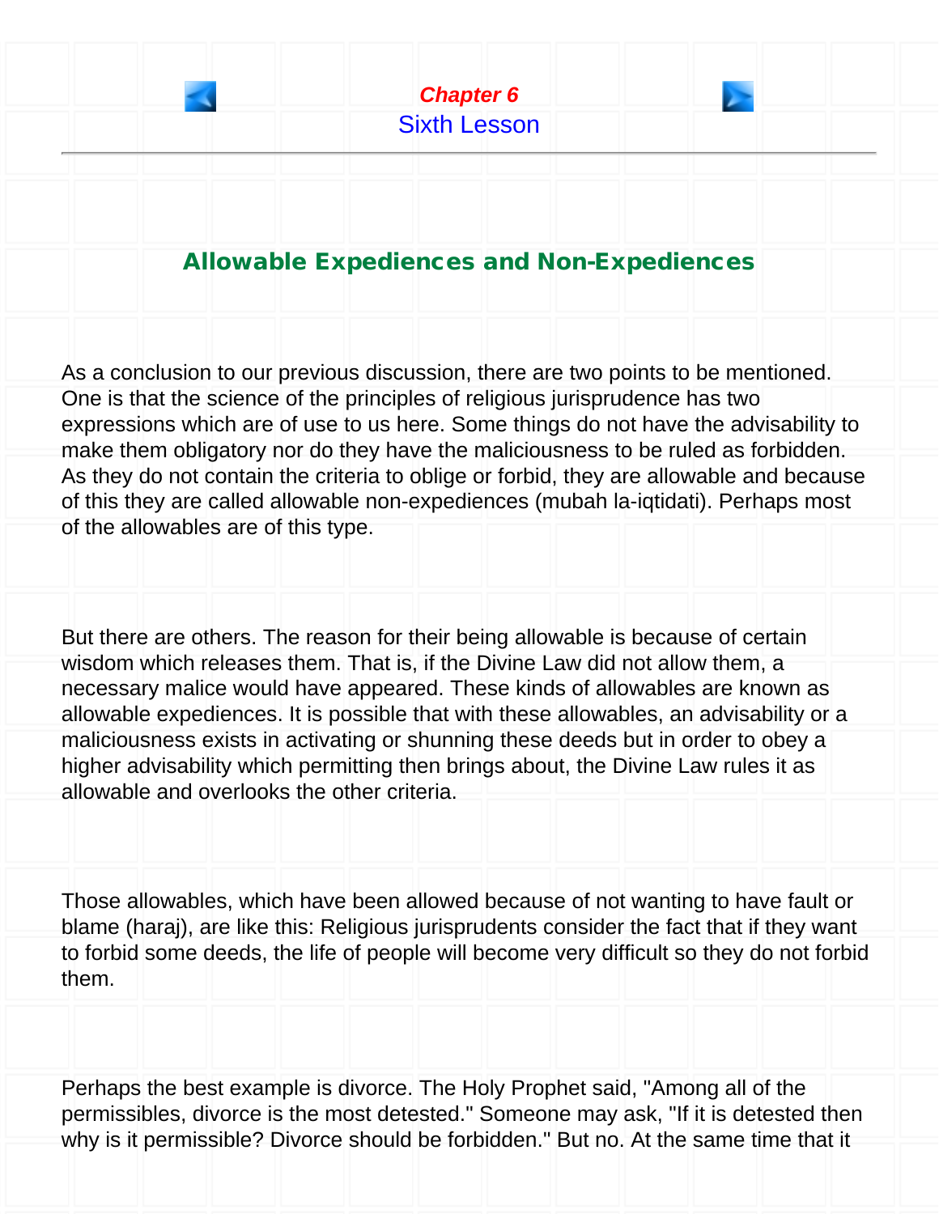## Chapter 6
## Sixth Lesson

### Allowable Expediences and Non-Expediences

As a conclusion to our previous discussion, there are two points to be mentioned. One is that the science of the principles of religious jurisprudence has two expressions which are of use to us here. Some things do not have the advisability to make them obligatory nor do they have the maliciousness to be ruled as forbidden. As they do not contain the criteria to oblige or forbid, they are allowable and because of this they are called allowable non-expediences (mubah la-iqtidati). Perhaps most of the allowables are of this type.

But there are others. The reason for their being allowable is because of certain wisdom which releases them. That is, if the Divine Law did not allow them, a necessary malice would have appeared. These kinds of allowables are known as allowable expediences. It is possible that with these allowables, an advisability or a maliciousness exists in activating or shunning these deeds but in order to obey a higher advisability which permitting then brings about, the Divine Law rules it as allowable and overlooks the other criteria.

Those allowables, which have been allowed because of not wanting to have fault or blame (haraj), are like this: Religious jurisprudents consider the fact that if they want to forbid some deeds, the life of people will become very difficult so they do not forbid them.

Perhaps the best example is divorce. The Holy Prophet said, "Among all of the permissibles, divorce is the most detested." Someone may ask, "If it is detested then why is it permissible? Divorce should be forbidden." But no. At the same time that it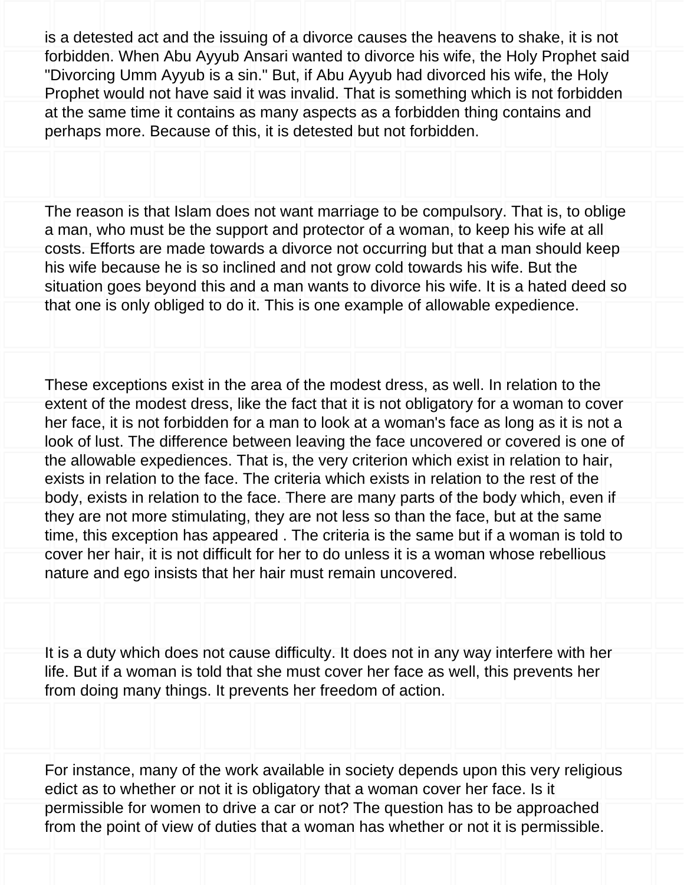is a detested act and the issuing of a divorce causes the heavens to shake, it is not forbidden. When Abu Ayyub Ansari wanted to divorce his wife, the Holy Prophet said "Divorcing Umm Ayyub is a sin." But, if Abu Ayyub had divorced his wife, the Holy Prophet would not have said it was invalid. That is something which is not forbidden at the same time it contains as many aspects as a forbidden thing contains and perhaps more. Because of this, it is detested but not forbidden.

The reason is that Islam does not want marriage to be compulsory. That is, to oblige a man, who must be the support and protector of a woman, to keep his wife at all costs. Efforts are made towards a divorce not occurring but that a man should keep his wife because he is so inclined and not grow cold towards his wife. But the situation goes beyond this and a man wants to divorce his wife. It is a hated deed so that one is only obliged to do it. This is one example of allowable expedience.

These exceptions exist in the area of the modest dress, as well. In relation to the extent of the modest dress, like the fact that it is not obligatory for a woman to cover her face, it is not forbidden for a man to look at a woman's face as long as it is not a look of lust. The difference between leaving the face uncovered or covered is one of the allowable expediences. That is, the very criterion which exist in relation to hair, exists in relation to the face. The criteria which exists in relation to the rest of the body, exists in relation to the face. There are many parts of the body which, even if they are not more stimulating, they are not less so than the face, but at the same time, this exception has appeared . The criteria is the same but if a woman is told to cover her hair, it is not difficult for her to do unless it is a woman whose rebellious nature and ego insists that her hair must remain uncovered.

It is a duty which does not cause difficulty. It does not in any way interfere with her life. But if a woman is told that she must cover her face as well, this prevents her from doing many things. It prevents her freedom of action.

For instance, many of the work available in society depends upon this very religious edict as to whether or not it is obligatory that a woman cover her face. Is it permissible for women to drive a car or not? The question has to be approached from the point of view of duties that a woman has whether or not it is permissible.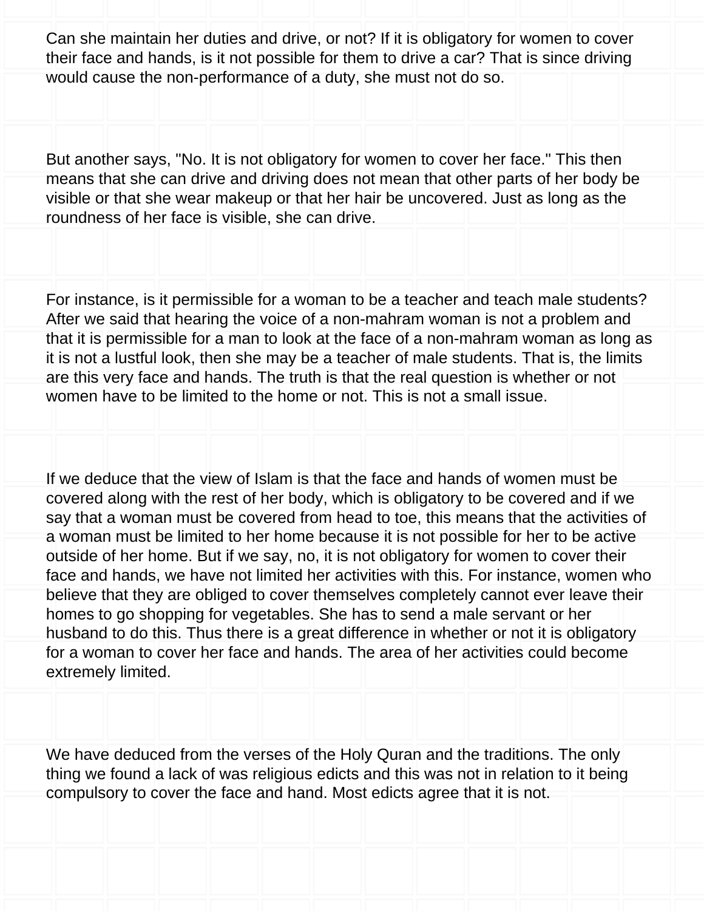Can she maintain her duties and drive, or not? If it is obligatory for women to cover their face and hands, is it not possible for them to drive a car? That is since driving would cause the non-performance of a duty, she must not do so.

But another says, "No. It is not obligatory for women to cover her face." This then means that she can drive and driving does not mean that other parts of her body be visible or that she wear makeup or that her hair be uncovered. Just as long as the roundness of her face is visible, she can drive.

For instance, is it permissible for a woman to be a teacher and teach male students? After we said that hearing the voice of a non-mahram woman is not a problem and that it is permissible for a man to look at the face of a non-mahram woman as long as it is not a lustful look, then she may be a teacher of male students. That is, the limits are this very face and hands. The truth is that the real question is whether or not women have to be limited to the home or not. This is not a small issue.

If we deduce that the view of Islam is that the face and hands of women must be covered along with the rest of her body, which is obligatory to be covered and if we say that a woman must be covered from head to toe, this means that the activities of a woman must be limited to her home because it is not possible for her to be active outside of her home. But if we say, no, it is not obligatory for women to cover their face and hands, we have not limited her activities with this. For instance, women who believe that they are obliged to cover themselves completely cannot ever leave their homes to go shopping for vegetables. She has to send a male servant or her husband to do this. Thus there is a great difference in whether or not it is obligatory for a woman to cover her face and hands. The area of her activities could become extremely limited.

We have deduced from the verses of the Holy Quran and the traditions. The only thing we found a lack of was religious edicts and this was not in relation to it being compulsory to cover the face and hand. Most edicts agree that it is not.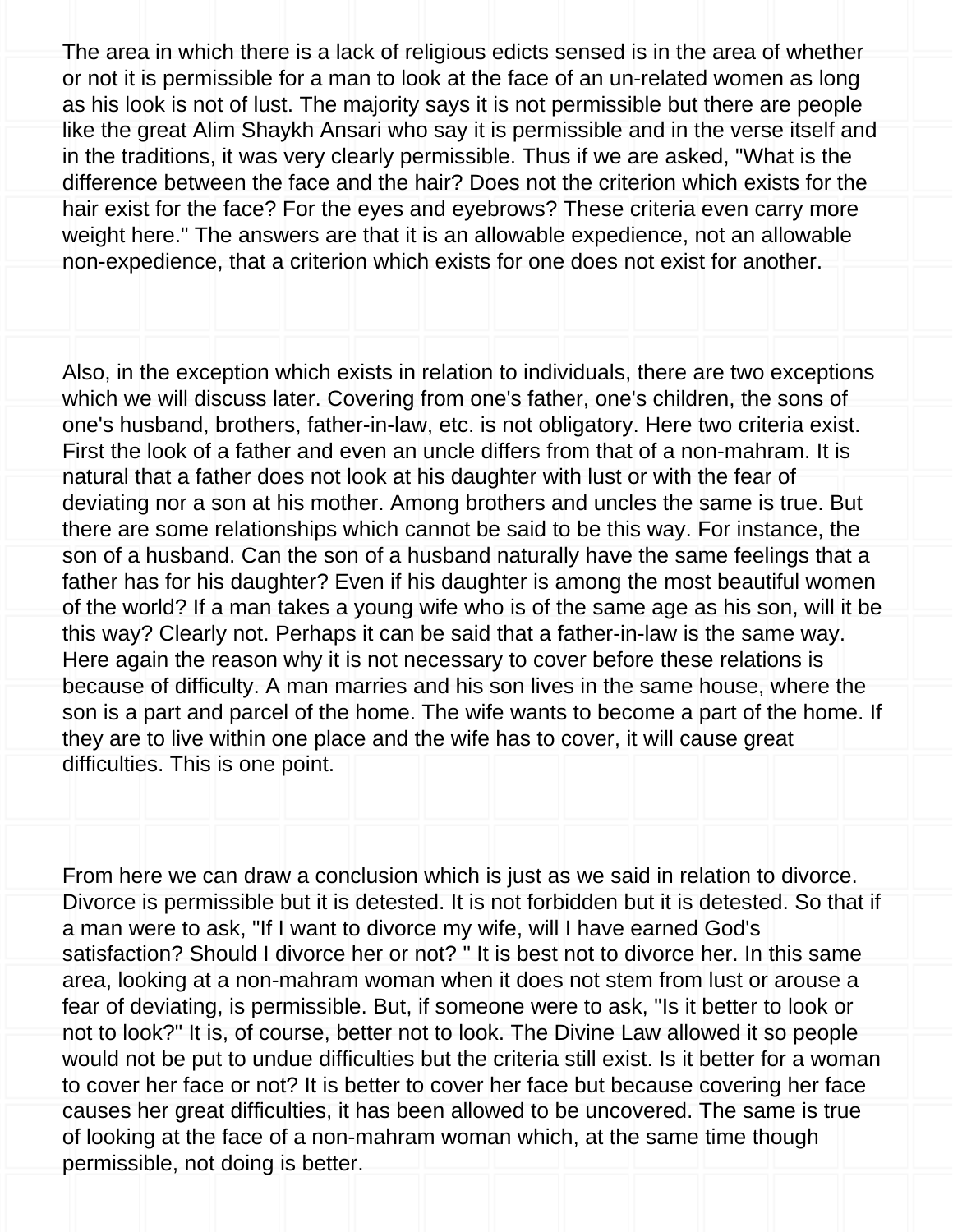The area in which there is a lack of religious edicts sensed is in the area of whether or not it is permissible for a man to look at the face of an un-related women as long as his look is not of lust. The majority says it is not permissible but there are people like the great Alim Shaykh Ansari who say it is permissible and in the verse itself and in the traditions, it was very clearly permissible. Thus if we are asked, "What is the difference between the face and the hair? Does not the criterion which exists for the hair exist for the face? For the eyes and eyebrows? These criteria even carry more weight here." The answers are that it is an allowable expedience, not an allowable non-expedience, that a criterion which exists for one does not exist for another.

Also, in the exception which exists in relation to individuals, there are two exceptions which we will discuss later. Covering from one's father, one's children, the sons of one's husband, brothers, father-in-law, etc. is not obligatory. Here two criteria exist. First the look of a father and even an uncle differs from that of a non-mahram. It is natural that a father does not look at his daughter with lust or with the fear of deviating nor a son at his mother. Among brothers and uncles the same is true. But there are some relationships which cannot be said to be this way. For instance, the son of a husband. Can the son of a husband naturally have the same feelings that a father has for his daughter? Even if his daughter is among the most beautiful women of the world? If a man takes a young wife who is of the same age as his son, will it be this way? Clearly not. Perhaps it can be said that a father-in-law is the same way. Here again the reason why it is not necessary to cover before these relations is because of difficulty. A man marries and his son lives in the same house, where the son is a part and parcel of the home. The wife wants to become a part of the home. If they are to live within one place and the wife has to cover, it will cause great difficulties. This is one point.

From here we can draw a conclusion which is just as we said in relation to divorce. Divorce is permissible but it is detested. It is not forbidden but it is detested. So that if a man were to ask, "If I want to divorce my wife, will I have earned God's satisfaction? Should I divorce her or not? " It is best not to divorce her. In this same area, looking at a non-mahram woman when it does not stem from lust or arouse a fear of deviating, is permissible. But, if someone were to ask, "Is it better to look or not to look?" It is, of course, better not to look. The Divine Law allowed it so people would not be put to undue difficulties but the criteria still exist. Is it better for a woman to cover her face or not? It is better to cover her face but because covering her face causes her great difficulties, it has been allowed to be uncovered. The same is true of looking at the face of a non-mahram woman which, at the same time though permissible, not doing is better.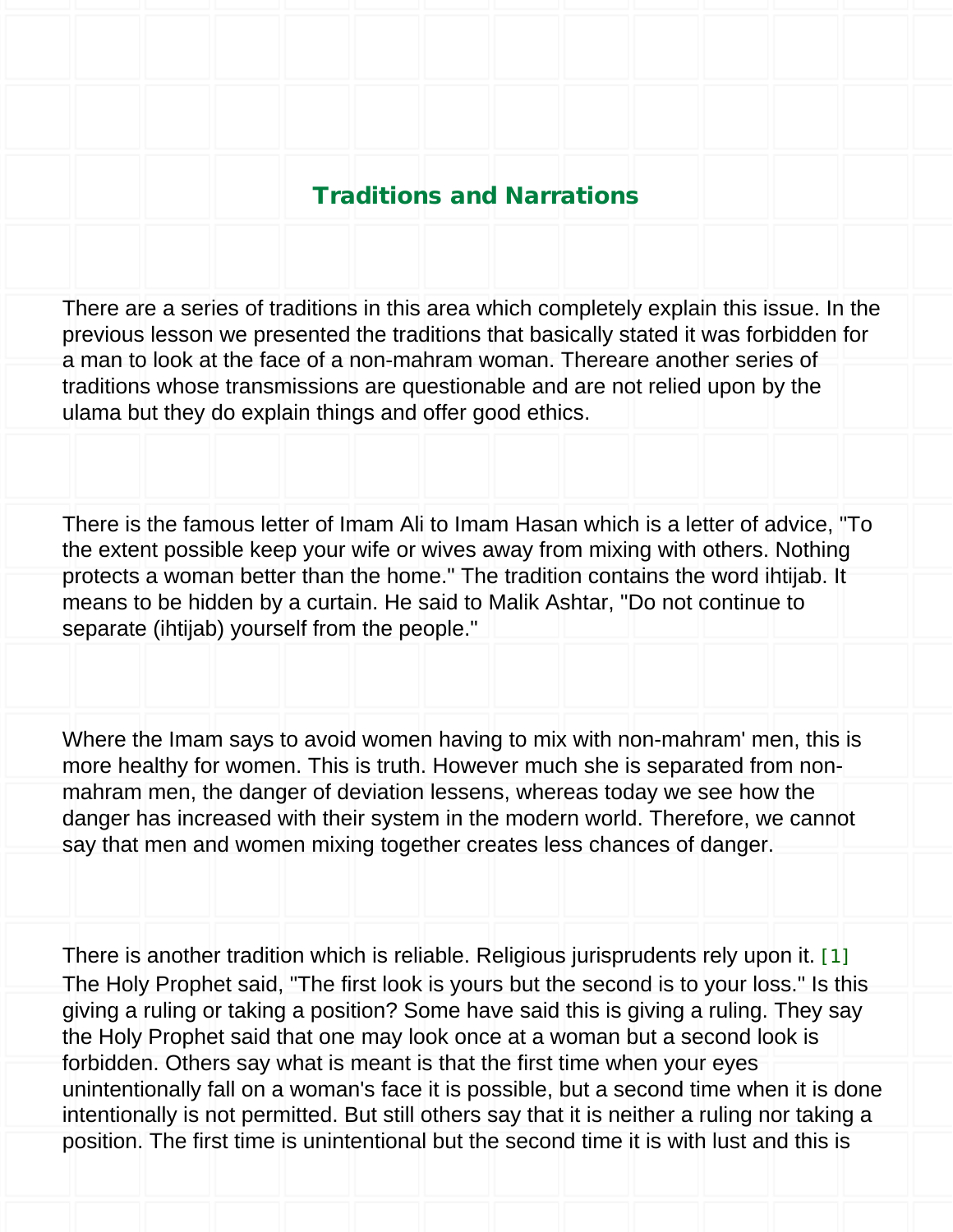## Traditions and Narrations

There are a series of traditions in this area which completely explain this issue. In the previous lesson we presented the traditions that basically stated it was forbidden for a man to look at the face of a non-mahram woman. Thereare another series of traditions whose transmissions are questionable and are not relied upon by the ulama but they do explain things and offer good ethics.

There is the famous letter of Imam Ali to Imam Hasan which is a letter of advice, "To the extent possible keep your wife or wives away from mixing with others. Nothing protects a woman better than the home." The tradition contains the word ihtijab. It means to be hidden by a curtain. He said to Malik Ashtar, "Do not continue to separate (ihtijab) yourself from the people."

Where the Imam says to avoid women having to mix with non-mahram' men, this is more healthy for women. This is truth. However much she is separated from non-mahram men, the danger of deviation lessens, whereas today we see how the danger has increased with their system in the modern world. Therefore, we cannot say that men and women mixing together creates less chances of danger.

There is another tradition which is reliable. Religious jurisprudents rely upon it. [1] The Holy Prophet said, "The first look is yours but the second is to your loss." Is this giving a ruling or taking a position? Some have said this is giving a ruling. They say the Holy Prophet said that one may look once at a woman but a second look is forbidden. Others say what is meant is that the first time when your eyes unintentionally fall on a woman's face it is possible, but a second time when it is done intentionally is not permitted. But still others say that it is neither a ruling nor taking a position. The first time is unintentional but the second time it is with lust and this is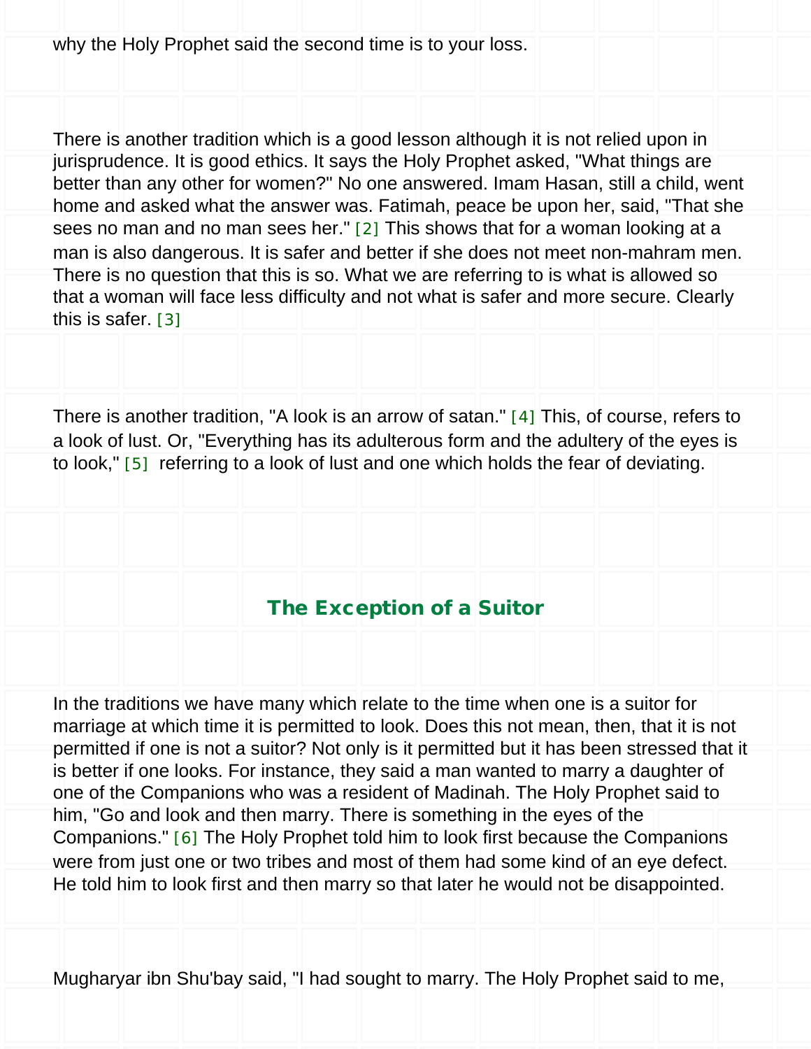why the Holy Prophet said the second time is to your loss.

There is another tradition which is a good lesson although it is not relied upon in jurisprudence. It is good ethics. It says the Holy Prophet asked, "What things are better than any other for women?" No one answered. Imam Hasan, still a child, went home and asked what the answer was. Fatimah, peace be upon her, said, "That she sees no man and no man sees her." [2] This shows that for a woman looking at a man is also dangerous. It is safer and better if she does not meet non-mahram men. There is no question that this is so. What we are referring to is what is allowed so that a woman will face less difficulty and not what is safer and more secure. Clearly this is safer. [3]

There is another tradition, "A look is an arrow of satan." [4] This, of course, refers to a look of lust. Or, "Everything has its adulterous form and the adultery of the eyes is to look," [5] referring to a look of lust and one which holds the fear of deviating.

## The Exception of a Suitor

In the traditions we have many which relate to the time when one is a suitor for marriage at which time it is permitted to look. Does this not mean, then, that it is not permitted if one is not a suitor? Not only is it permitted but it has been stressed that it is better if one looks. For instance, they said a man wanted to marry a daughter of one of the Companions who was a resident of Madinah. The Holy Prophet said to him, "Go and look and then marry. There is something in the eyes of the Companions." [6] The Holy Prophet told him to look first because the Companions were from just one or two tribes and most of them had some kind of an eye defect. He told him to look first and then marry so that later he would not be disappointed.

Mugharyar ibn Shu'bay said, "I had sought to marry. The Holy Prophet said to me,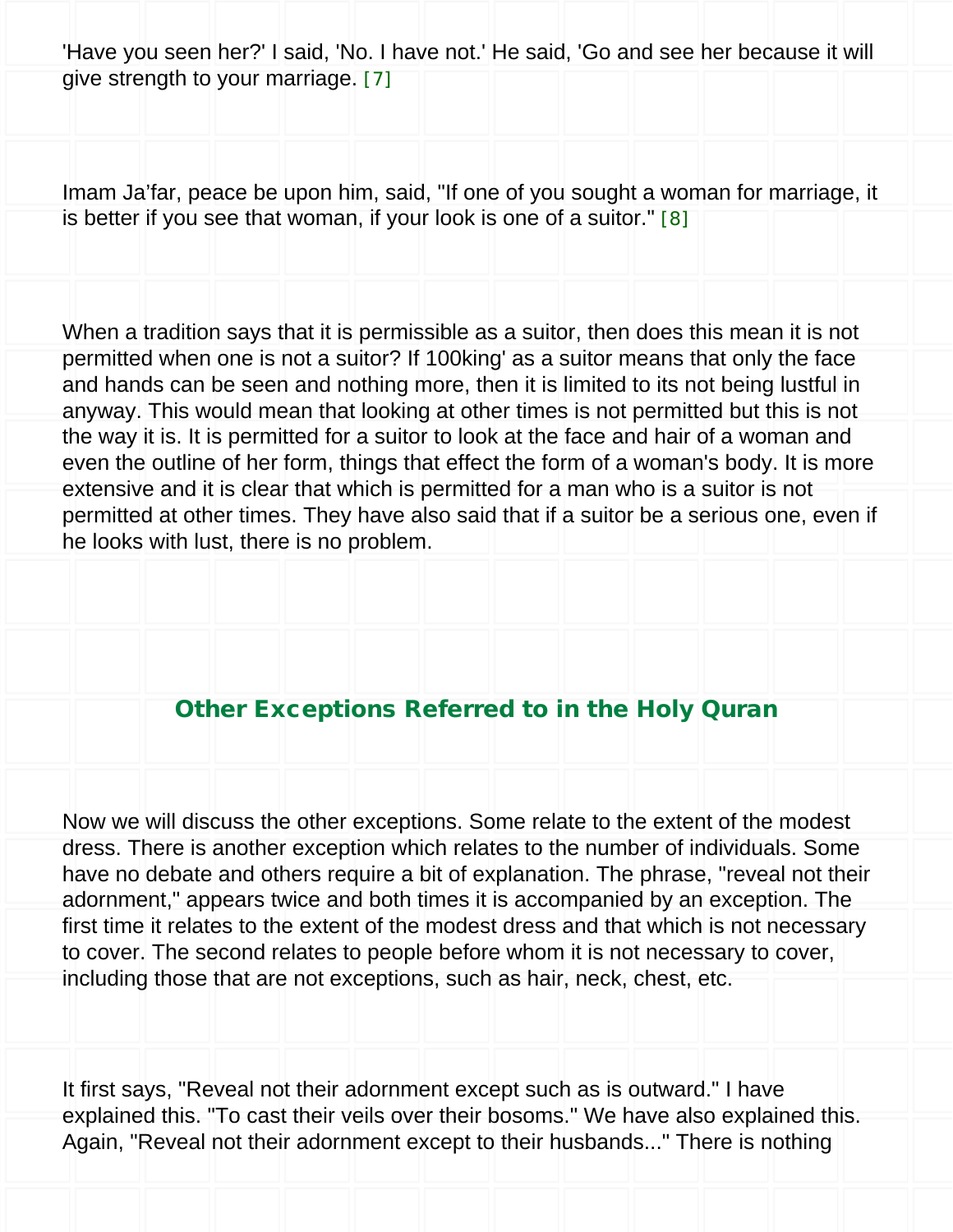'Have you seen her?' I said, 'No. I have not.' He said, 'Go and see her because it will give strength to your marriage. [7]

Imam Ja'far, peace be upon him, said, "If one of you sought a woman for marriage, it is better if you see that woman, if your look is one of a suitor." [8]

When a tradition says that it is permissible as a suitor, then does this mean it is not permitted when one is not a suitor? If 100king' as a suitor means that only the face and hands can be seen and nothing more, then it is limited to its not being lustful in anyway. This would mean that looking at other times is not permitted but this is not the way it is. It is permitted for a suitor to look at the face and hair of a woman and even the outline of her form, things that effect the form of a woman's body. It is more extensive and it is clear that which is permitted for a man who is a suitor is not permitted at other times. They have also said that if a suitor be a serious one, even if he looks with lust, there is no problem.

## Other Exceptions Referred to in the Holy Quran

Now we will discuss the other exceptions. Some relate to the extent of the modest dress. There is another exception which relates to the number of individuals. Some have no debate and others require a bit of explanation. The phrase, "reveal not their adornment," appears twice and both times it is accompanied by an exception. The first time it relates to the extent of the modest dress and that which is not necessary to cover. The second relates to people before whom it is not necessary to cover, including those that are not exceptions, such as hair, neck, chest, etc.

It first says, "Reveal not their adornment except such as is outward." I have explained this. "To cast their veils over their bosoms." We have also explained this. Again, "Reveal not their adornment except to their husbands..." There is nothing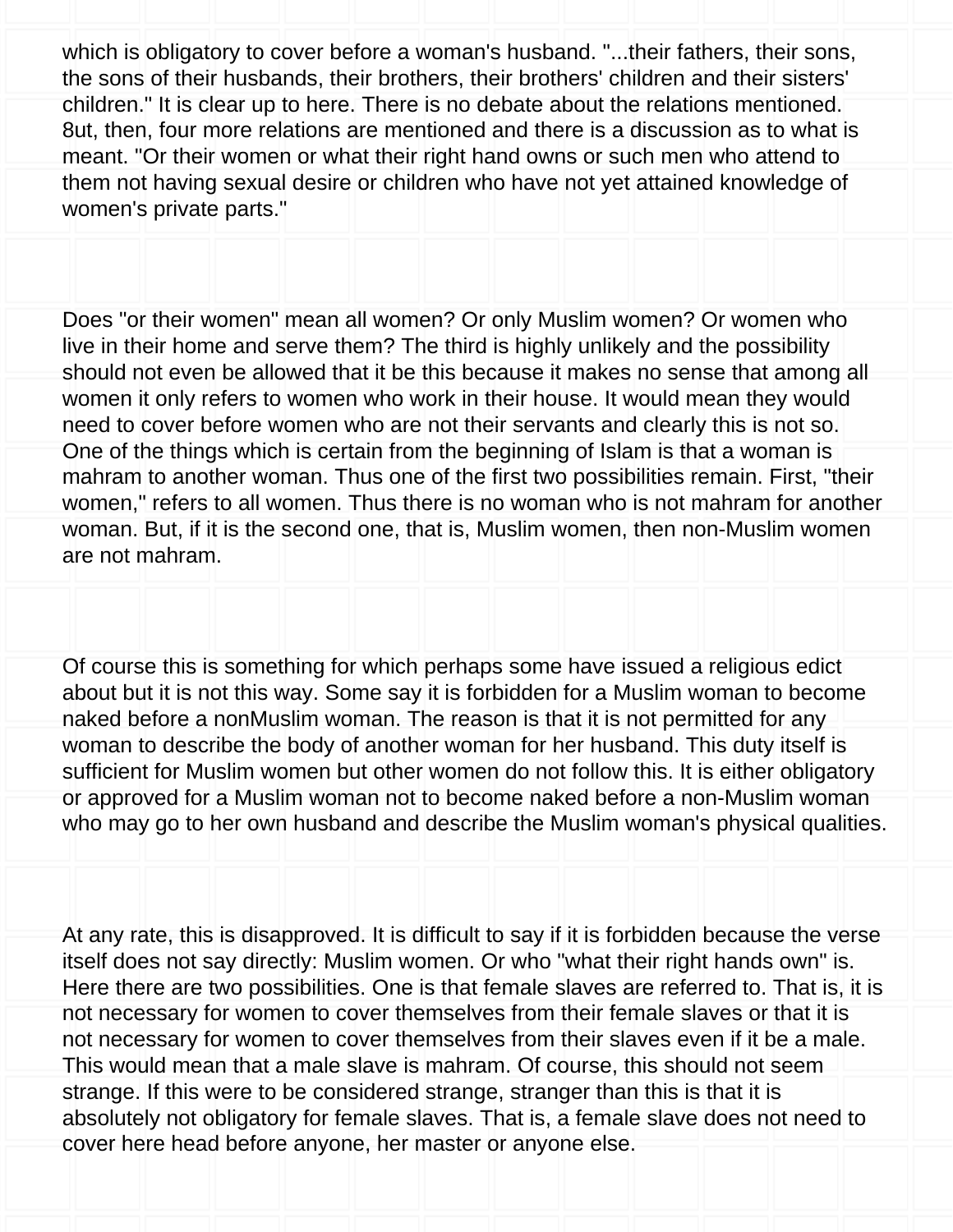which is obligatory to cover before a woman's husband. "...their fathers, their sons, the sons of their husbands, their brothers, their brothers' children and their sisters' children." It is clear up to here. There is no debate about the relations mentioned. 8ut, then, four more relations are mentioned and there is a discussion as to what is meant. "Or their women or what their right hand owns or such men who attend to them not having sexual desire or children who have not yet attained knowledge of women's private parts."

Does "or their women" mean all women? Or only Muslim women? Or women who live in their home and serve them? The third is highly unlikely and the possibility should not even be allowed that it be this because it makes no sense that among all women it only refers to women who work in their house. It would mean they would need to cover before women who are not their servants and clearly this is not so. One of the things which is certain from the beginning of Islam is that a woman is mahram to another woman. Thus one of the first two possibilities remain. First, "their women," refers to all women. Thus there is no woman who is not mahram for another woman. But, if it is the second one, that is, Muslim women, then non-Muslim women are not mahram.

Of course this is something for which perhaps some have issued a religious edict about but it is not this way. Some say it is forbidden for a Muslim woman to become naked before a nonMuslim woman. The reason is that it is not permitted for any woman to describe the body of another woman for her husband. This duty itself is sufficient for Muslim women but other women do not follow this. It is either obligatory or approved for a Muslim woman not to become naked before a non-Muslim woman who may go to her own husband and describe the Muslim woman's physical qualities.

At any rate, this is disapproved. It is difficult to say if it is forbidden because the verse itself does not say directly: Muslim women. Or who "what their right hands own" is. Here there are two possibilities. One is that female slaves are referred to. That is, it is not necessary for women to cover themselves from their female slaves or that it is not necessary for women to cover themselves from their slaves even if it be a male. This would mean that a male slave is mahram. Of course, this should not seem strange. If this were to be considered strange, stranger than this is that it is absolutely not obligatory for female slaves. That is, a female slave does not need to cover here head before anyone, her master or anyone else.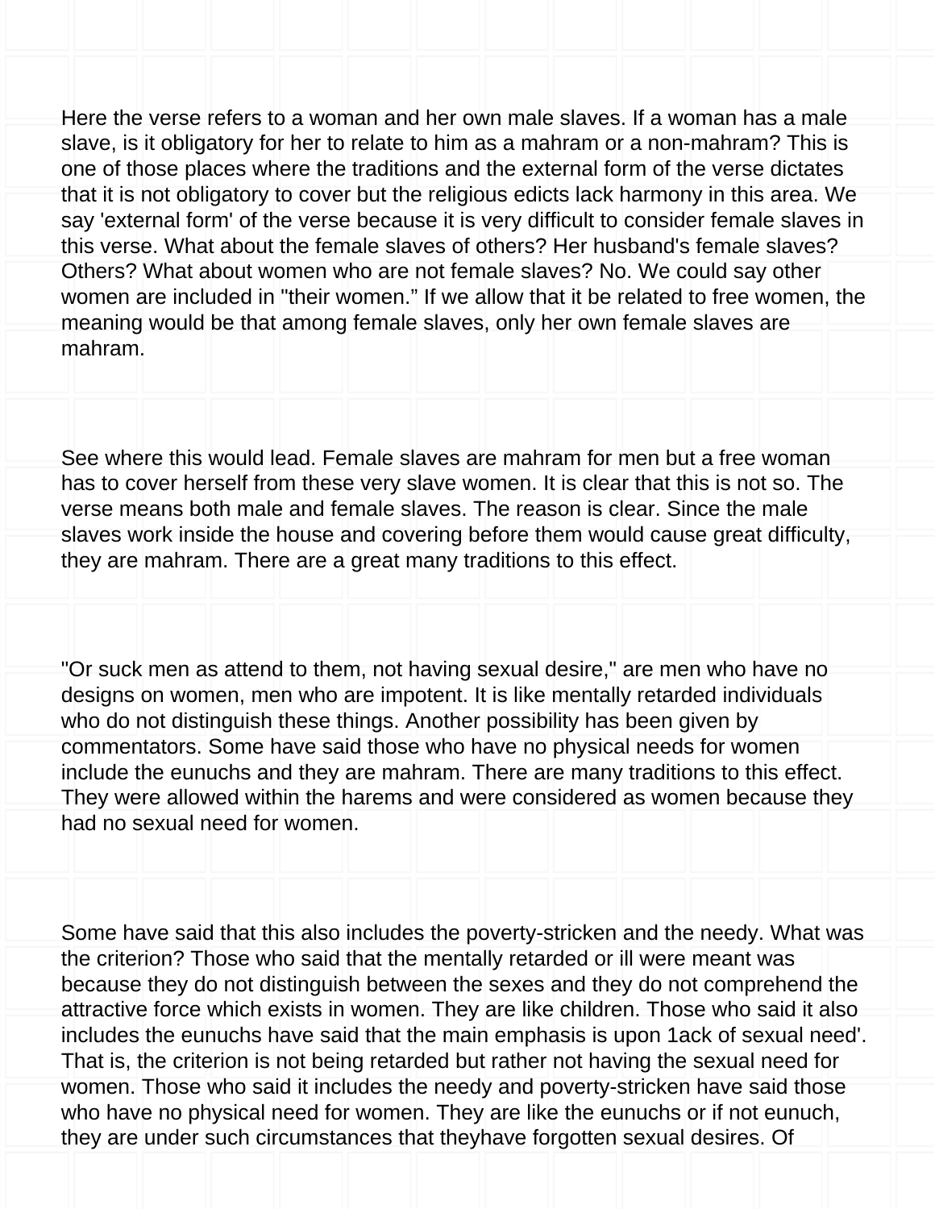Here the verse refers to a woman and her own male slaves. If a woman has a male slave, is it obligatory for her to relate to him as a mahram or a non-mahram? This is one of those places where the traditions and the external form of the verse dictates that it is not obligatory to cover but the religious edicts lack harmony in this area. We say 'external form' of the verse because it is very difficult to consider female slaves in this verse. What about the female slaves of others? Her husband's female slaves? Others? What about women who are not female slaves? No. We could say other women are included in "their women." If we allow that it be related to free women, the meaning would be that among female slaves, only her own female slaves are mahram.

See where this would lead. Female slaves are mahram for men but a free woman has to cover herself from these very slave women. It is clear that this is not so. The verse means both male and female slaves. The reason is clear. Since the male slaves work inside the house and covering before them would cause great difficulty, they are mahram. There are a great many traditions to this effect.

"Or suck men as attend to them, not having sexual desire," are men who have no designs on women, men who are impotent. It is like mentally retarded individuals who do not distinguish these things. Another possibility has been given by commentators. Some have said those who have no physical needs for women include the eunuchs and they are mahram. There are many traditions to this effect. They were allowed within the harems and were considered as women because they had no sexual need for women.

Some have said that this also includes the poverty-stricken and the needy. What was the criterion? Those who said that the mentally retarded or ill were meant was because they do not distinguish between the sexes and they do not comprehend the attractive force which exists in women. They are like children. Those who said it also includes the eunuchs have said that the main emphasis is upon 1ack of sexual need'. That is, the criterion is not being retarded but rather not having the sexual need for women. Those who said it includes the needy and poverty-stricken have said those who have no physical need for women. They are like the eunuchs or if not eunuch, they are under such circumstances that theyhave forgotten sexual desires. Of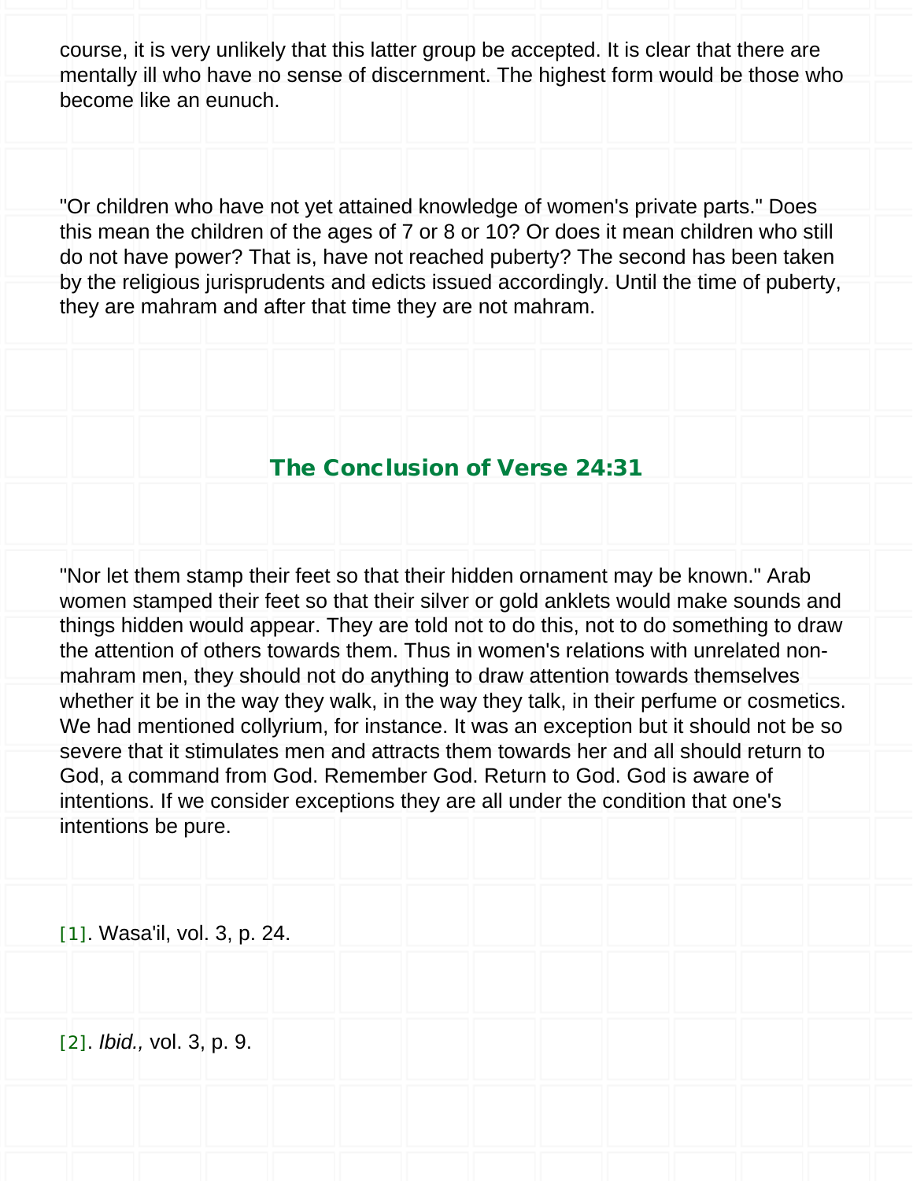course, it is very unlikely that this latter group be accepted. It is clear that there are mentally ill who have no sense of discernment. The highest form would be those who become like an eunuch.

"Or children who have not yet attained knowledge of women's private parts." Does this mean the children of the ages of 7 or 8 or 10? Or does it mean children who still do not have power? That is, have not reached puberty? The second has been taken by the religious jurisprudents and edicts issued accordingly. Until the time of puberty, they are mahram and after that time they are not mahram.

## The Conclusion of Verse 24:31

"Nor let them stamp their feet so that their hidden ornament may be known." Arab women stamped their feet so that their silver or gold anklets would make sounds and things hidden would appear. They are told not to do this, not to do something to draw the attention of others towards them. Thus in women's relations with unrelated non-mahram men, they should not do anything to draw attention towards themselves whether it be in the way they walk, in the way they talk, in their perfume or cosmetics. We had mentioned collyrium, for instance. It was an exception but it should not be so severe that it stimulates men and attracts them towards her and all should return to God, a command from God. Remember God. Return to God. God is aware of intentions. If we consider exceptions they are all under the condition that one's intentions be pure.

[1]. Wasa'il, vol. 3, p. 24.

[2]. *Ibid.,* vol. 3, p. 9.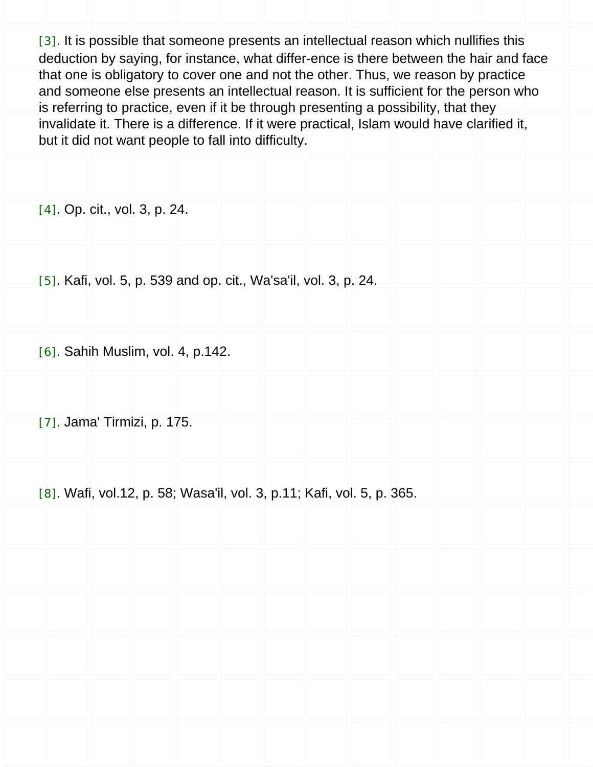[3]. It is possible that someone presents an intellectual reason which nullifies this deduction by saying, for instance, what differ-ence is there between the hair and face that one is obligatory to cover one and not the other. Thus, we reason by practice and someone else presents an intellectual reason. It is sufficient for the person who is referring to practice, even if it be through presenting a possibility, that they invalidate it. There is a difference. If it were practical, Islam would have clarified it, but it did not want people to fall into difficulty.

[4]. Op. cit., vol. 3, p. 24.

[5]. Kafi, vol. 5, p. 539 and op. cit., Wa'sa'il, vol. 3, p. 24.

[6]. Sahih Muslim, vol. 4, p.142.

[7]. Jama' Tirmizi, p. 175.

[8]. Wafi, vol.12, p. 58; Wasa'il, vol. 3, p.11; Kafi, vol. 5, p. 365.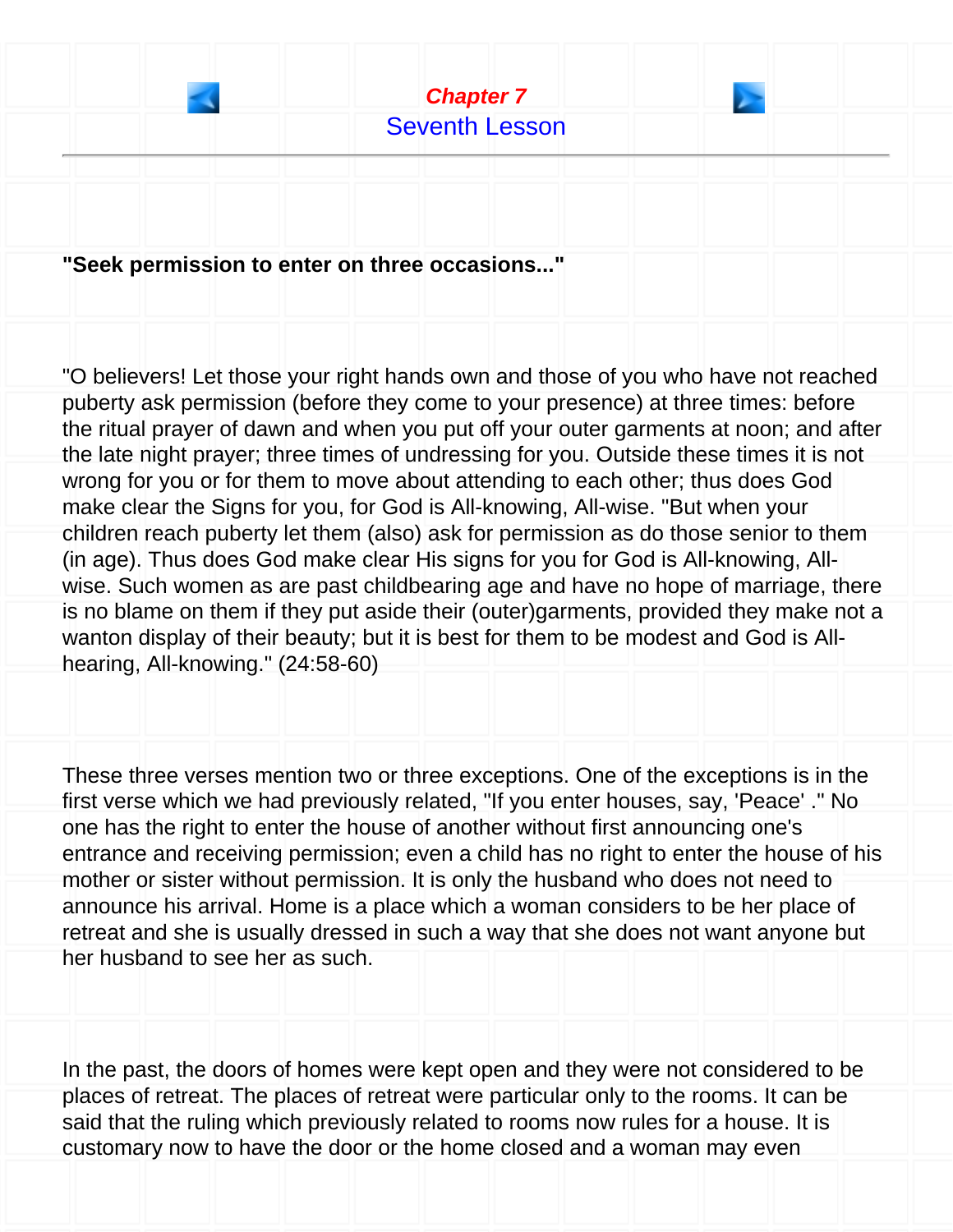# Chapter 7

## Seventh Lesson

**"Seek permission to enter on three occasions..."**

"O believers! Let those your right hands own and those of you who have not reached puberty ask permission (before they come to your presence) at three times: before the ritual prayer of dawn and when you put off your outer garments at noon; and after the late night prayer; three times of undressing for you. Outside these times it is not wrong for you or for them to move about attending to each other; thus does God make clear the Signs for you, for God is All-knowing, All-wise. "But when your children reach puberty let them (also) ask for permission as do those senior to them (in age). Thus does God make clear His signs for you for God is All-knowing, All-wise. Such women as are past childbearing age and have no hope of marriage, there is no blame on them if they put aside their (outer)garments, provided they make not a wanton display of their beauty; but it is best for them to be modest and God is All-hearing, All-knowing." (24:58-60)

These three verses mention two or three exceptions. One of the exceptions is in the first verse which we had previously related, "If you enter houses, say, 'Peace' ." No one has the right to enter the house of another without first announcing one's entrance and receiving permission; even a child has no right to enter the house of his mother or sister without permission. It is only the husband who does not need to announce his arrival. Home is a place which a woman considers to be her place of retreat and she is usually dressed in such a way that she does not want anyone but her husband to see her as such.

In the past, the doors of homes were kept open and they were not considered to be places of retreat. The places of retreat were particular only to the rooms. It can be said that the ruling which previously related to rooms now rules for a house. It is customary now to have the door or the home closed and a woman may even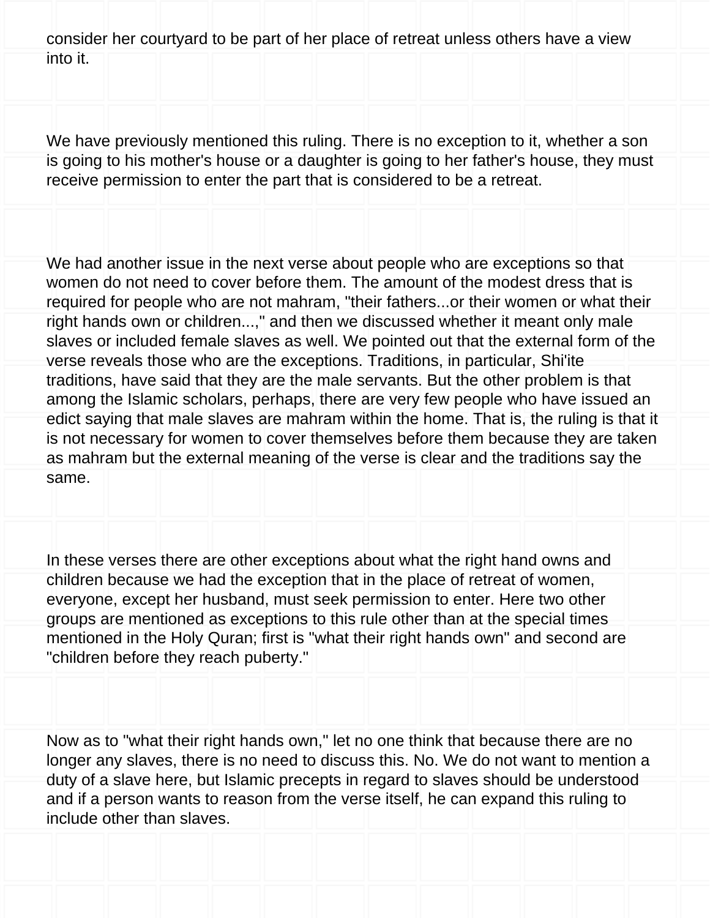consider her courtyard to be part of her place of retreat unless others have a view into it.

We have previously mentioned this ruling. There is no exception to it, whether a son is going to his mother's house or a daughter is going to her father's house, they must receive permission to enter the part that is considered to be a retreat.

We had another issue in the next verse about people who are exceptions so that women do not need to cover before them. The amount of the modest dress that is required for people who are not mahram, "their fathers...or their women or what their right hands own or children...," and then we discussed whether it meant only male slaves or included female slaves as well. We pointed out that the external form of the verse reveals those who are the exceptions. Traditions, in particular, Shi'ite traditions, have said that they are the male servants. But the other problem is that among the Islamic scholars, perhaps, there are very few people who have issued an edict saying that male slaves are mahram within the home. That is, the ruling is that it is not necessary for women to cover themselves before them because they are taken as mahram but the external meaning of the verse is clear and the traditions say the same.

In these verses there are other exceptions about what the right hand owns and children because we had the exception that in the place of retreat of women, everyone, except her husband, must seek permission to enter. Here two other groups are mentioned as exceptions to this rule other than at the special times mentioned in the Holy Quran; first is "what their right hands own" and second are "children before they reach puberty."

Now as to "what their right hands own," let no one think that because there are no longer any slaves, there is no need to discuss this. No. We do not want to mention a duty of a slave here, but Islamic precepts in regard to slaves should be understood and if a person wants to reason from the verse itself, he can expand this ruling to include other than slaves.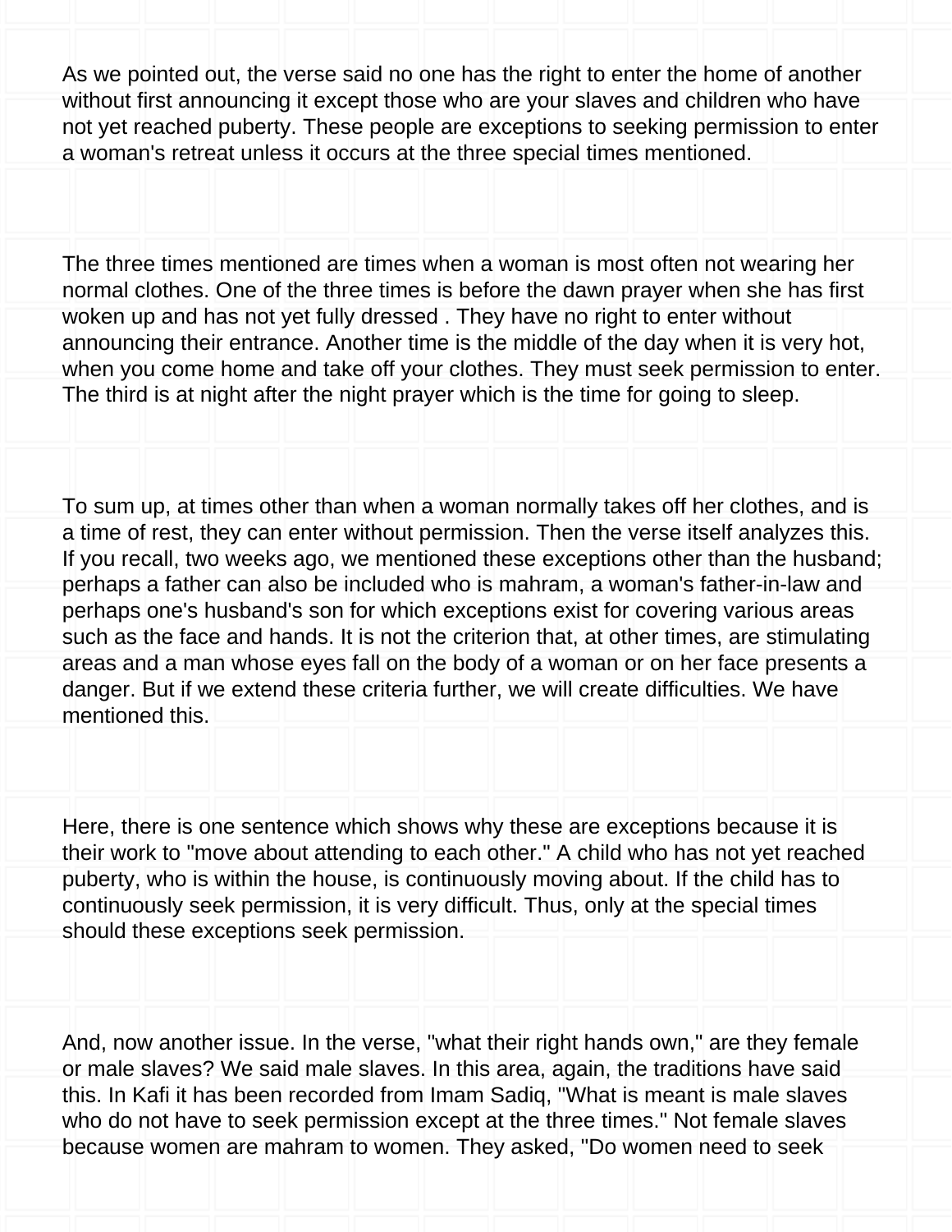As we pointed out, the verse said no one has the right to enter the home of another without first announcing it except those who are your slaves and children who have not yet reached puberty. These people are exceptions to seeking permission to enter a woman's retreat unless it occurs at the three special times mentioned.

The three times mentioned are times when a woman is most often not wearing her normal clothes. One of the three times is before the dawn prayer when she has first woken up and has not yet fully dressed . They have no right to enter without announcing their entrance. Another time is the middle of the day when it is very hot, when you come home and take off your clothes. They must seek permission to enter. The third is at night after the night prayer which is the time for going to sleep.

To sum up, at times other than when a woman normally takes off her clothes, and is a time of rest, they can enter without permission. Then the verse itself analyzes this. If you recall, two weeks ago, we mentioned these exceptions other than the husband; perhaps a father can also be included who is mahram, a woman's father-in-law and perhaps one's husband's son for which exceptions exist for covering various areas such as the face and hands. It is not the criterion that, at other times, are stimulating areas and a man whose eyes fall on the body of a woman or on her face presents a danger. But if we extend these criteria further, we will create difficulties. We have mentioned this.

Here, there is one sentence which shows why these are exceptions because it is their work to "move about attending to each other." A child who has not yet reached puberty, who is within the house, is continuously moving about. If the child has to continuously seek permission, it is very difficult. Thus, only at the special times should these exceptions seek permission.

And, now another issue. In the verse, "what their right hands own," are they female or male slaves? We said male slaves. In this area, again, the traditions have said this. In Kafi it has been recorded from Imam Sadiq, "What is meant is male slaves who do not have to seek permission except at the three times." Not female slaves because women are mahram to women. They asked, "Do women need to seek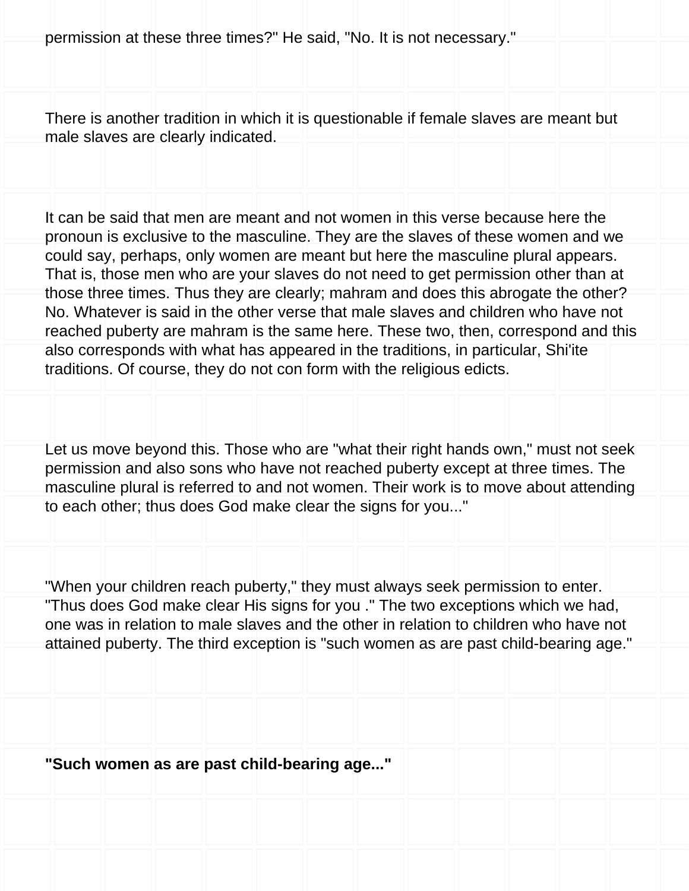permission at these three times?" He said, "No. It is not necessary."

There is another tradition in which it is questionable if female slaves are meant but male slaves are clearly indicated.

It can be said that men are meant and not women in this verse because here the pronoun is exclusive to the masculine. They are the slaves of these women and we could say, perhaps, only women are meant but here the masculine plural appears. That is, those men who are your slaves do not need to get permission other than at those three times. Thus they are clearly; mahram and does this abrogate the other? No. Whatever is said in the other verse that male slaves and children who have not reached puberty are mahram is the same here. These two, then, correspond and this also corresponds with what has appeared in the traditions, in particular, Shi'ite traditions. Of course, they do not con form with the religious edicts.

Let us move beyond this. Those who are "what their right hands own," must not seek permission and also sons who have not reached puberty except at three times. The masculine plural is referred to and not women. Their work is to move about attending to each other; thus does God make clear the signs for you..."

"When your children reach puberty," they must always seek permission to enter. "Thus does God make clear His signs for you ." The two exceptions which we had, one was in relation to male slaves and the other in relation to children who have not attained puberty. The third exception is "such women as are past child-bearing age."

**"Such women as are past child-bearing age..."**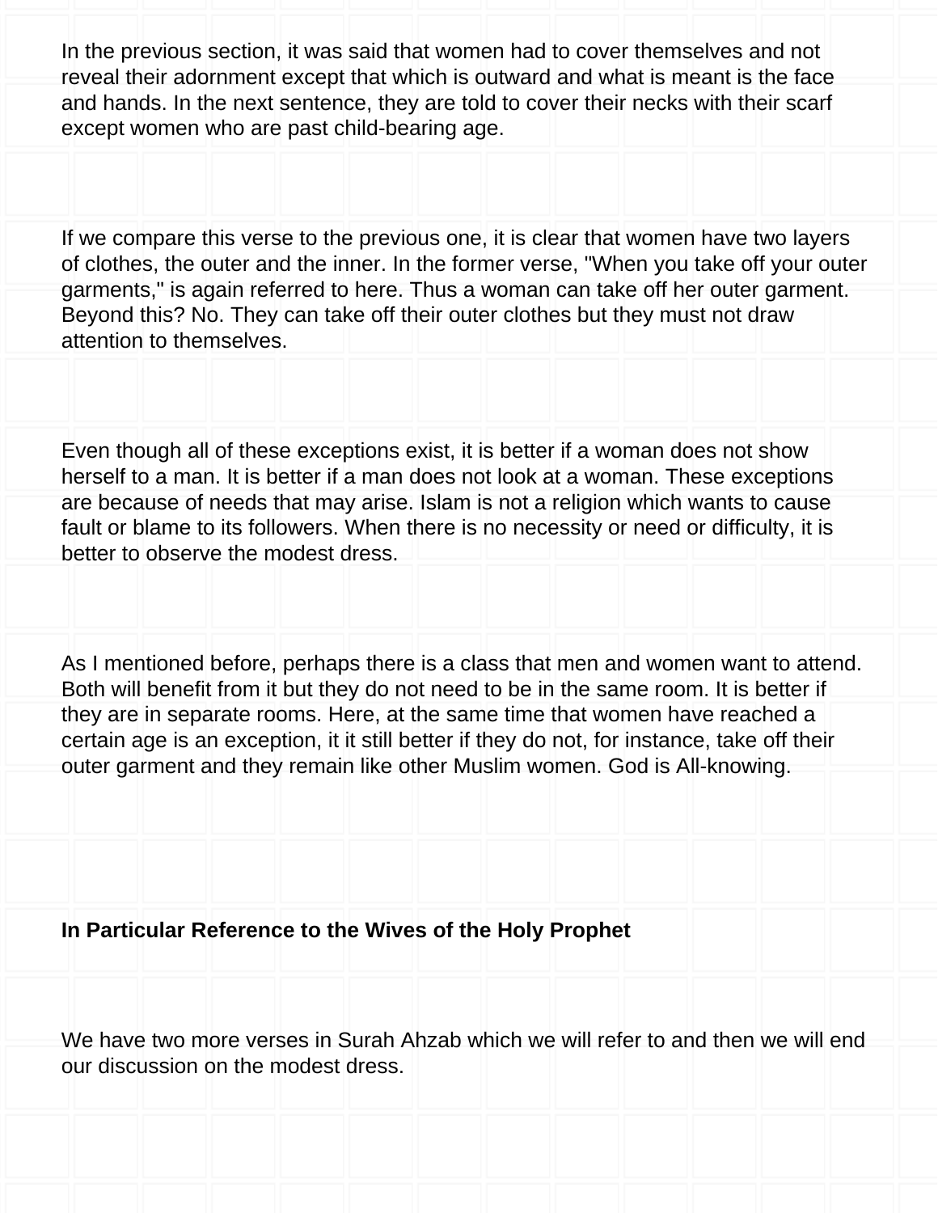In the previous section, it was said that women had to cover themselves and not reveal their adornment except that which is outward and what is meant is the face and hands. In the next sentence, they are told to cover their necks with their scarf except women who are past child-bearing age.

If we compare this verse to the previous one, it is clear that women have two layers of clothes, the outer and the inner. In the former verse, "When you take off your outer garments," is again referred to here. Thus a woman can take off her outer garment. Beyond this? No. They can take off their outer clothes but they must not draw attention to themselves.

Even though all of these exceptions exist, it is better if a woman does not show herself to a man. It is better if a man does not look at a woman. These exceptions are because of needs that may arise. Islam is not a religion which wants to cause fault or blame to its followers. When there is no necessity or need or difficulty, it is better to observe the modest dress.

As I mentioned before, perhaps there is a class that men and women want to attend. Both will benefit from it but they do not need to be in the same room. It is better if they are in separate rooms. Here, at the same time that women have reached a certain age is an exception, it it still better if they do not, for instance, take off their outer garment and they remain like other Muslim women. God is All-knowing.

**In Particular Reference to the Wives of the Holy Prophet**

We have two more verses in Surah Ahzab which we will refer to and then we will end our discussion on the modest dress.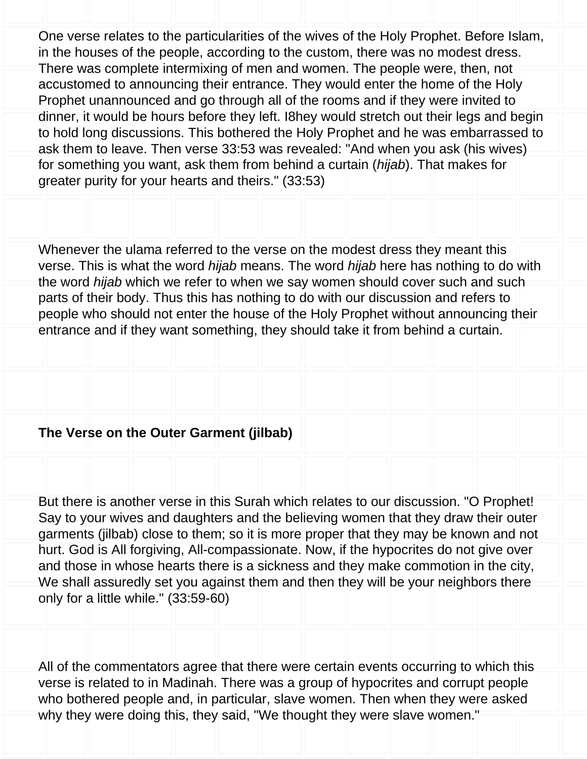One verse relates to the particularities of the wives of the Holy Prophet. Before Islam, in the houses of the people, according to the custom, there was no modest dress. There was complete intermixing of men and women. The people were, then, not accustomed to announcing their entrance. They would enter the home of the Holy Prophet unannounced and go through all of the rooms and if they were invited to dinner, it would be hours before they left. I8hey would stretch out their legs and begin to hold long discussions. This bothered the Holy Prophet and he was embarrassed to ask them to leave. Then verse 33:53 was revealed: "And when you ask (his wives) for something you want, ask them from behind a curtain (*hijab*). That makes for greater purity for your hearts and theirs." (33:53)

Whenever the ulama referred to the verse on the modest dress they meant this verse. This is what the word *hijab* means. The word *hijab* here has nothing to do with the word *hijab* which we refer to when we say women should cover such and such parts of their body. Thus this has nothing to do with our discussion and refers to people who should not enter the house of the Holy Prophet without announcing their entrance and if they want something, they should take it from behind a curtain.

**The Verse on the Outer Garment (jilbab)**

But there is another verse in this Surah which relates to our discussion. "O Prophet! Say to your wives and daughters and the believing women that they draw their outer garments (jilbab) close to them; so it is more proper that they may be known and not hurt. God is All forgiving, All-compassionate. Now, if the hypocrites do not give over and those in whose hearts there is a sickness and they make commotion in the city, We shall assuredly set you against them and then they will be your neighbors there only for a little while." (33:59-60)

All of the commentators agree that there were certain events occurring to which this verse is related to in Madinah. There was a group of hypocrites and corrupt people who bothered people and, in particular, slave women. Then when they were asked why they were doing this, they said, "We thought they were slave women."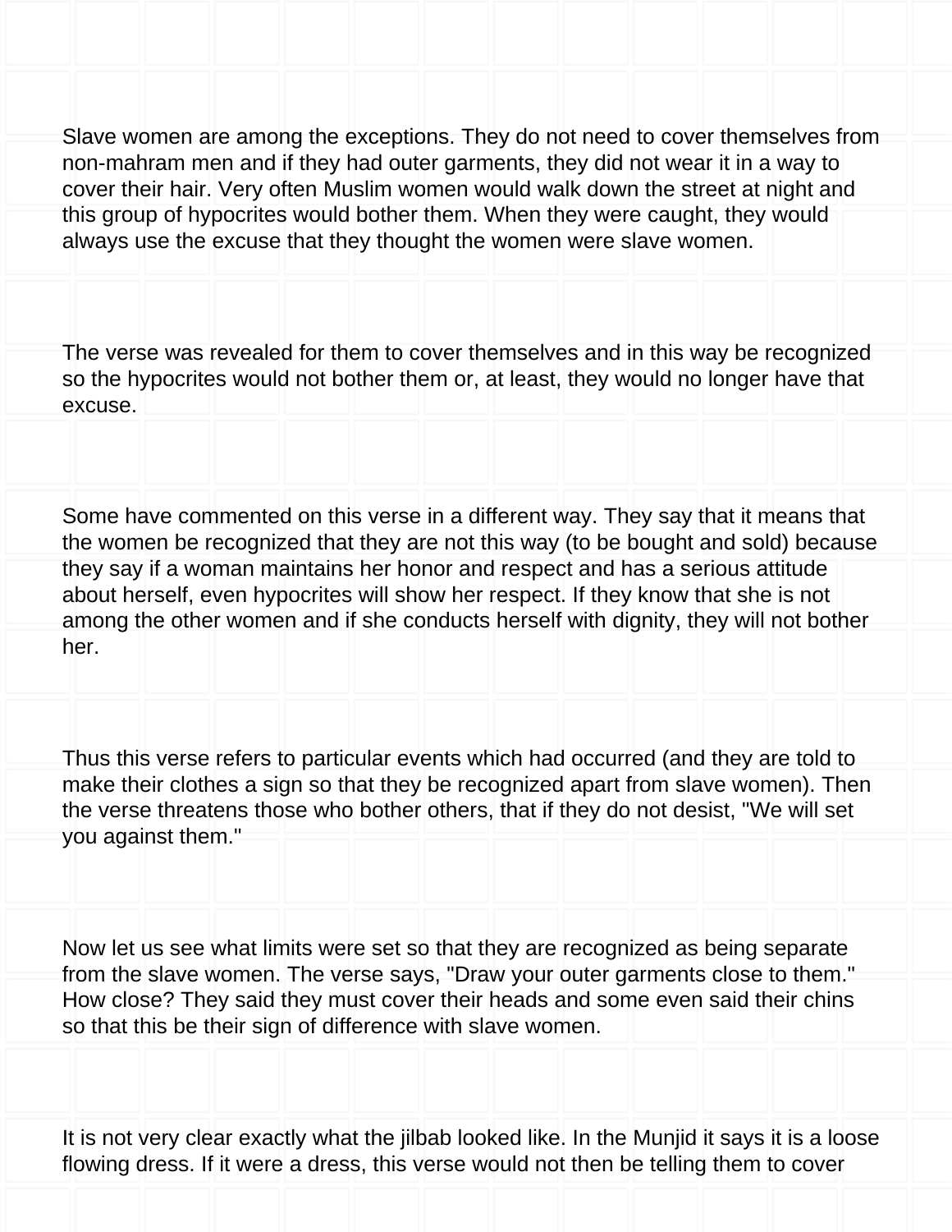Slave women are among the exceptions. They do not need to cover themselves from non-mahram men and if they had outer garments, they did not wear it in a way to cover their hair. Very often Muslim women would walk down the street at night and this group of hypocrites would bother them. When they were caught, they would always use the excuse that they thought the women were slave women.

The verse was revealed for them to cover themselves and in this way be recognized so the hypocrites would not bother them or, at least, they would no longer have that excuse.

Some have commented on this verse in a different way. They say that it means that the women be recognized that they are not this way (to be bought and sold) because they say if a woman maintains her honor and respect and has a serious attitude about herself, even hypocrites will show her respect. If they know that she is not among the other women and if she conducts herself with dignity, they will not bother her.

Thus this verse refers to particular events which had occurred (and they are told to make their clothes a sign so that they be recognized apart from slave women). Then the verse threatens those who bother others, that if they do not desist, "We will set you against them."

Now let us see what limits were set so that they are recognized as being separate from the slave women. The verse says, "Draw your outer garments close to them." How close? They said they must cover their heads and some even said their chins so that this be their sign of difference with slave women.

It is not very clear exactly what the jilbab looked like. In the Munjid it says it is a loose flowing dress. If it were a dress, this verse would not then be telling them to cover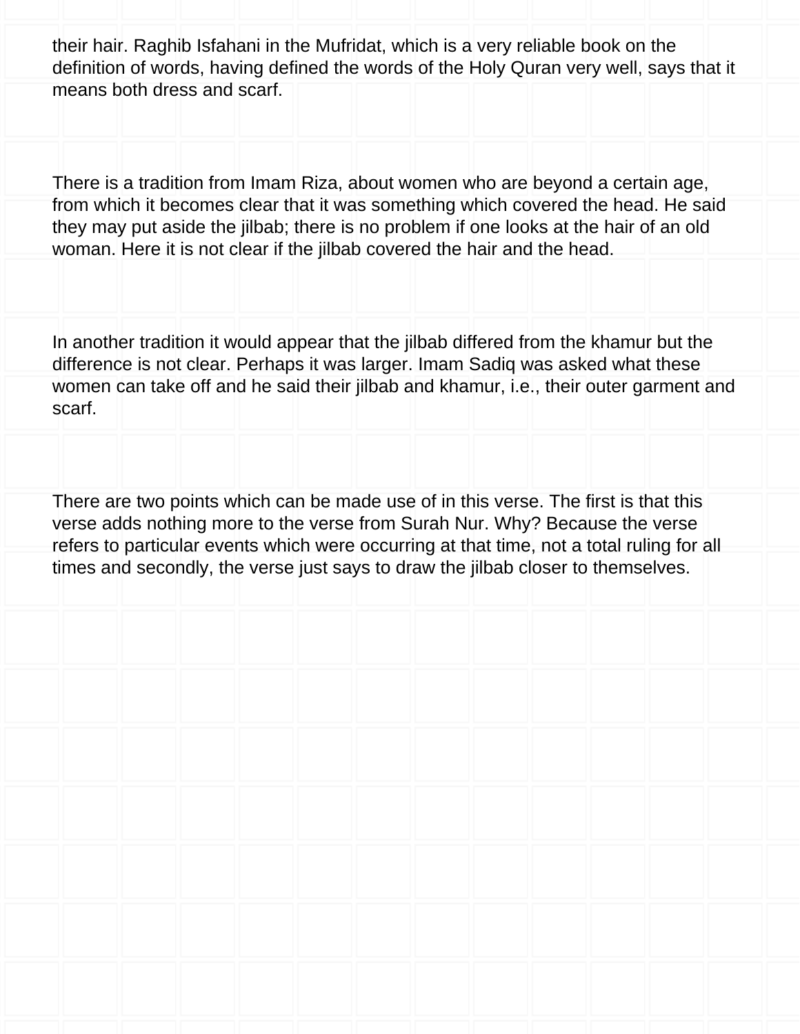their hair. Raghib Isfahani in the Mufridat, which is a very reliable book on the definition of words, having defined the words of the Holy Quran very well, says that it means both dress and scarf.

There is a tradition from Imam Riza, about women who are beyond a certain age, from which it becomes clear that it was something which covered the head. He said they may put aside the jilbab; there is no problem if one looks at the hair of an old woman. Here it is not clear if the jilbab covered the hair and the head.

In another tradition it would appear that the jilbab differed from the khamur but the difference is not clear. Perhaps it was larger. Imam Sadiq was asked what these women can take off and he said their jilbab and khamur, i.e., their outer garment and scarf.

There are two points which can be made use of in this verse. The first is that this verse adds nothing more to the verse from Surah Nur. Why? Because the verse refers to particular events which were occurring at that time, not a total ruling for all times and secondly, the verse just says to draw the jilbab closer to themselves.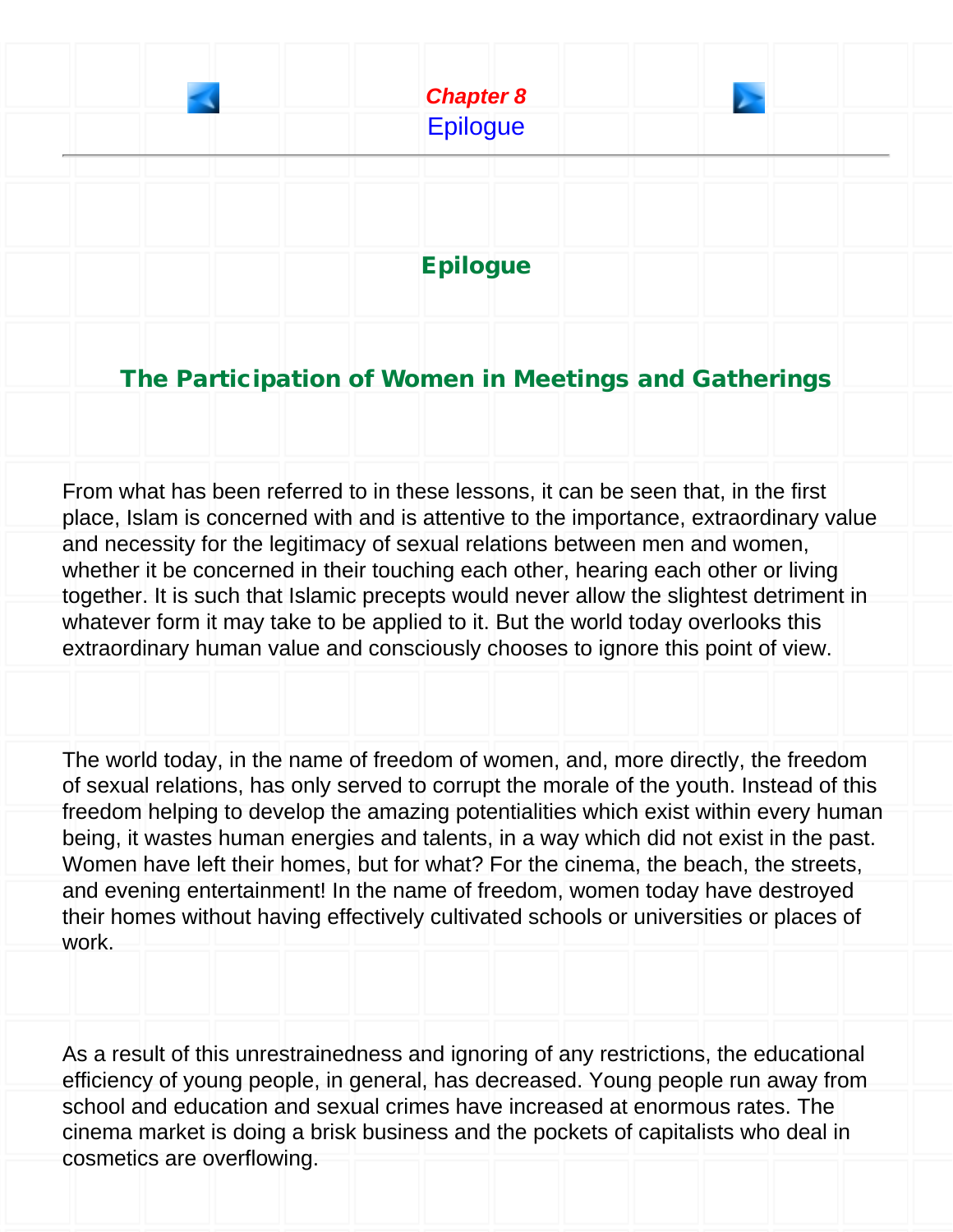**Chapter 8**
Epilogue

## Epilogue

### The Participation of Women in Meetings and Gatherings

From what has been referred to in these lessons, it can be seen that, in the first place, Islam is concerned with and is attentive to the importance, extraordinary value and necessity for the legitimacy of sexual relations between men and women, whether it be concerned in their touching each other, hearing each other or living together. It is such that Islamic precepts would never allow the slightest detriment in whatever form it may take to be applied to it. But the world today overlooks this extraordinary human value and consciously chooses to ignore this point of view.

The world today, in the name of freedom of women, and, more directly, the freedom of sexual relations, has only served to corrupt the morale of the youth. Instead of this freedom helping to develop the amazing potentialities which exist within every human being, it wastes human energies and talents, in a way which did not exist in the past. Women have left their homes, but for what? For the cinema, the beach, the streets, and evening entertainment! In the name of freedom, women today have destroyed their homes without having effectively cultivated schools or universities or places of work.

As a result of this unrestrainedness and ignoring of any restrictions, the educational efficiency of young people, in general, has decreased. Young people run away from school and education and sexual crimes have increased at enormous rates. The cinema market is doing a brisk business and the pockets of capitalists who deal in cosmetics are overflowing.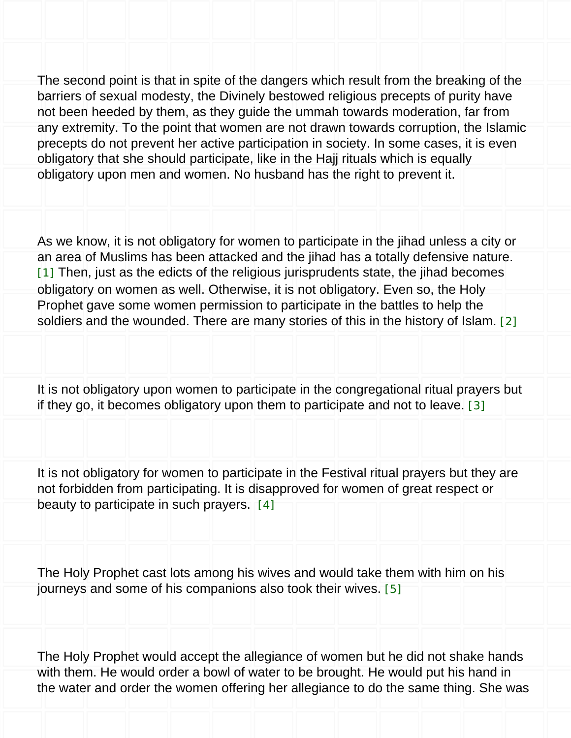The second point is that in spite of the dangers which result from the breaking of the barriers of sexual modesty, the Divinely bestowed religious precepts of purity have not been heeded by them, as they guide the ummah towards moderation, far from any extremity. To the point that women are not drawn towards corruption, the Islamic precepts do not prevent her active participation in society. In some cases, it is even obligatory that she should participate, like in the Hajj rituals which is equally obligatory upon men and women. No husband has the right to prevent it.

As we know, it is not obligatory for women to participate in the jihad unless a city or an area of Muslims has been attacked and the jihad has a totally defensive nature. [1] Then, just as the edicts of the religious jurisprudents state, the jihad becomes obligatory on women as well. Otherwise, it is not obligatory. Even so, the Holy Prophet gave some women permission to participate in the battles to help the soldiers and the wounded. There are many stories of this in the history of Islam. [2]

It is not obligatory upon women to participate in the congregational ritual prayers but if they go, it becomes obligatory upon them to participate and not to leave. [3]

It is not obligatory for women to participate in the Festival ritual prayers but they are not forbidden from participating. It is disapproved for women of great respect or beauty to participate in such prayers. [4]

The Holy Prophet cast lots among his wives and would take them with him on his journeys and some of his companions also took their wives. [5]

The Holy Prophet would accept the allegiance of women but he did not shake hands with them. He would order a bowl of water to be brought. He would put his hand in the water and order the women offering her allegiance to do the same thing. She was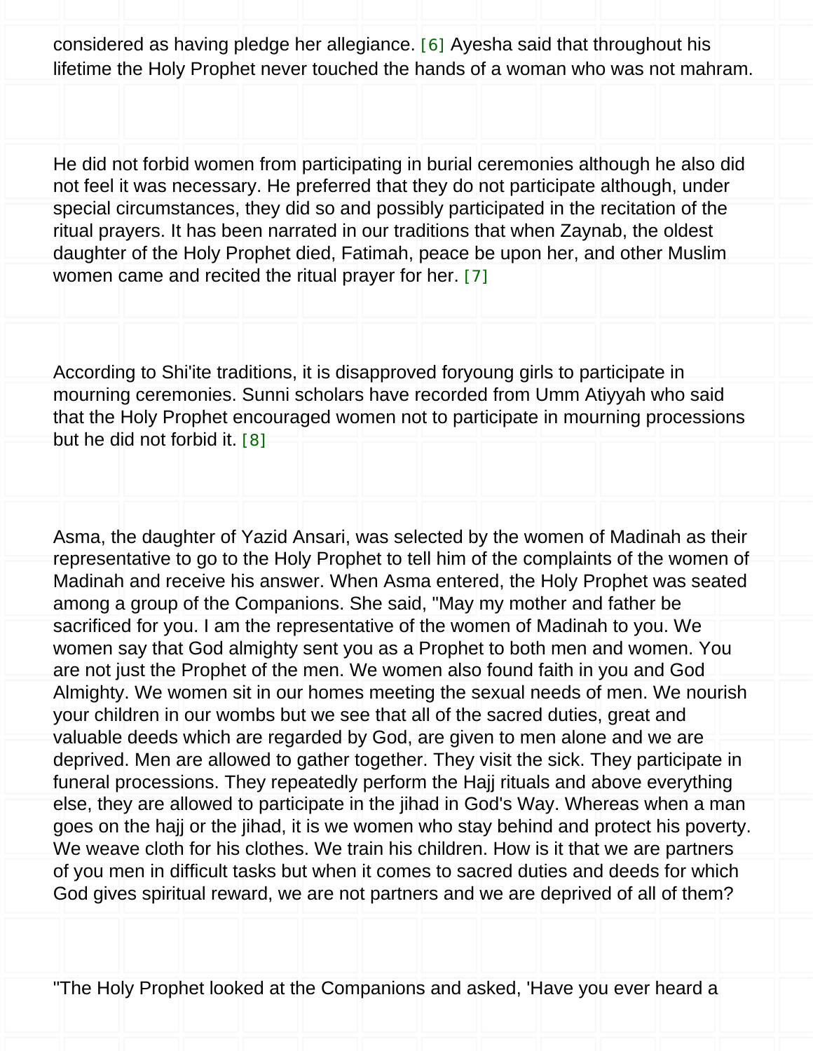considered as having pledge her allegiance. [6] Ayesha said that throughout his lifetime the Holy Prophet never touched the hands of a woman who was not mahram.

He did not forbid women from participating in burial ceremonies although he also did not feel it was necessary. He preferred that they do not participate although, under special circumstances, they did so and possibly participated in the recitation of the ritual prayers. It has been narrated in our traditions that when Zaynab, the oldest daughter of the Holy Prophet died, Fatimah, peace be upon her, and other Muslim women came and recited the ritual prayer for her. [7]

According to Shi'ite traditions, it is disapproved foryoung girls to participate in mourning ceremonies. Sunni scholars have recorded from Umm Atiyyah who said that the Holy Prophet encouraged women not to participate in mourning processions but he did not forbid it. [8]

Asma, the daughter of Yazid Ansari, was selected by the women of Madinah as their representative to go to the Holy Prophet to tell him of the complaints of the women of Madinah and receive his answer. When Asma entered, the Holy Prophet was seated among a group of the Companions. She said, "May my mother and father be sacrificed for you. I am the representative of the women of Madinah to you. We women say that God almighty sent you as a Prophet to both men and women. You are not just the Prophet of the men. We women also found faith in you and God Almighty. We women sit in our homes meeting the sexual needs of men. We nourish your children in our wombs but we see that all of the sacred duties, great and valuable deeds which are regarded by God, are given to men alone and we are deprived. Men are allowed to gather together. They visit the sick. They participate in funeral processions. They repeatedly perform the Hajj rituals and above everything else, they are allowed to participate in the jihad in God's Way. Whereas when a man goes on the hajj or the jihad, it is we women who stay behind and protect his poverty. We weave cloth for his clothes. We train his children. How is it that we are partners of you men in difficult tasks but when it comes to sacred duties and deeds for which God gives spiritual reward, we are not partners and we are deprived of all of them?

"The Holy Prophet looked at the Companions and asked, 'Have you ever heard a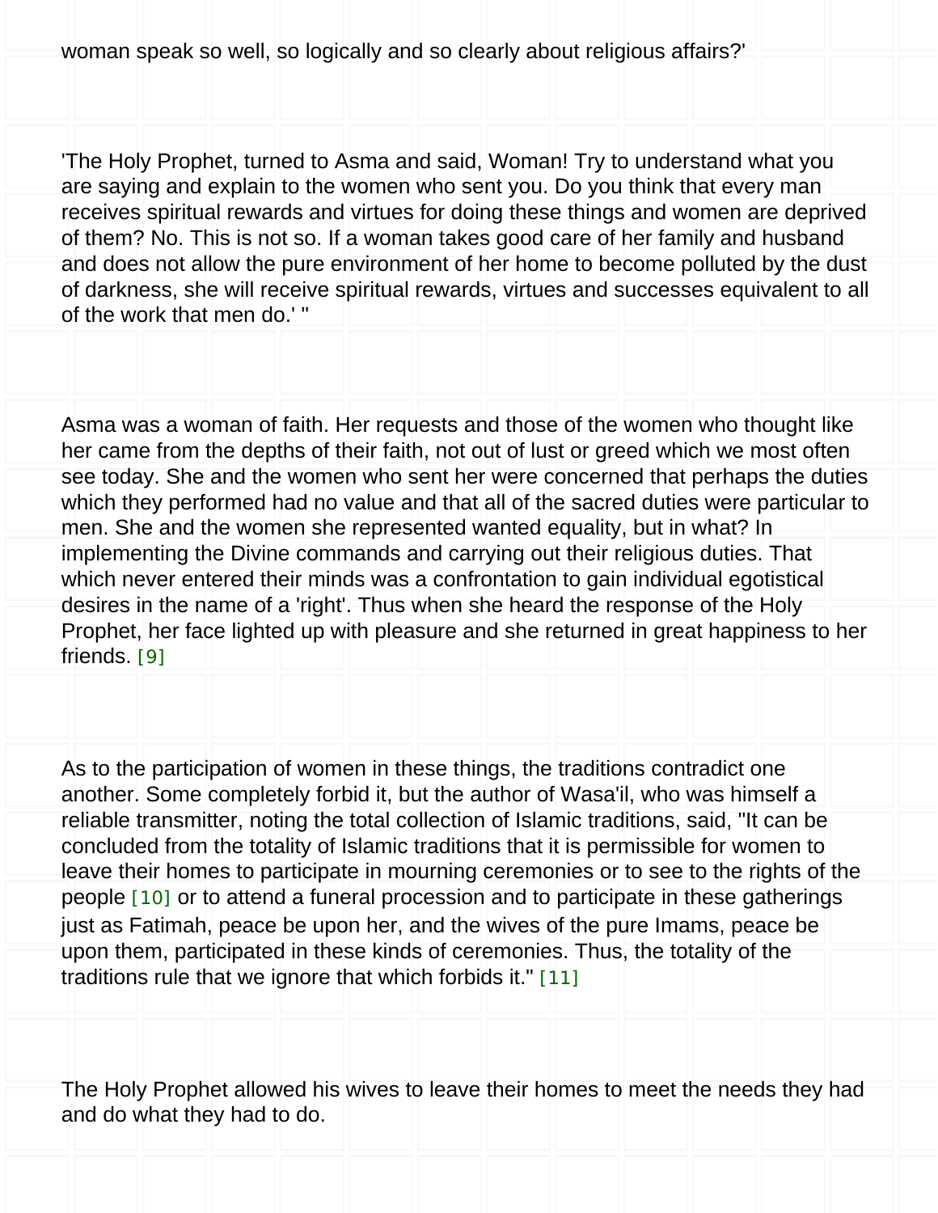woman speak so well, so logically and so clearly about religious affairs?'

'The Holy Prophet, turned to Asma and said, Woman! Try to understand what you are saying and explain to the women who sent you. Do you think that every man receives spiritual rewards and virtues for doing these things and women are deprived of them? No. This is not so. If a woman takes good care of her family and husband and does not allow the pure environment of her home to become polluted by the dust of darkness, she will receive spiritual rewards, virtues and successes equivalent to all of the work that men do.' "

Asma was a woman of faith. Her requests and those of the women who thought like her came from the depths of their faith, not out of lust or greed which we most often see today. She and the women who sent her were concerned that perhaps the duties which they performed had no value and that all of the sacred duties were particular to men. She and the women she represented wanted equality, but in what? In implementing the Divine commands and carrying out their religious duties. That which never entered their minds was a confrontation to gain individual egotistical desires in the name of a 'right'. Thus when she heard the response of the Holy Prophet, her face lighted up with pleasure and she returned in great happiness to her friends. [9]

As to the participation of women in these things, the traditions contradict one another. Some completely forbid it, but the author of Wasa'il, who was himself a reliable transmitter, noting the total collection of Islamic traditions, said, "It can be concluded from the totality of Islamic traditions that it is permissible for women to leave their homes to participate in mourning ceremonies or to see to the rights of the people [10] or to attend a funeral procession and to participate in these gatherings just as Fatimah, peace be upon her, and the wives of the pure Imams, peace be upon them, participated in these kinds of ceremonies. Thus, the totality of the traditions rule that we ignore that which forbids it." [11]

The Holy Prophet allowed his wives to leave their homes to meet the needs they had and do what they had to do.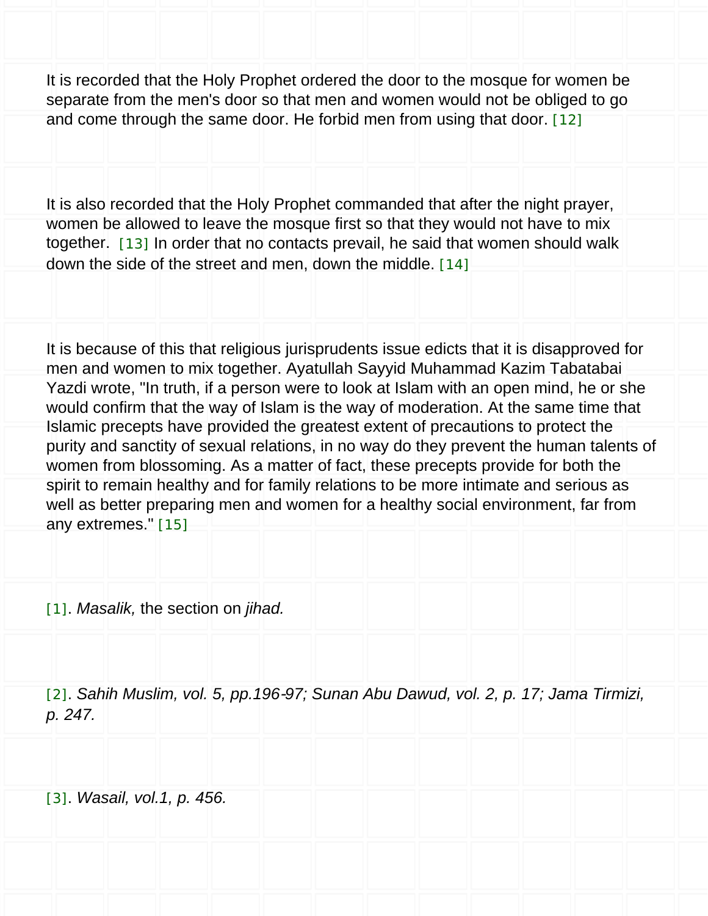It is recorded that the Holy Prophet ordered the door to the mosque for women be separate from the men's door so that men and women would not be obliged to go and come through the same door. He forbid men from using that door. [12]

It is also recorded that the Holy Prophet commanded that after the night prayer, women be allowed to leave the mosque first so that they would not have to mix together. [13] In order that no contacts prevail, he said that women should walk down the side of the street and men, down the middle. [14]

It is because of this that religious jurisprudents issue edicts that it is disapproved for men and women to mix together. Ayatullah Sayyid Muhammad Kazim Tabatabai Yazdi wrote, "In truth, if a person were to look at Islam with an open mind, he or she would confirm that the way of Islam is the way of moderation. At the same time that Islamic precepts have provided the greatest extent of precautions to protect the purity and sanctity of sexual relations, in no way do they prevent the human talents of women from blossoming. As a matter of fact, these precepts provide for both the spirit to remain healthy and for family relations to be more intimate and serious as well as better preparing men and women for a healthy social environment, far from any extremes." [15]

[1]. *Masalik,* the section on *jihad.*

[2]. *Sahih Muslim, vol. 5, pp.196-97; Sunan Abu Dawud, vol. 2, p. 17; Jama Tirmizi, p. 247.*

[3]. *Wasail, vol.1, p. 456.*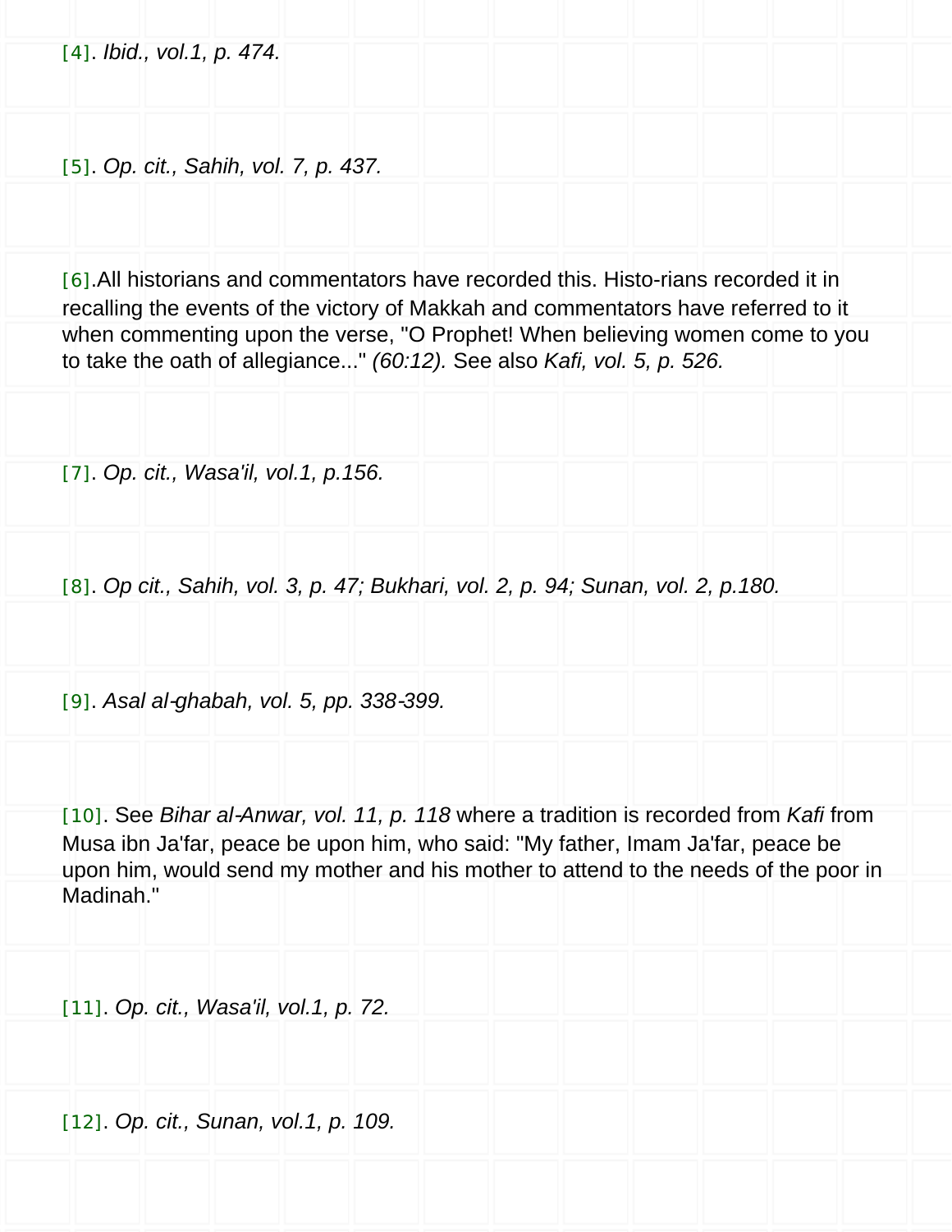[4]. *Ibid., vol.1, p. 474.*

[5]. *Op. cit., Sahih, vol. 7, p. 437.*

[6].All historians and commentators have recorded this. Histo-rians recorded it in recalling the events of the victory of Makkah and commentators have referred to it when commenting upon the verse, "O Prophet! When believing women come to you to take the oath of allegiance..." *(60:12).* See also *Kafi, vol. 5, p. 526.*

[7]. *Op. cit., Wasa'il, vol.1, p.156.*

[8]. *Op cit., Sahih, vol. 3, p. 47; Bukhari, vol. 2, p. 94; Sunan, vol. 2, p.180.*

[9]. *Asal al-ghabah, vol. 5, pp. 338-399.*

[10]. See *Bihar al-Anwar, vol. 11, p. 118* where a tradition is recorded from *Kafi* from Musa ibn Ja'far, peace be upon him, who said: "My father, Imam Ja'far, peace be upon him, would send my mother and his mother to attend to the needs of the poor in Madinah."

[11]. *Op. cit., Wasa'il, vol.1, p. 72.*

[12]. *Op. cit., Sunan, vol.1, p. 109.*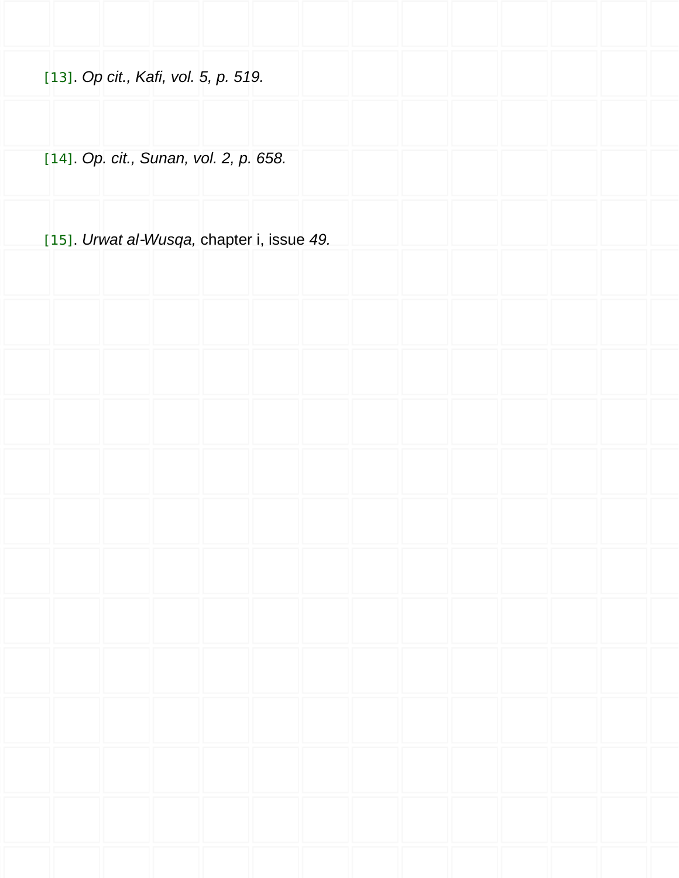[13]. *Op cit., Kafi, vol. 5, p. 519.*

[14]. *Op. cit., Sunan, vol. 2, p. 658.*

[15]. *Urwat al-Wusqa,* chapter i, issue *49.*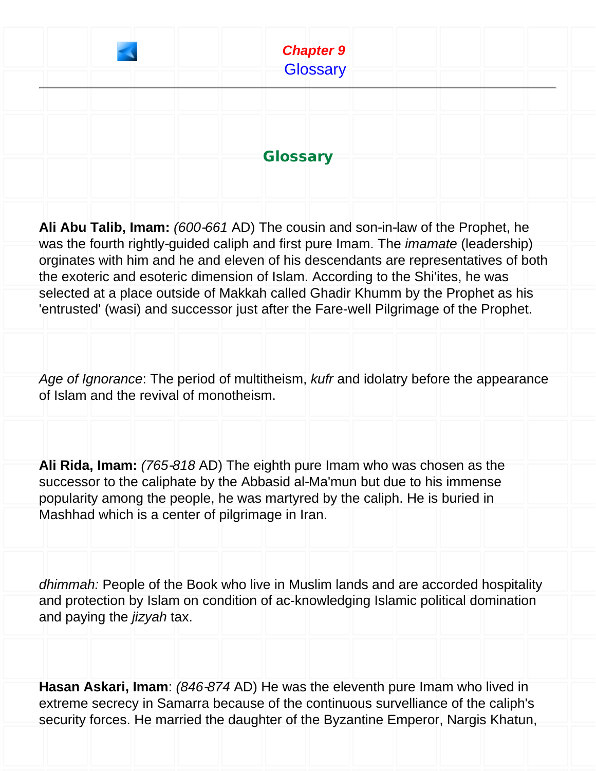**Chapter 9**
Glossary

## Glossary

**Ali Abu Talib, Imam:** (*600-661* AD) The cousin and son-in-law of the Prophet, he was the fourth rightly-guided caliph and first pure Imam. The *imamate* (leadership) orginates with him and he and eleven of his descendants are representatives of both the exoteric and esoteric dimension of Islam. According to the Shi'ites, he was selected at a place outside of Makkah called Ghadir Khumm by the Prophet as his 'entrusted' (wasi) and successor just after the Fare-well Pilgrimage of the Prophet.

*Age of Ignorance*: The period of multitheism, *kufr* and idolatry before the appearance of Islam and the revival of monotheism.

**Ali Rida, Imam:** (*765-818* AD) The eighth pure Imam who was chosen as the successor to the caliphate by the Abbasid al-Ma'mun but due to his immense popularity among the people, he was martyred by the caliph. He is buried in Mashhad which is a center of pilgrimage in Iran.

*dhimmah:* People of the Book who live in Muslim lands and are accorded hospitality and protection by Islam on condition of ac-knowledging Islamic political domination and paying the *jizyah* tax.

**Hasan Askari, Imam**: (*846-874* AD) He was the eleventh pure Imam who lived in extreme secrecy in Samarra because of the continuous survelliance of the caliph's security forces. He married the daughter of the Byzantine Emperor, Nargis Khatun,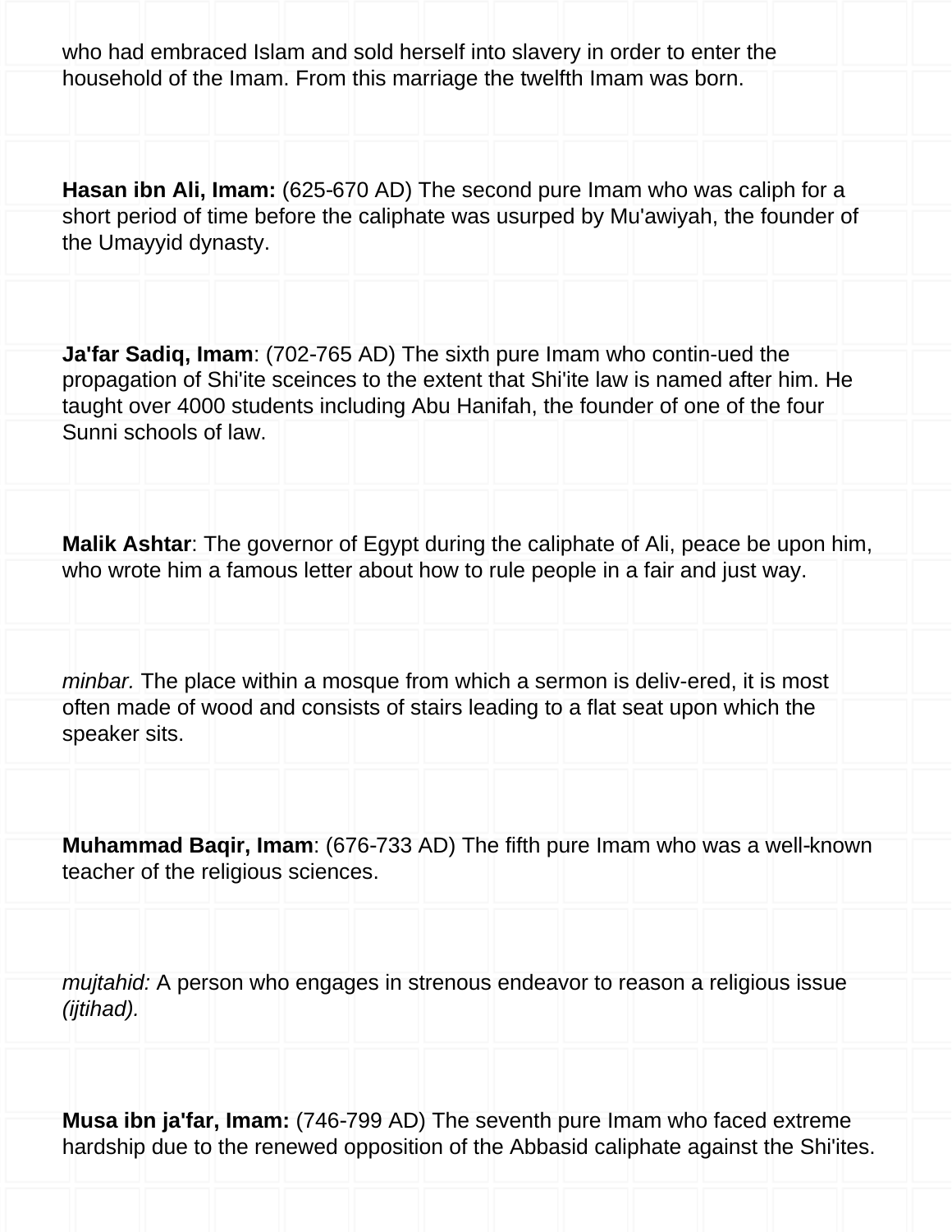who had embraced Islam and sold herself into slavery in order to enter the household of the Imam. From this marriage the twelfth Imam was born.

**Hasan ibn Ali, Imam:** (625-670 AD) The second pure Imam who was caliph for a short period of time before the caliphate was usurped by Mu'awiyah, the founder of the Umayyid dynasty.

**Ja'far Sadiq, Imam**: (702-765 AD) The sixth pure Imam who contin-ued the propagation of Shi'ite sceinces to the extent that Shi'ite law is named after him. He taught over 4000 students including Abu Hanifah, the founder of one of the four Sunni schools of law.

**Malik Ashtar**: The governor of Egypt during the caliphate of Ali, peace be upon him, who wrote him a famous letter about how to rule people in a fair and just way.

*minbar.* The place within a mosque from which a sermon is deliv-ered, it is most often made of wood and consists of stairs leading to a flat seat upon which the speaker sits.

**Muhammad Baqir, Imam**: (676-733 AD) The fifth pure Imam who was a well-known teacher of the religious sciences.

*mujtahid:* A person who engages in strenous endeavor to reason a religious issue *(ijtihad).*

**Musa ibn ja'far, Imam:** (746-799 AD) The seventh pure Imam who faced extreme hardship due to the renewed opposition of the Abbasid caliphate against the Shi'ites.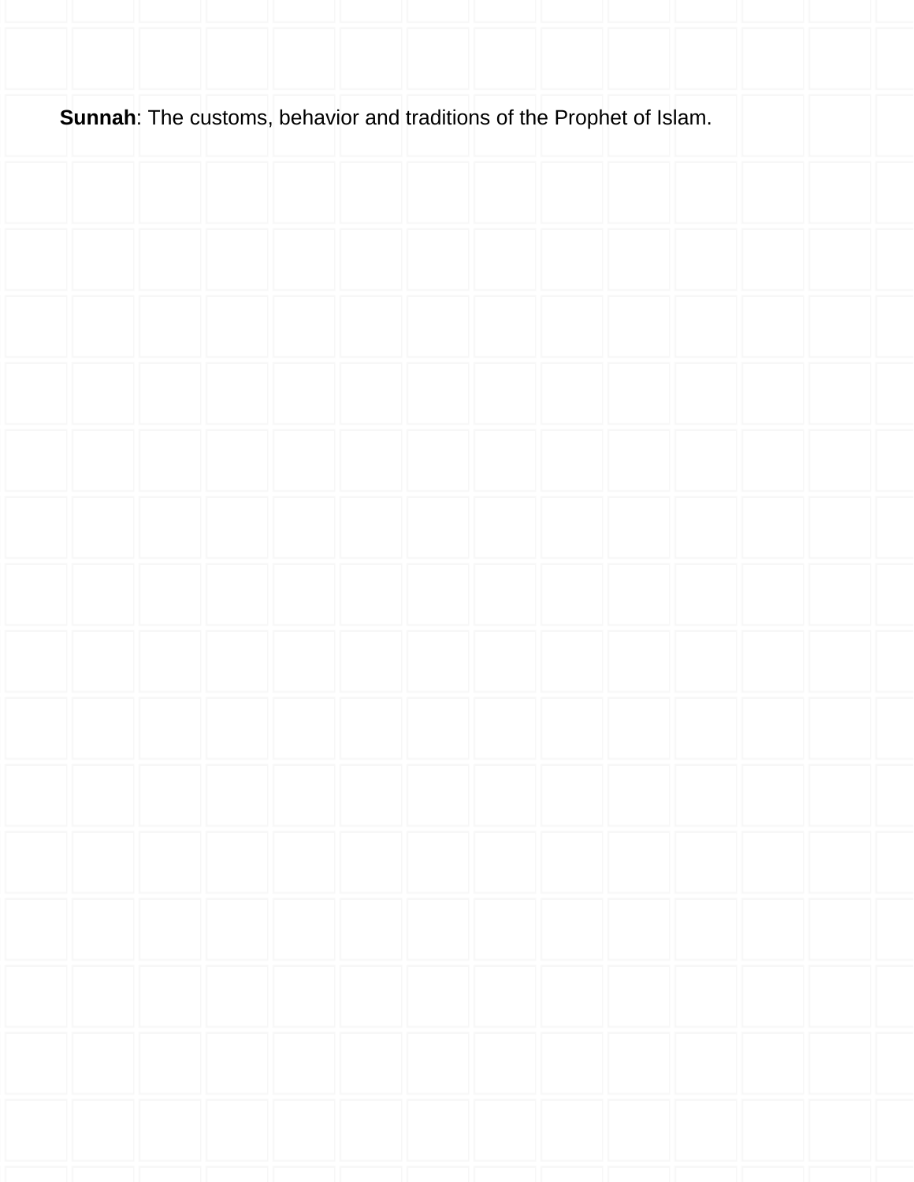**Sunnah**: The customs, behavior and traditions of the Prophet of Islam.